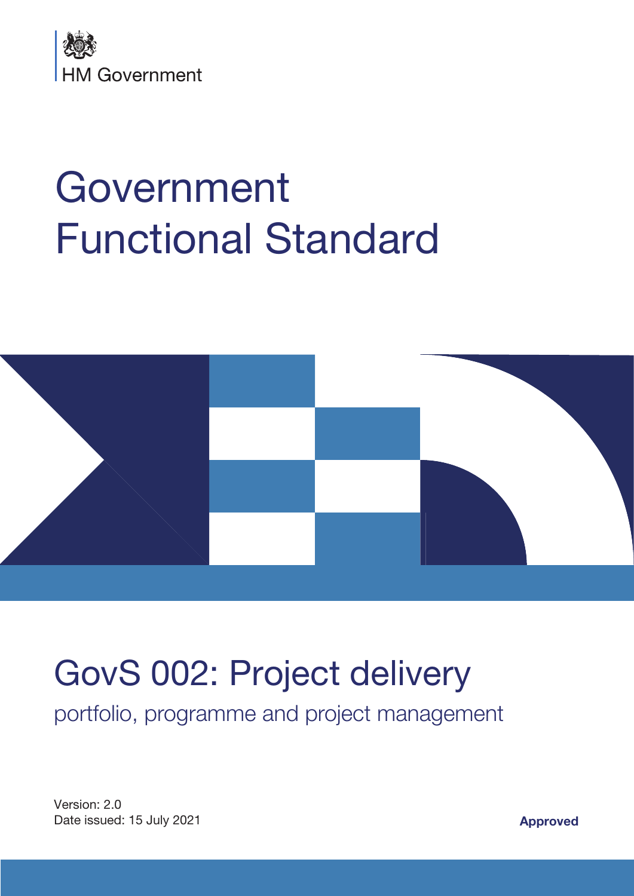HM Government

# Government Functional Standard

## GovS 002: Project delivery

portfolio, programme and project management

Version: 2.0
Date issued: 15 July 2021

**Approved**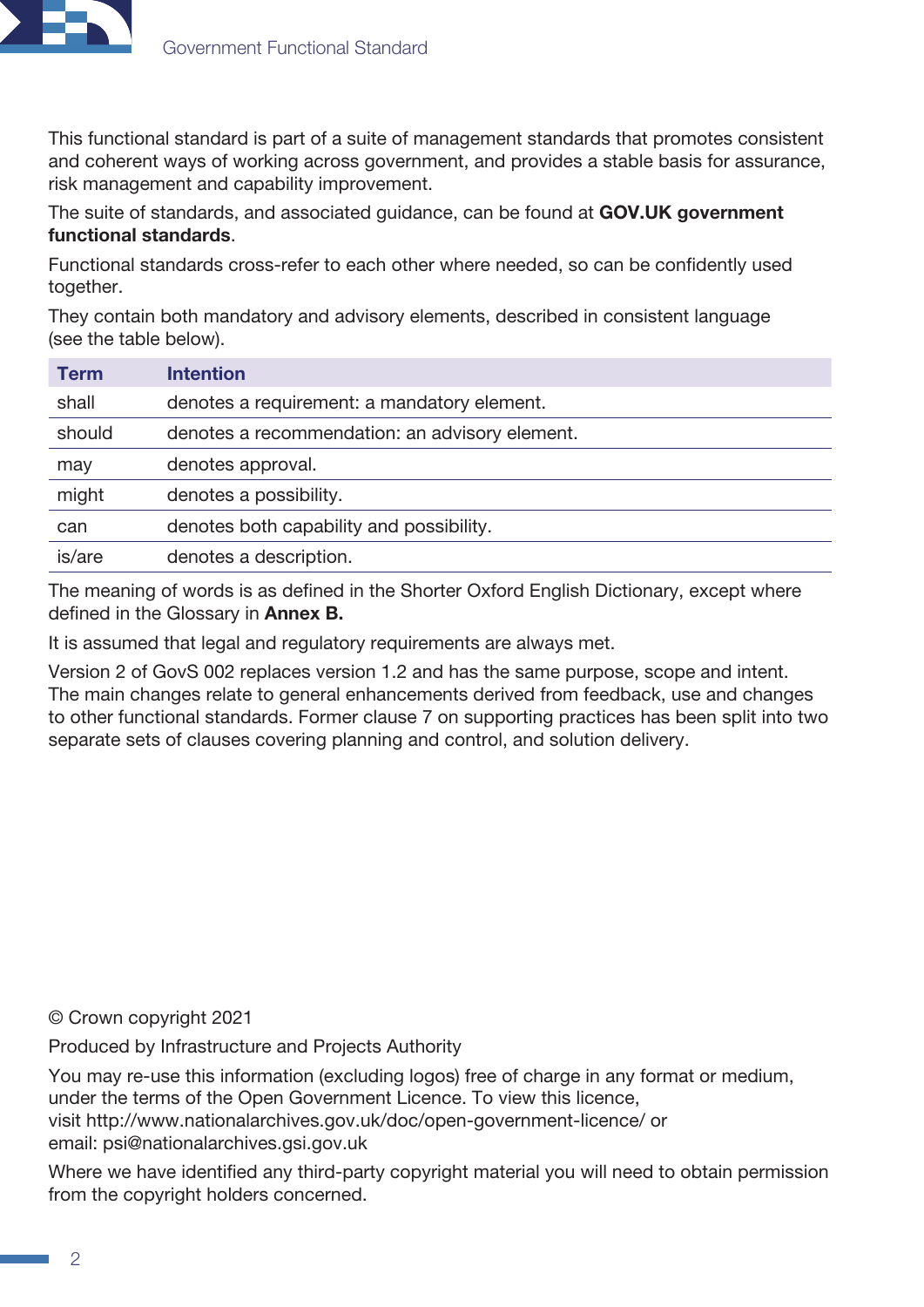This functional standard is part of a suite of management standards that promotes consistent and coherent ways of working across government, and provides a stable basis for assurance, risk management and capability improvement.

The suite of standards, and associated guidance, can be found at **GOV.UK government functional standards**.

Functional standards cross-refer to each other where needed, so can be confidently used together.

They contain both mandatory and advisory elements, described in consistent language (see the table below).

| Term | Intention |
|---|---|
| shall | denotes a requirement: a mandatory element. |
| should | denotes a recommendation: an advisory element. |
| may | denotes approval. |
| might | denotes a possibility. |
| can | denotes both capability and possibility. |
| is/are | denotes a description. |

The meaning of words is as defined in the Shorter Oxford English Dictionary, except where defined in the Glossary in **Annex B.**

It is assumed that legal and regulatory requirements are always met.

Version 2 of GovS 002 replaces version 1.2 and has the same purpose, scope and intent. The main changes relate to general enhancements derived from feedback, use and changes to other functional standards. Former clause 7 on supporting practices has been split into two separate sets of clauses covering planning and control, and solution delivery.

© Crown copyright 2021

Produced by Infrastructure and Projects Authority

You may re-use this information (excluding logos) free of charge in any format or medium, under the terms of the Open Government Licence. To view this licence, visit http://www.nationalarchives.gov.uk/doc/open-government-licence/ or email: psi@nationalarchives.gsi.gov.uk

Where we have identified any third-party copyright material you will need to obtain permission from the copyright holders concerned.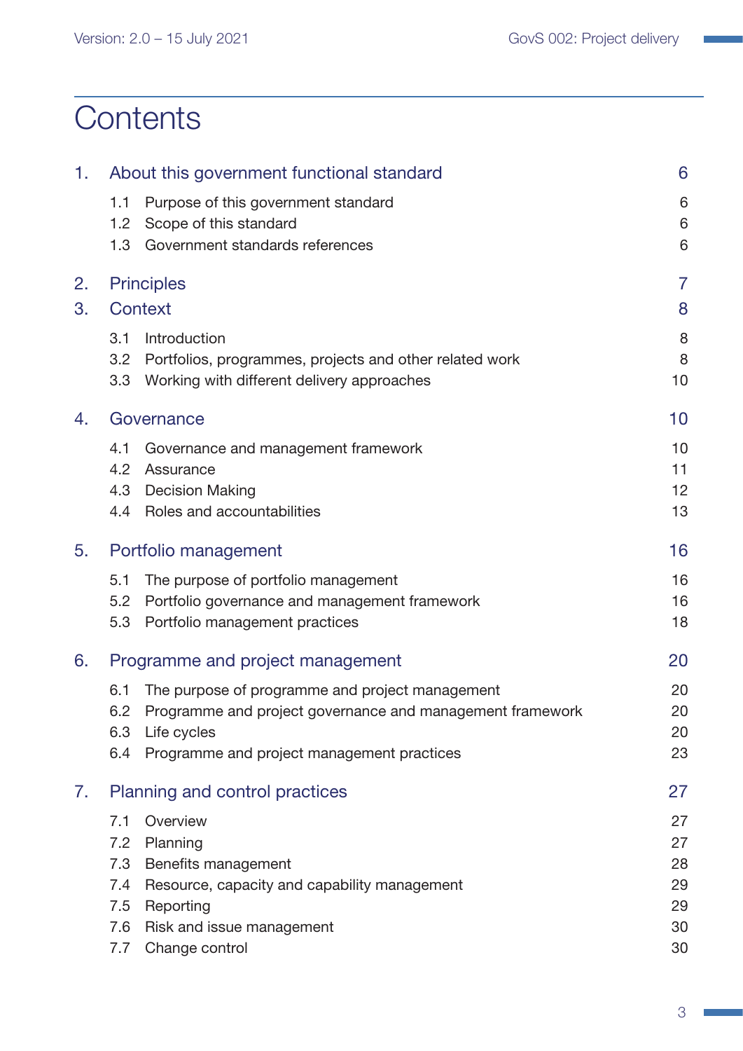# Contents

| | | |
|---|---|---|
| 1. | About this government functional standard | 6 |
| 1.1 | Purpose of this government standard | 6 |
| 1.2 | Scope of this standard | 6 |
| 1.3 | Government standards references | 6 |
| 2. | Principles | 7 |
| 3. | Context | 8 |
| 3.1 | Introduction | 8 |
| 3.2 | Portfolios, programmes, projects and other related work | 8 |
| 3.3 | Working with different delivery approaches | 10 |
| 4. | Governance | 10 |
| 4.1 | Governance and management framework | 10 |
| 4.2 | Assurance | 11 |
| 4.3 | Decision Making | 12 |
| 4.4 | Roles and accountabilities | 13 |
| 5. | Portfolio management | 16 |
| 5.1 | The purpose of portfolio management | 16 |
| 5.2 | Portfolio governance and management framework | 16 |
| 5.3 | Portfolio management practices | 18 |
| 6. | Programme and project management | 20 |
| 6.1 | The purpose of programme and project management | 20 |
| 6.2 | Programme and project governance and management framework | 20 |
| 6.3 | Life cycles | 20 |
| 6.4 | Programme and project management practices | 23 |
| 7. | Planning and control practices | 27 |
| 7.1 | Overview | 27 |
| 7.2 | Planning | 27 |
| 7.3 | Benefits management | 28 |
| 7.4 | Resource, capacity and capability management | 29 |
| 7.5 | Reporting | 29 |
| 7.6 | Risk and issue management | 30 |
| 7.7 | Change control | 30 |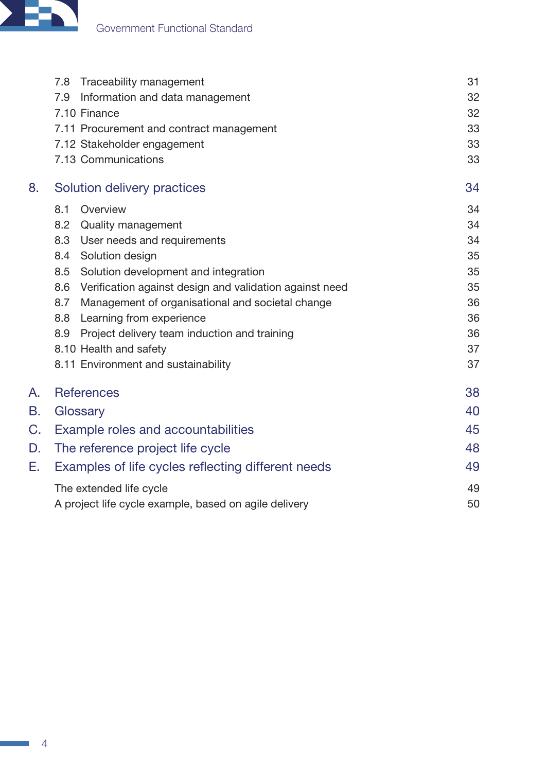| | | |
|---|---|---|
| 7.8 | Traceability management | 31 |
| 7.9 | Information and data management | 32 |
| 7.10 | Finance | 32 |
| 7.11 | Procurement and contract management | 33 |
| 7.12 | Stakeholder engagement | 33 |
| 7.13 | Communications | 33 |
| **8.** | **Solution delivery practices** | **34** |
| 8.1 | Overview | 34 |
| 8.2 | Quality management | 34 |
| 8.3 | User needs and requirements | 34 |
| 8.4 | Solution design | 35 |
| 8.5 | Solution development and integration | 35 |
| 8.6 | Verification against design and validation against need | 35 |
| 8.7 | Management of organisational and societal change | 36 |
| 8.8 | Learning from experience | 36 |
| 8.9 | Project delivery team induction and training | 36 |
| 8.10 | Health and safety | 37 |
| 8.11 | Environment and sustainability | 37 |
| **A.** | **References** | **38** |
| **B.** | **Glossary** | **40** |
| **C.** | **Example roles and accountabilities** | **45** |
| **D.** | **The reference project life cycle** | **48** |
| **E.** | **Examples of life cycles reflecting different needs** | **49** |
| | The extended life cycle | 49 |
| | A project life cycle example, based on agile delivery | 50 |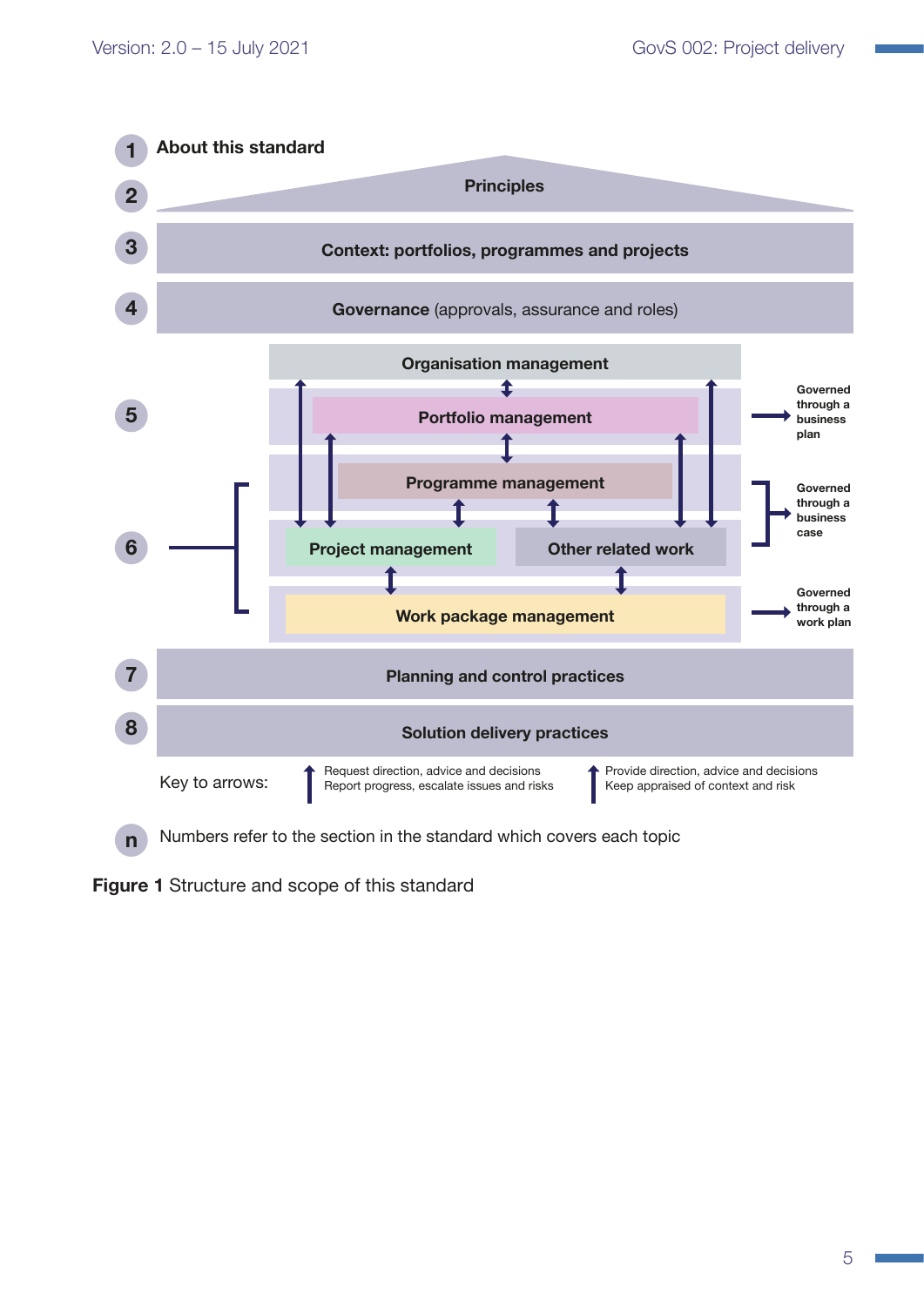1 **About this standard**

2 **Principles**

3 **Context: portfolios, programmes and projects**

4 **Governance** (approvals, assurance and roles)

5

**Organisation management**

**Portfolio management** — Governed through a business plan

**Programme management**

6

**Project management** | **Other related work** — Governed through a business case

**Work package management** — Governed through a work plan

7 **Planning and control practices**

8 **Solution delivery practices**

Key to arrows:

- ↑ Request direction, advice and decisions; Report progress, escalate issues and risks
- ↓ Provide direction, advice and decisions; Keep appraised of context and risk

n Numbers refer to the section in the standard which covers each topic

**Figure 1** Structure and scope of this standard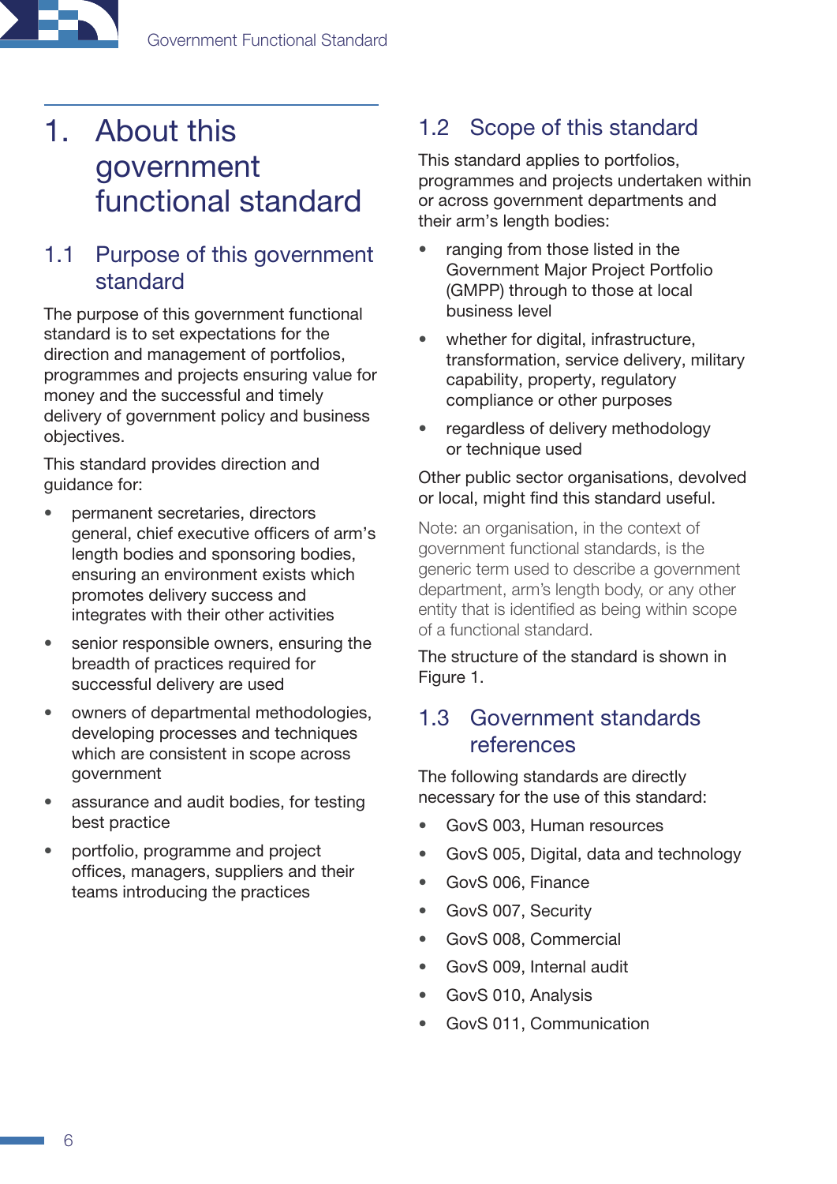# 1. About this government functional standard

## 1.1 Purpose of this government standard

The purpose of this government functional standard is to set expectations for the direction and management of portfolios, programmes and projects ensuring value for money and the successful and timely delivery of government policy and business objectives.

This standard provides direction and guidance for:

- permanent secretaries, directors general, chief executive officers of arm's length bodies and sponsoring bodies, ensuring an environment exists which promotes delivery success and integrates with their other activities
- senior responsible owners, ensuring the breadth of practices required for successful delivery are used
- owners of departmental methodologies, developing processes and techniques which are consistent in scope across government
- assurance and audit bodies, for testing best practice
- portfolio, programme and project offices, managers, suppliers and their teams introducing the practices

## 1.2 Scope of this standard

This standard applies to portfolios, programmes and projects undertaken within or across government departments and their arm's length bodies:

- ranging from those listed in the Government Major Project Portfolio (GMPP) through to those at local business level
- whether for digital, infrastructure, transformation, service delivery, military capability, property, regulatory compliance or other purposes
- regardless of delivery methodology or technique used

Other public sector organisations, devolved or local, might find this standard useful.

Note: an organisation, in the context of government functional standards, is the generic term used to describe a government department, arm's length body, or any other entity that is identified as being within scope of a functional standard.

The structure of the standard is shown in Figure 1.

## 1.3 Government standards references

The following standards are directly necessary for the use of this standard:

- GovS 003, Human resources
- GovS 005, Digital, data and technology
- GovS 006, Finance
- GovS 007, Security
- GovS 008, Commercial
- GovS 009, Internal audit
- GovS 010, Analysis
- GovS 011, Communication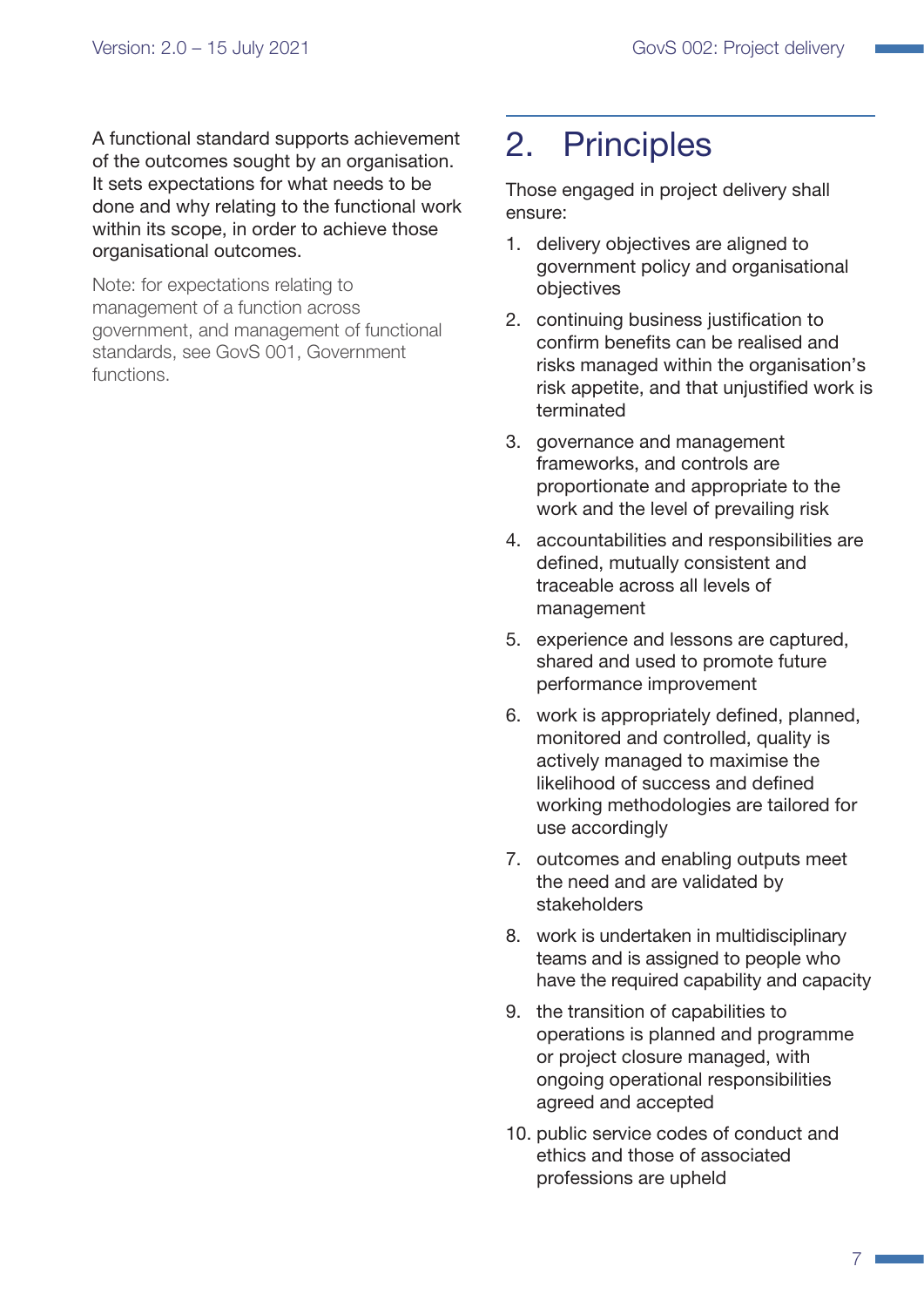A functional standard supports achievement of the outcomes sought by an organisation. It sets expectations for what needs to be done and why relating to the functional work within its scope, in order to achieve those organisational outcomes.

Note: for expectations relating to management of a function across government, and management of functional standards, see GovS 001, Government functions.

# 2. Principles

Those engaged in project delivery shall ensure:

1. delivery objectives are aligned to government policy and organisational objectives
2. continuing business justification to confirm benefits can be realised and risks managed within the organisation's risk appetite, and that unjustified work is terminated
3. governance and management frameworks, and controls are proportionate and appropriate to the work and the level of prevailing risk
4. accountabilities and responsibilities are defined, mutually consistent and traceable across all levels of management
5. experience and lessons are captured, shared and used to promote future performance improvement
6. work is appropriately defined, planned, monitored and controlled, quality is actively managed to maximise the likelihood of success and defined working methodologies are tailored for use accordingly
7. outcomes and enabling outputs meet the need and are validated by stakeholders
8. work is undertaken in multidisciplinary teams and is assigned to people who have the required capability and capacity
9. the transition of capabilities to operations is planned and programme or project closure managed, with ongoing operational responsibilities agreed and accepted
10. public service codes of conduct and ethics and those of associated professions are upheld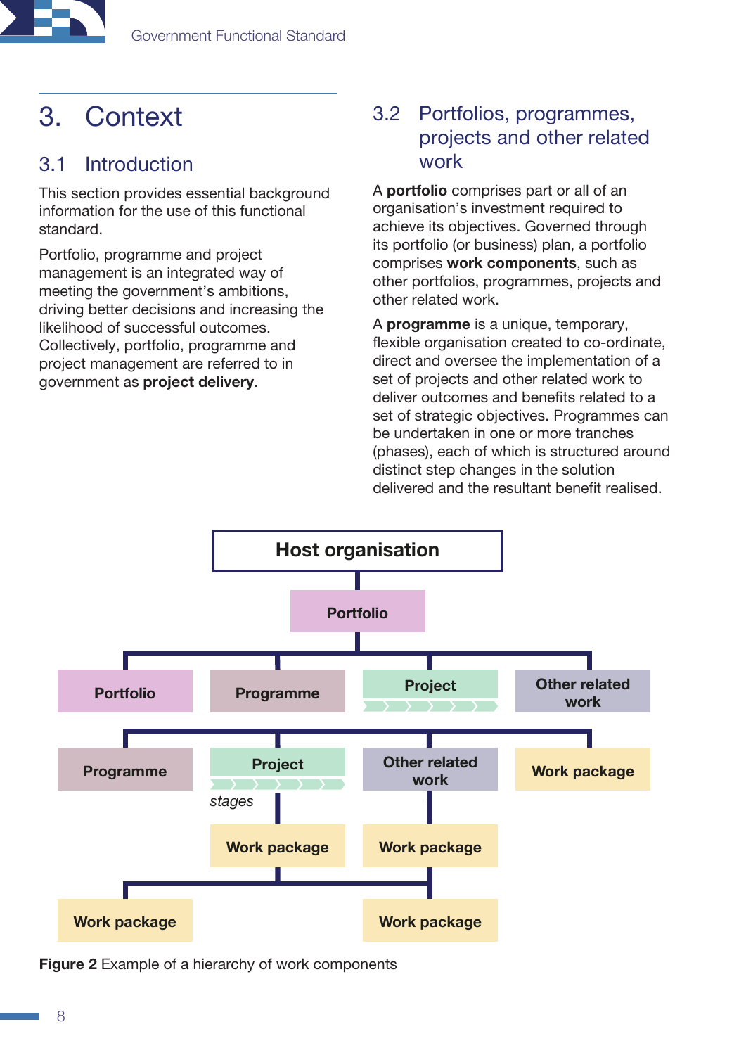# 3. Context

## 3.1 Introduction

This section provides essential background information for the use of this functional standard.

Portfolio, programme and project management is an integrated way of meeting the government's ambitions, driving better decisions and increasing the likelihood of successful outcomes. Collectively, portfolio, programme and project management are referred to in government as **project delivery**.

## 3.2 Portfolios, programmes, projects and other related work

A **portfolio** comprises part or all of an organisation's investment required to achieve its objectives. Governed through its portfolio (or business) plan, a portfolio comprises **work components**, such as other portfolios, programmes, projects and other related work.

A **programme** is a unique, temporary, flexible organisation created to co-ordinate, direct and oversee the implementation of a set of projects and other related work to deliver outcomes and benefits related to a set of strategic objectives. Programmes can be undertaken in one or more tranches (phases), each of which is structured around distinct step changes in the solution delivered and the resultant benefit realised.

Host organisation

Portfolio

Portfolio | Programme | Project | Other related work

Programme | Project (stages) | Other related work | Work package

Work package | Work package

Work package | Work package

**Figure 2** Example of a hierarchy of work components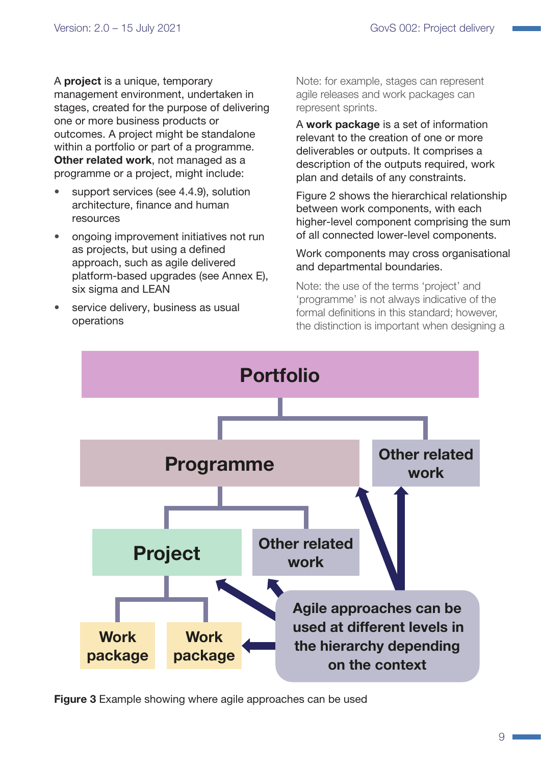A **project** is a unique, temporary management environment, undertaken in stages, created for the purpose of delivering one or more business products or outcomes. A project might be standalone within a portfolio or part of a programme. **Other related work**, not managed as a programme or a project, might include:

- support services (see 4.4.9), solution architecture, finance and human resources
- ongoing improvement initiatives not run as projects, but using a defined approach, such as agile delivered platform-based upgrades (see Annex E), six sigma and LEAN
- service delivery, business as usual operations

Note: for example, stages can represent agile releases and work packages can represent sprints.

A **work package** is a set of information relevant to the creation of one or more deliverables or outputs. It comprises a description of the outputs required, work plan and details of any constraints.

Figure 2 shows the hierarchical relationship between work components, with each higher-level component comprising the sum of all connected lower-level components.

Work components may cross organisational and departmental boundaries.

Note: the use of the terms ‘project’ and ‘programme’ is not always indicative of the formal definitions in this standard; however, the distinction is important when designing a

**Figure 3** Example showing where agile approaches can be used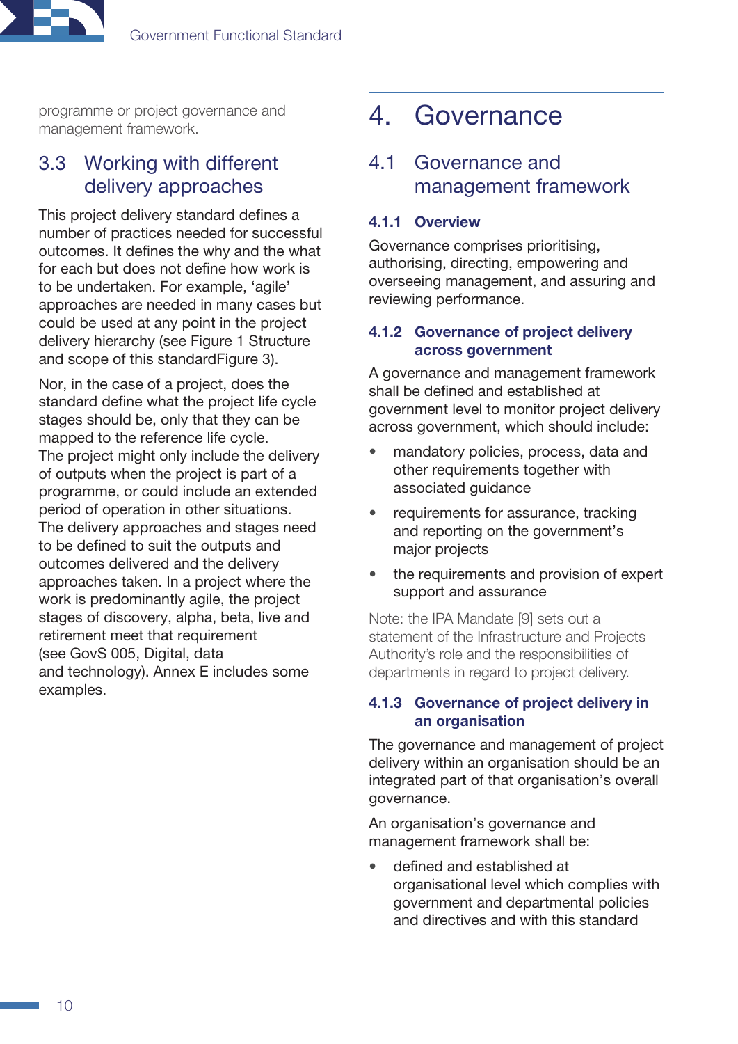programme or project governance and management framework.

## 3.3 Working with different delivery approaches

This project delivery standard defines a number of practices needed for successful outcomes. It defines the why and the what for each but does not define how work is to be undertaken. For example, 'agile' approaches are needed in many cases but could be used at any point in the project delivery hierarchy (see Figure 1 Structure and scope of this standardFigure 3).

Nor, in the case of a project, does the standard define what the project life cycle stages should be, only that they can be mapped to the reference life cycle. The project might only include the delivery of outputs when the project is part of a programme, or could include an extended period of operation in other situations. The delivery approaches and stages need to be defined to suit the outputs and outcomes delivered and the delivery approaches taken. In a project where the work is predominantly agile, the project stages of discovery, alpha, beta, live and retirement meet that requirement (see GovS 005, Digital, data and technology). Annex E includes some examples.

# 4. Governance

## 4.1 Governance and management framework

### 4.1.1 Overview

Governance comprises prioritising, authorising, directing, empowering and overseeing management, and assuring and reviewing performance.

### 4.1.2 Governance of project delivery across government

A governance and management framework shall be defined and established at government level to monitor project delivery across government, which should include:

- mandatory policies, process, data and other requirements together with associated guidance
- requirements for assurance, tracking and reporting on the government's major projects
- the requirements and provision of expert support and assurance

Note: the IPA Mandate [9] sets out a statement of the Infrastructure and Projects Authority's role and the responsibilities of departments in regard to project delivery.

### 4.1.3 Governance of project delivery in an organisation

The governance and management of project delivery within an organisation should be an integrated part of that organisation's overall governance.

An organisation's governance and management framework shall be:

- defined and established at organisational level which complies with government and departmental policies and directives and with this standard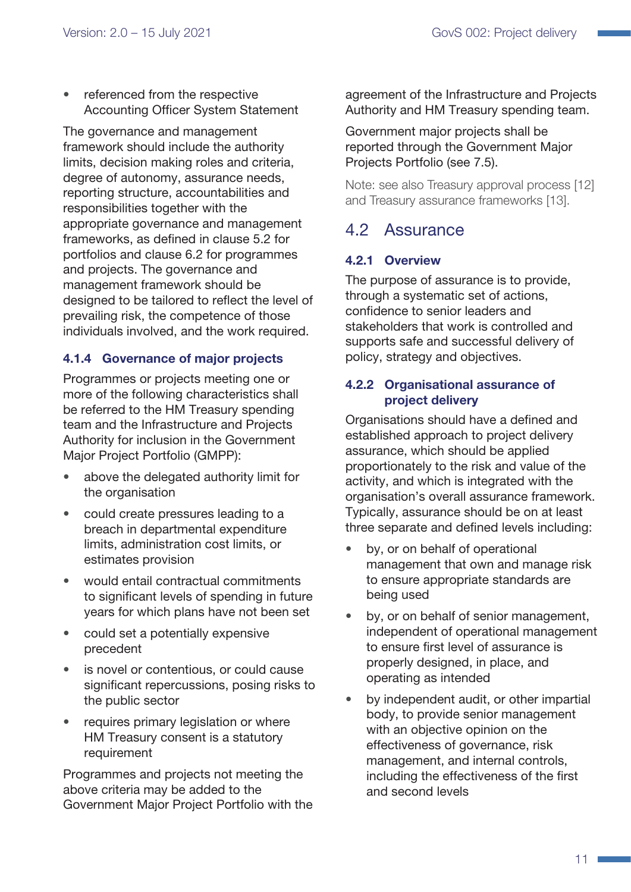- referenced from the respective Accounting Officer System Statement

The governance and management framework should include the authority limits, decision making roles and criteria, degree of autonomy, assurance needs, reporting structure, accountabilities and responsibilities together with the appropriate governance and management frameworks, as defined in clause 5.2 for portfolios and clause 6.2 for programmes and projects. The governance and management framework should be designed to be tailored to reflect the level of prevailing risk, the competence of those individuals involved, and the work required.

#### 4.1.4 Governance of major projects

Programmes or projects meeting one or more of the following characteristics shall be referred to the HM Treasury spending team and the Infrastructure and Projects Authority for inclusion in the Government Major Project Portfolio (GMPP):

- above the delegated authority limit for the organisation
- could create pressures leading to a breach in departmental expenditure limits, administration cost limits, or estimates provision
- would entail contractual commitments to significant levels of spending in future years for which plans have not been set
- could set a potentially expensive precedent
- is novel or contentious, or could cause significant repercussions, posing risks to the public sector
- requires primary legislation or where HM Treasury consent is a statutory requirement

Programmes and projects not meeting the above criteria may be added to the Government Major Project Portfolio with the agreement of the Infrastructure and Projects Authority and HM Treasury spending team.

Government major projects shall be reported through the Government Major Projects Portfolio (see 7.5).

Note: see also Treasury approval process [12] and Treasury assurance frameworks [13].

### 4.2 Assurance

#### 4.2.1 Overview

The purpose of assurance is to provide, through a systematic set of actions, confidence to senior leaders and stakeholders that work is controlled and supports safe and successful delivery of policy, strategy and objectives.

#### 4.2.2 Organisational assurance of project delivery

Organisations should have a defined and established approach to project delivery assurance, which should be applied proportionately to the risk and value of the activity, and which is integrated with the organisation's overall assurance framework. Typically, assurance should be on at least three separate and defined levels including:

- by, or on behalf of operational management that own and manage risk to ensure appropriate standards are being used
- by, or on behalf of senior management, independent of operational management to ensure first level of assurance is properly designed, in place, and operating as intended
- by independent audit, or other impartial body, to provide senior management with an objective opinion on the effectiveness of governance, risk management, and internal controls, including the effectiveness of the first and second levels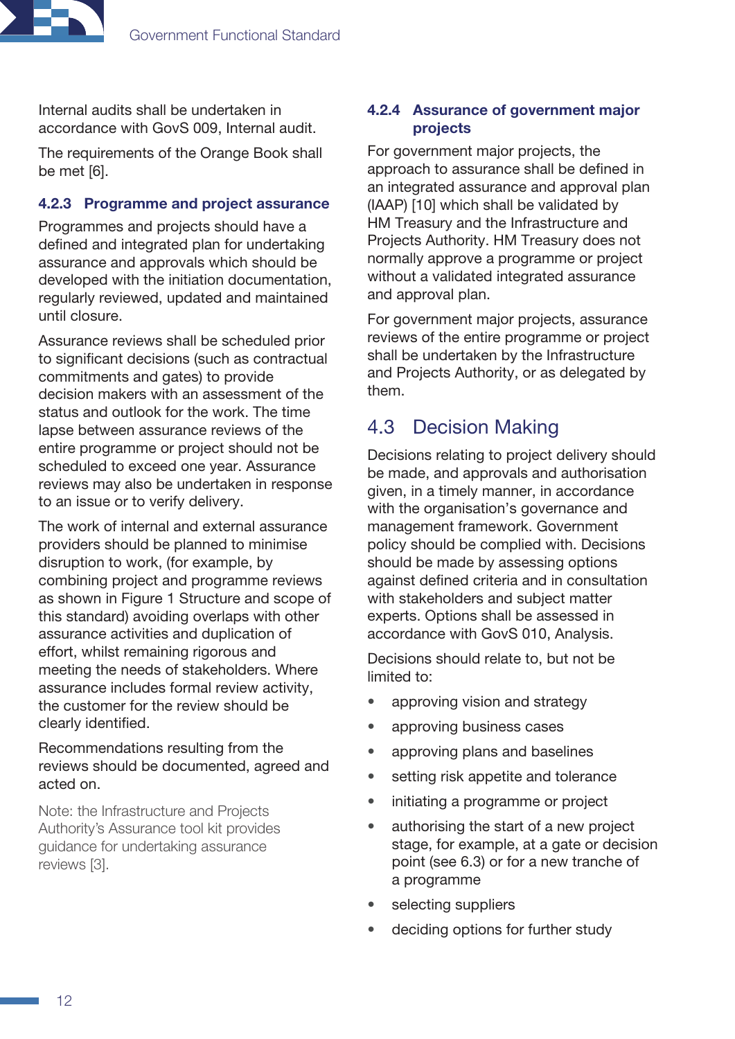Internal audits shall be undertaken in accordance with GovS 009, Internal audit.

The requirements of the Orange Book shall be met [6].

### 4.2.3 Programme and project assurance

Programmes and projects should have a defined and integrated plan for undertaking assurance and approvals which should be developed with the initiation documentation, regularly reviewed, updated and maintained until closure.

Assurance reviews shall be scheduled prior to significant decisions (such as contractual commitments and gates) to provide decision makers with an assessment of the status and outlook for the work. The time lapse between assurance reviews of the entire programme or project should not be scheduled to exceed one year. Assurance reviews may also be undertaken in response to an issue or to verify delivery.

The work of internal and external assurance providers should be planned to minimise disruption to work, (for example, by combining project and programme reviews as shown in Figure 1 Structure and scope of this standard) avoiding overlaps with other assurance activities and duplication of effort, whilst remaining rigorous and meeting the needs of stakeholders. Where assurance includes formal review activity, the customer for the review should be clearly identified.

Recommendations resulting from the reviews should be documented, agreed and acted on.

Note: the Infrastructure and Projects Authority's Assurance tool kit provides guidance for undertaking assurance reviews [3].

### 4.2.4 Assurance of government major projects

For government major projects, the approach to assurance shall be defined in an integrated assurance and approval plan (IAAP) [10] which shall be validated by HM Treasury and the Infrastructure and Projects Authority. HM Treasury does not normally approve a programme or project without a validated integrated assurance and approval plan.

For government major projects, assurance reviews of the entire programme or project shall be undertaken by the Infrastructure and Projects Authority, or as delegated by them.

## 4.3 Decision Making

Decisions relating to project delivery should be made, and approvals and authorisation given, in a timely manner, in accordance with the organisation's governance and management framework. Government policy should be complied with. Decisions should be made by assessing options against defined criteria and in consultation with stakeholders and subject matter experts. Options shall be assessed in accordance with GovS 010, Analysis.

Decisions should relate to, but not be limited to:

- approving vision and strategy
- approving business cases
- approving plans and baselines
- setting risk appetite and tolerance
- initiating a programme or project
- authorising the start of a new project stage, for example, at a gate or decision point (see 6.3) or for a new tranche of a programme
- selecting suppliers
- deciding options for further study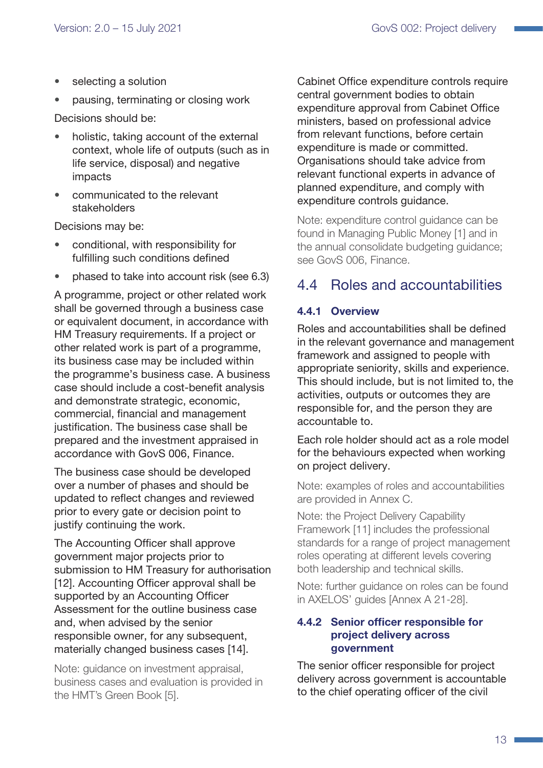- selecting a solution
- pausing, terminating or closing work

Decisions should be:

- holistic, taking account of the external context, whole life of outputs (such as in life service, disposal) and negative impacts
- communicated to the relevant stakeholders

Decisions may be:

- conditional, with responsibility for fulfilling such conditions defined
- phased to take into account risk (see 6.3)

A programme, project or other related work shall be governed through a business case or equivalent document, in accordance with HM Treasury requirements. If a project or other related work is part of a programme, its business case may be included within the programme's business case. A business case should include a cost-benefit analysis and demonstrate strategic, economic, commercial, financial and management justification. The business case shall be prepared and the investment appraised in accordance with GovS 006, Finance.

The business case should be developed over a number of phases and should be updated to reflect changes and reviewed prior to every gate or decision point to justify continuing the work.

The Accounting Officer shall approve government major projects prior to submission to HM Treasury for authorisation [12]. Accounting Officer approval shall be supported by an Accounting Officer Assessment for the outline business case and, when advised by the senior responsible owner, for any subsequent, materially changed business cases [14].

Note: guidance on investment appraisal, business cases and evaluation is provided in the HMT's Green Book [5].

Cabinet Office expenditure controls require central government bodies to obtain expenditure approval from Cabinet Office ministers, based on professional advice from relevant functions, before certain expenditure is made or committed. Organisations should take advice from relevant functional experts in advance of planned expenditure, and comply with expenditure controls guidance.

Note: expenditure control guidance can be found in Managing Public Money [1] and in the annual consolidate budgeting guidance; see GovS 006, Finance.

## 4.4 Roles and accountabilities

### 4.4.1 Overview

Roles and accountabilities shall be defined in the relevant governance and management framework and assigned to people with appropriate seniority, skills and experience. This should include, but is not limited to, the activities, outputs or outcomes they are responsible for, and the person they are accountable to.

Each role holder should act as a role model for the behaviours expected when working on project delivery.

Note: examples of roles and accountabilities are provided in Annex C.

Note: the Project Delivery Capability Framework [11] includes the professional standards for a range of project management roles operating at different levels covering both leadership and technical skills.

Note: further guidance on roles can be found in AXELOS' guides [Annex A 21-28].

### 4.4.2 Senior officer responsible for project delivery across government

The senior officer responsible for project delivery across government is accountable to the chief operating officer of the civil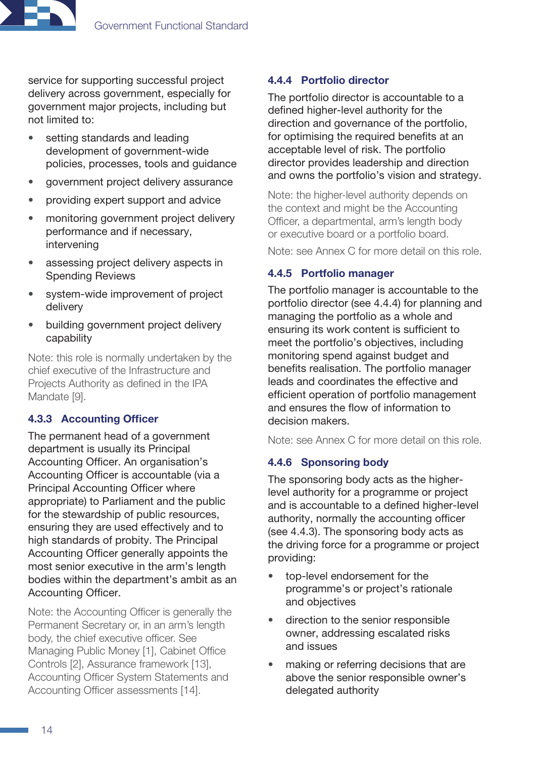service for supporting successful project delivery across government, especially for government major projects, including but not limited to:

- setting standards and leading development of government-wide policies, processes, tools and guidance
- government project delivery assurance
- providing expert support and advice
- monitoring government project delivery performance and if necessary, intervening
- assessing project delivery aspects in Spending Reviews
- system-wide improvement of project delivery
- building government project delivery capability

Note: this role is normally undertaken by the chief executive of the Infrastructure and Projects Authority as defined in the IPA Mandate [9].

### 4.3.3 Accounting Officer

The permanent head of a government department is usually its Principal Accounting Officer. An organisation's Accounting Officer is accountable (via a Principal Accounting Officer where appropriate) to Parliament and the public for the stewardship of public resources, ensuring they are used effectively and to high standards of probity. The Principal Accounting Officer generally appoints the most senior executive in the arm's length bodies within the department's ambit as an Accounting Officer.

Note: the Accounting Officer is generally the Permanent Secretary or, in an arm's length body, the chief executive officer. See Managing Public Money [1], Cabinet Office Controls [2], Assurance framework [13], Accounting Officer System Statements and Accounting Officer assessments [14].

### 4.4.4 Portfolio director

The portfolio director is accountable to a defined higher-level authority for the direction and governance of the portfolio, for optimising the required benefits at an acceptable level of risk. The portfolio director provides leadership and direction and owns the portfolio's vision and strategy.

Note: the higher-level authority depends on the context and might be the Accounting Officer, a departmental, arm's length body or executive board or a portfolio board.

Note: see Annex C for more detail on this role.

### 4.4.5 Portfolio manager

The portfolio manager is accountable to the portfolio director (see 4.4.4) for planning and managing the portfolio as a whole and ensuring its work content is sufficient to meet the portfolio's objectives, including monitoring spend against budget and benefits realisation. The portfolio manager leads and coordinates the effective and efficient operation of portfolio management and ensures the flow of information to decision makers.

Note: see Annex C for more detail on this role.

### 4.4.6 Sponsoring body

The sponsoring body acts as the higher-level authority for a programme or project and is accountable to a defined higher-level authority, normally the accounting officer (see 4.4.3). The sponsoring body acts as the driving force for a programme or project providing:

- top-level endorsement for the programme's or project's rationale and objectives
- direction to the senior responsible owner, addressing escalated risks and issues
- making or referring decisions that are above the senior responsible owner's delegated authority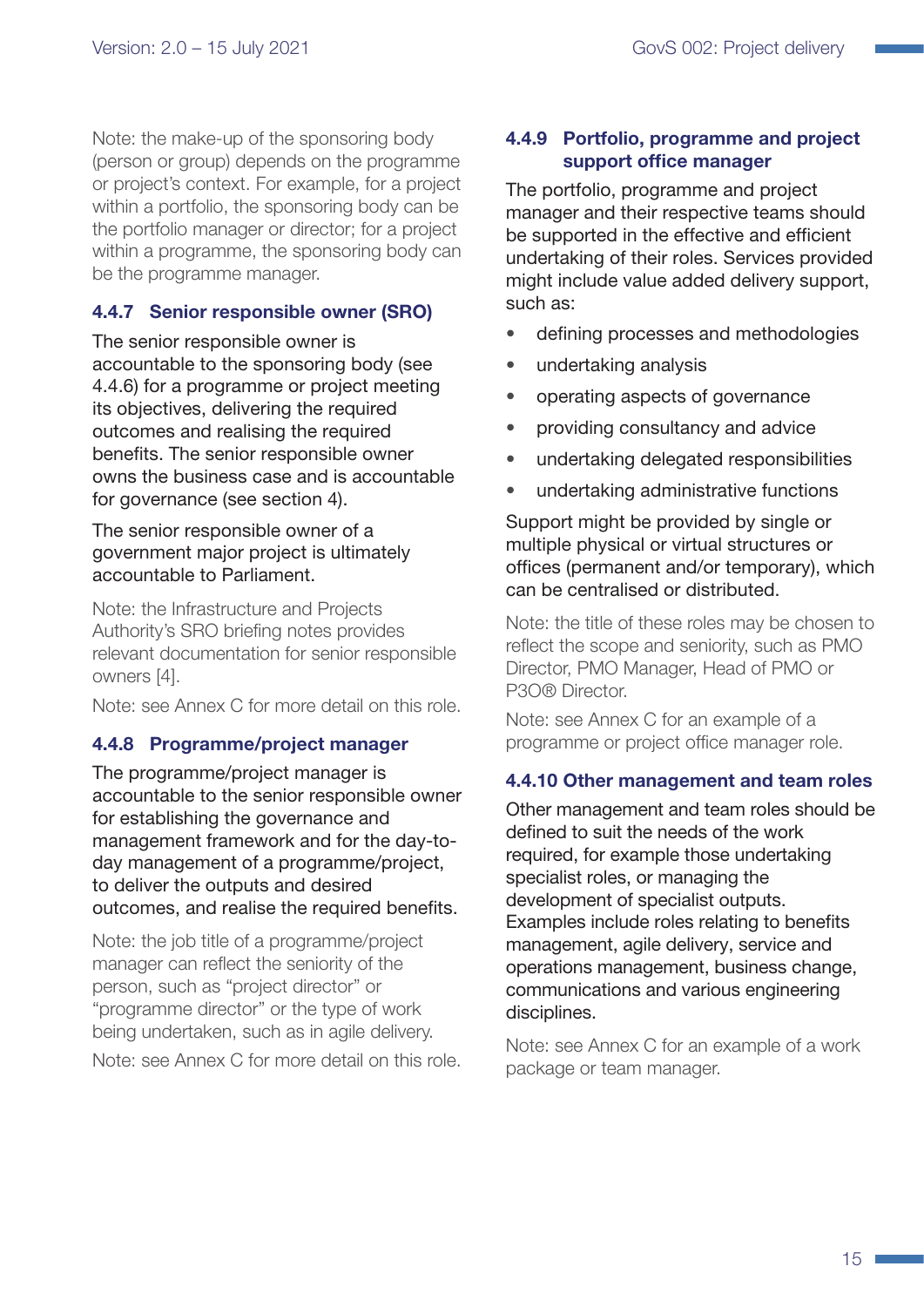Note: the make-up of the sponsoring body (person or group) depends on the programme or project's context. For example, for a project within a portfolio, the sponsoring body can be the portfolio manager or director; for a project within a programme, the sponsoring body can be the programme manager.

### 4.4.7 Senior responsible owner (SRO)

The senior responsible owner is accountable to the sponsoring body (see 4.4.6) for a programme or project meeting its objectives, delivering the required outcomes and realising the required benefits. The senior responsible owner owns the business case and is accountable for governance (see section 4).

The senior responsible owner of a government major project is ultimately accountable to Parliament.

Note: the Infrastructure and Projects Authority's SRO briefing notes provides relevant documentation for senior responsible owners [4].

Note: see Annex C for more detail on this role.

### 4.4.8 Programme/project manager

The programme/project manager is accountable to the senior responsible owner for establishing the governance and management framework and for the day-to-day management of a programme/project, to deliver the outputs and desired outcomes, and realise the required benefits.

Note: the job title of a programme/project manager can reflect the seniority of the person, such as "project director" or "programme director" or the type of work being undertaken, such as in agile delivery.

Note: see Annex C for more detail on this role.

### 4.4.9 Portfolio, programme and project support office manager

The portfolio, programme and project manager and their respective teams should be supported in the effective and efficient undertaking of their roles. Services provided might include value added delivery support, such as:

- defining processes and methodologies
- undertaking analysis
- operating aspects of governance
- providing consultancy and advice
- undertaking delegated responsibilities
- undertaking administrative functions

Support might be provided by single or multiple physical or virtual structures or offices (permanent and/or temporary), which can be centralised or distributed.

Note: the title of these roles may be chosen to reflect the scope and seniority, such as PMO Director, PMO Manager, Head of PMO or P3O® Director.

Note: see Annex C for an example of a programme or project office manager role.

### 4.4.10 Other management and team roles

Other management and team roles should be defined to suit the needs of the work required, for example those undertaking specialist roles, or managing the development of specialist outputs. Examples include roles relating to benefits management, agile delivery, service and operations management, business change, communications and various engineering disciplines.

Note: see Annex C for an example of a work package or team manager.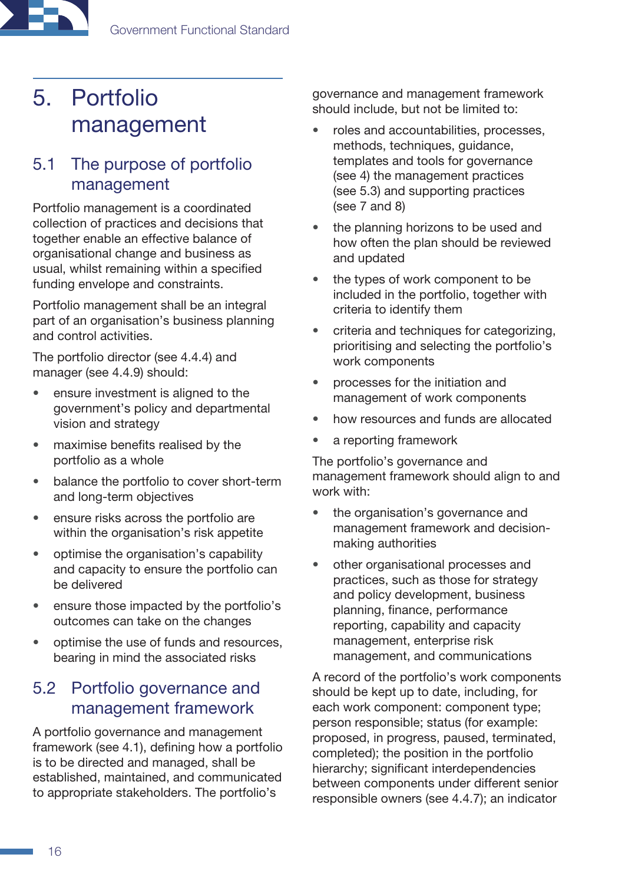# 5. Portfolio management

## 5.1 The purpose of portfolio management

Portfolio management is a coordinated collection of practices and decisions that together enable an effective balance of organisational change and business as usual, whilst remaining within a specified funding envelope and constraints.

Portfolio management shall be an integral part of an organisation's business planning and control activities.

The portfolio director (see 4.4.4) and manager (see 4.4.9) should:

- ensure investment is aligned to the government's policy and departmental vision and strategy
- maximise benefits realised by the portfolio as a whole
- balance the portfolio to cover short-term and long-term objectives
- ensure risks across the portfolio are within the organisation's risk appetite
- optimise the organisation's capability and capacity to ensure the portfolio can be delivered
- ensure those impacted by the portfolio's outcomes can take on the changes
- optimise the use of funds and resources, bearing in mind the associated risks

## 5.2 Portfolio governance and management framework

A portfolio governance and management framework (see 4.1), defining how a portfolio is to be directed and managed, shall be established, maintained, and communicated to appropriate stakeholders. The portfolio's governance and management framework should include, but not be limited to:

- roles and accountabilities, processes, methods, techniques, guidance, templates and tools for governance (see 4) the management practices (see 5.3) and supporting practices (see 7 and 8)
- the planning horizons to be used and how often the plan should be reviewed and updated
- the types of work component to be included in the portfolio, together with criteria to identify them
- criteria and techniques for categorizing, prioritising and selecting the portfolio's work components
- processes for the initiation and management of work components
- how resources and funds are allocated
- a reporting framework

The portfolio's governance and management framework should align to and work with:

- the organisation's governance and management framework and decision-making authorities
- other organisational processes and practices, such as those for strategy and policy development, business planning, finance, performance reporting, capability and capacity management, enterprise risk management, and communications

A record of the portfolio's work components should be kept up to date, including, for each work component: component type; person responsible; status (for example: proposed, in progress, paused, terminated, completed); the position in the portfolio hierarchy; significant interdependencies between components under different senior responsible owners (see 4.4.7); an indicator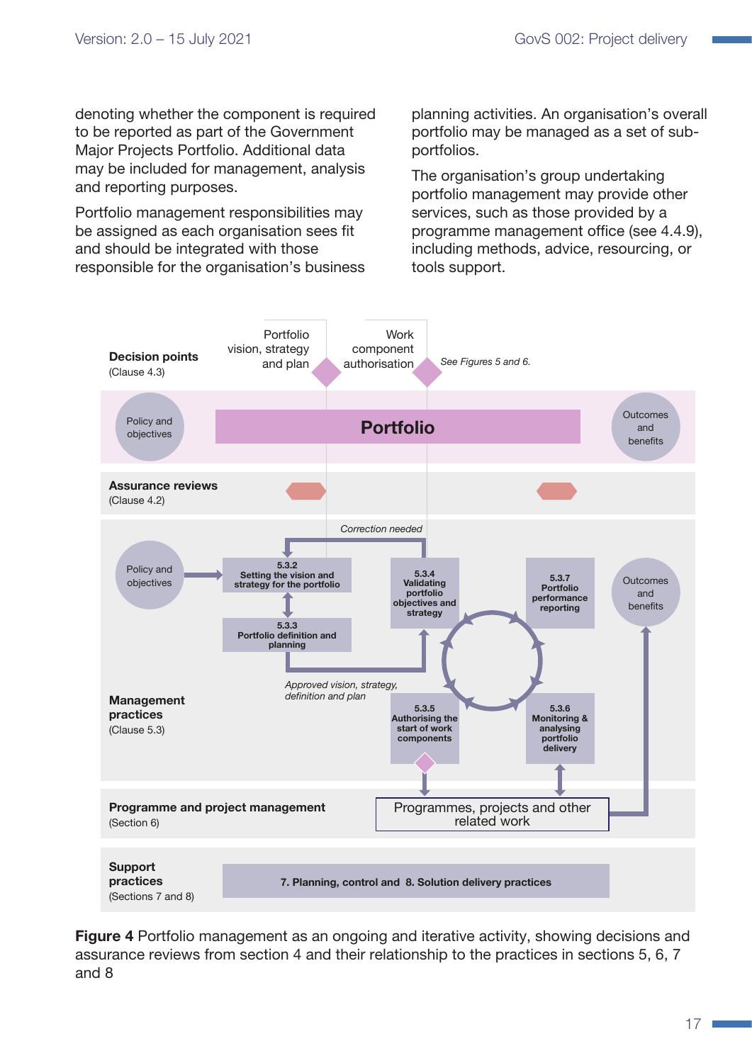denoting whether the component is required to be reported as part of the Government Major Projects Portfolio. Additional data may be included for management, analysis and reporting purposes.

Portfolio management responsibilities may be assigned as each organisation sees fit and should be integrated with those responsible for the organisation's business planning activities. An organisation's overall portfolio may be managed as a set of sub-portfolios.

The organisation's group undertaking portfolio management may provide other services, such as those provided by a programme management office (see 4.4.9), including methods, advice, resourcing, or tools support.

**Decision points** (Clause 4.3)

Portfolio vision, strategy and plan

Work component authorisation

*See Figures 5 and 6.*

Policy and objectives

**Portfolio**

Outcomes and benefits

**Assurance reviews** (Clause 4.2)

*Correction needed*

Policy and objectives

**5.3.2 Setting the vision and strategy for the portfolio**

**5.3.3 Portfolio definition and planning**

**5.3.4 Validating portfolio objectives and strategy**

**5.3.7 Portfolio performance reporting**

Outcomes and benefits

*Approved vision, strategy, definition and plan*

**Management practices** (Clause 5.3)

**5.3.5 Authorising the start of work components**

**5.3.6 Monitoring & analysing portfolio delivery**

**Programme and project management** (Section 6)

Programmes, projects and other related work

**Support practices** (Sections 7 and 8)

**7. Planning, control and 8. Solution delivery practices**

**Figure 4** Portfolio management as an ongoing and iterative activity, showing decisions and assurance reviews from section 4 and their relationship to the practices in sections 5, 6, 7 and 8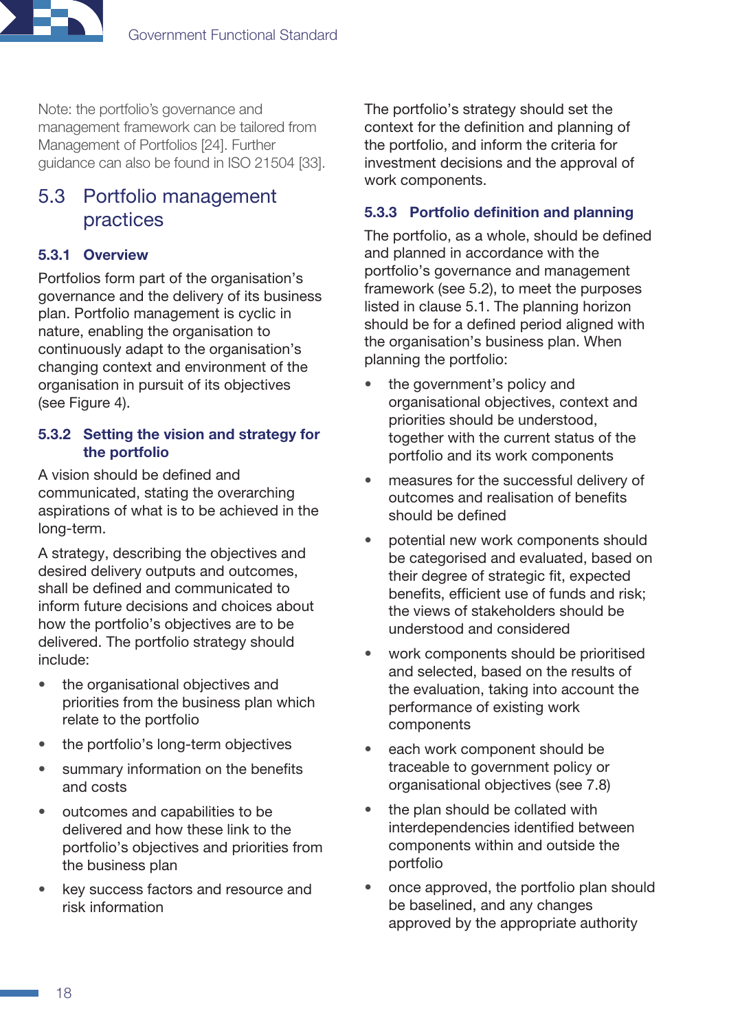Note: the portfolio's governance and management framework can be tailored from Management of Portfolios [24]. Further guidance can also be found in ISO 21504 [33].

## 5.3 Portfolio management practices

### 5.3.1 Overview

Portfolios form part of the organisation's governance and the delivery of its business plan. Portfolio management is cyclic in nature, enabling the organisation to continuously adapt to the organisation's changing context and environment of the organisation in pursuit of its objectives (see Figure 4).

### 5.3.2 Setting the vision and strategy for the portfolio

A vision should be defined and communicated, stating the overarching aspirations of what is to be achieved in the long-term.

A strategy, describing the objectives and desired delivery outputs and outcomes, shall be defined and communicated to inform future decisions and choices about how the portfolio's objectives are to be delivered. The portfolio strategy should include:

- the organisational objectives and priorities from the business plan which relate to the portfolio
- the portfolio's long-term objectives
- summary information on the benefits and costs
- outcomes and capabilities to be delivered and how these link to the portfolio's objectives and priorities from the business plan
- key success factors and resource and risk information

The portfolio's strategy should set the context for the definition and planning of the portfolio, and inform the criteria for investment decisions and the approval of work components.

### 5.3.3 Portfolio definition and planning

The portfolio, as a whole, should be defined and planned in accordance with the portfolio's governance and management framework (see 5.2), to meet the purposes listed in clause 5.1. The planning horizon should be for a defined period aligned with the organisation's business plan. When planning the portfolio:

- the government's policy and organisational objectives, context and priorities should be understood, together with the current status of the portfolio and its work components
- measures for the successful delivery of outcomes and realisation of benefits should be defined
- potential new work components should be categorised and evaluated, based on their degree of strategic fit, expected benefits, efficient use of funds and risk; the views of stakeholders should be understood and considered
- work components should be prioritised and selected, based on the results of the evaluation, taking into account the performance of existing work components
- each work component should be traceable to government policy or organisational objectives (see 7.8)
- the plan should be collated with interdependencies identified between components within and outside the portfolio
- once approved, the portfolio plan should be baselined, and any changes approved by the appropriate authority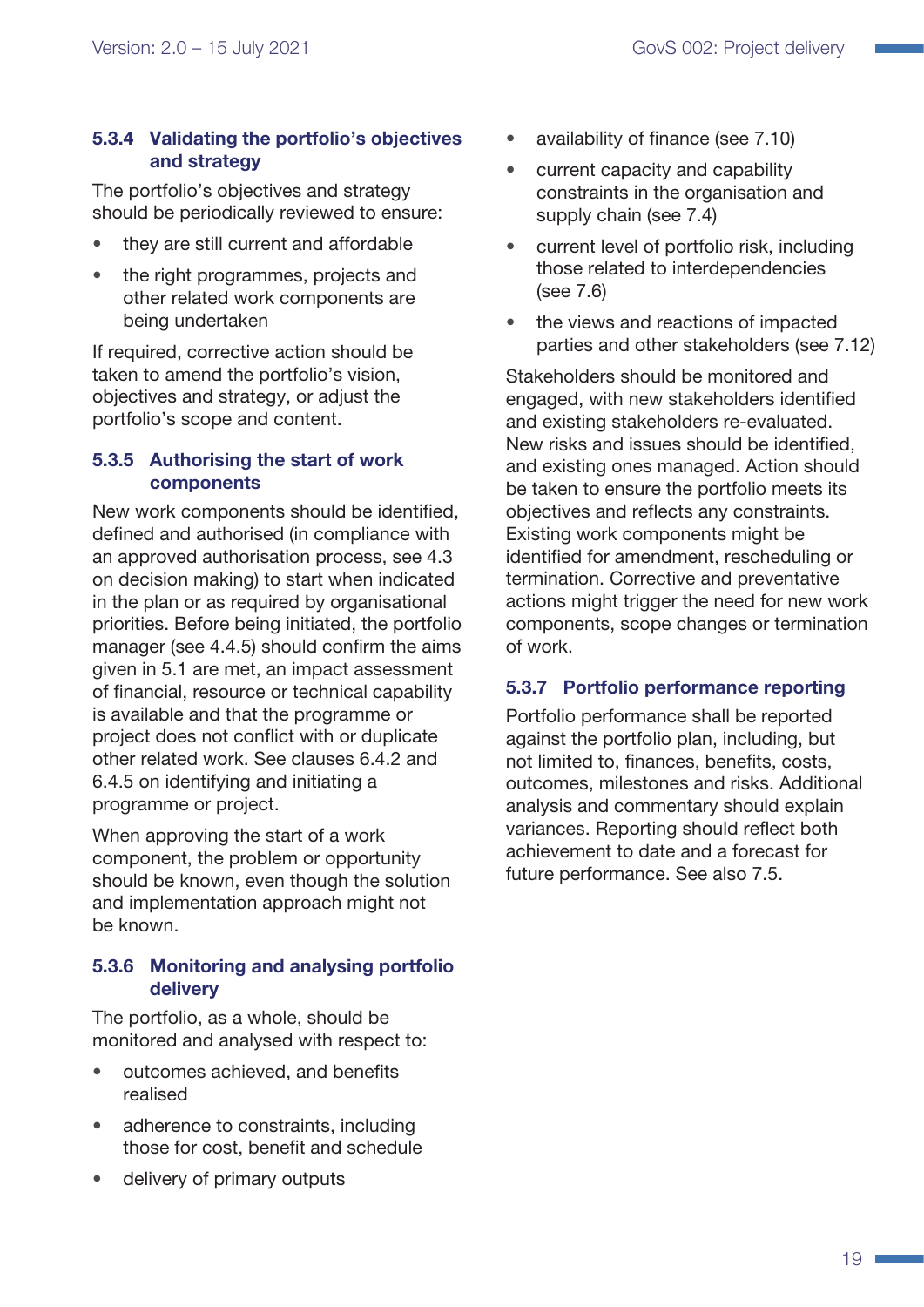### 5.3.4 Validating the portfolio's objectives and strategy

The portfolio's objectives and strategy should be periodically reviewed to ensure:

- they are still current and affordable
- the right programmes, projects and other related work components are being undertaken

If required, corrective action should be taken to amend the portfolio's vision, objectives and strategy, or adjust the portfolio's scope and content.

### 5.3.5 Authorising the start of work components

New work components should be identified, defined and authorised (in compliance with an approved authorisation process, see 4.3 on decision making) to start when indicated in the plan or as required by organisational priorities. Before being initiated, the portfolio manager (see 4.4.5) should confirm the aims given in 5.1 are met, an impact assessment of financial, resource or technical capability is available and that the programme or project does not conflict with or duplicate other related work. See clauses 6.4.2 and 6.4.5 on identifying and initiating a programme or project.

When approving the start of a work component, the problem or opportunity should be known, even though the solution and implementation approach might not be known.

### 5.3.6 Monitoring and analysing portfolio delivery

The portfolio, as a whole, should be monitored and analysed with respect to:

- outcomes achieved, and benefits realised
- adherence to constraints, including those for cost, benefit and schedule
- delivery of primary outputs
- availability of finance (see 7.10)
- current capacity and capability constraints in the organisation and supply chain (see 7.4)
- current level of portfolio risk, including those related to interdependencies (see 7.6)
- the views and reactions of impacted parties and other stakeholders (see 7.12)

Stakeholders should be monitored and engaged, with new stakeholders identified and existing stakeholders re-evaluated. New risks and issues should be identified, and existing ones managed. Action should be taken to ensure the portfolio meets its objectives and reflects any constraints. Existing work components might be identified for amendment, rescheduling or termination. Corrective and preventative actions might trigger the need for new work components, scope changes or termination of work.

### 5.3.7 Portfolio performance reporting

Portfolio performance shall be reported against the portfolio plan, including, but not limited to, finances, benefits, costs, outcomes, milestones and risks. Additional analysis and commentary should explain variances. Reporting should reflect both achievement to date and a forecast for future performance. See also 7.5.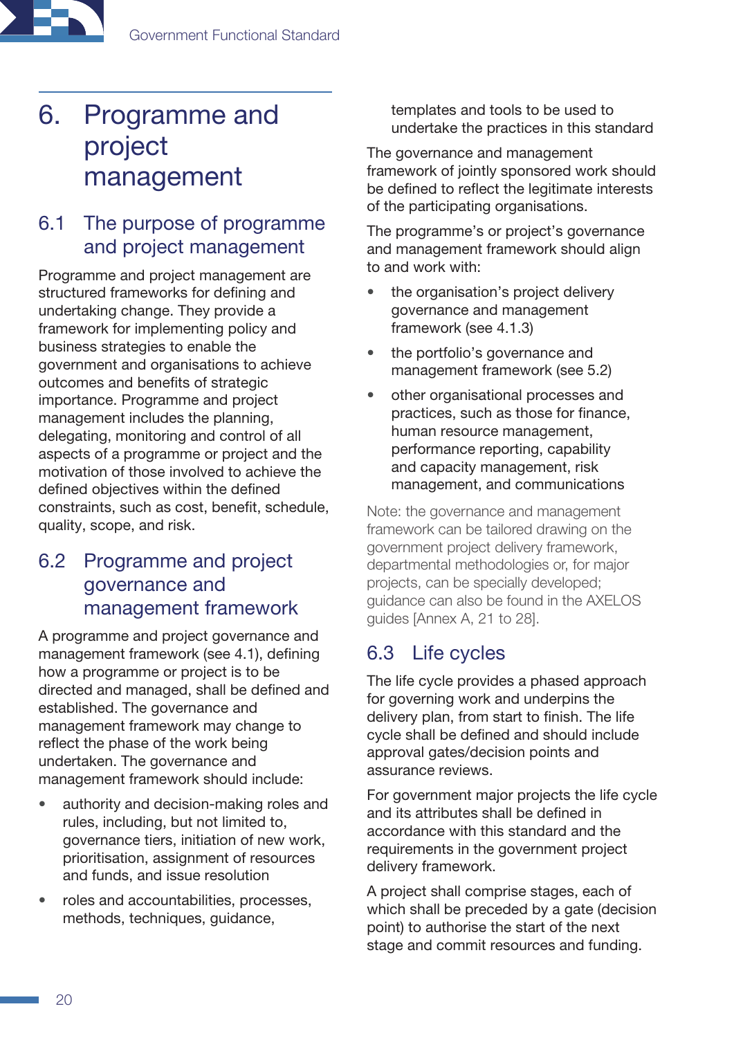# 6. Programme and project management

## 6.1 The purpose of programme and project management

Programme and project management are structured frameworks for defining and undertaking change. They provide a framework for implementing policy and business strategies to enable the government and organisations to achieve outcomes and benefits of strategic importance. Programme and project management includes the planning, delegating, monitoring and control of all aspects of a programme or project and the motivation of those involved to achieve the defined objectives within the defined constraints, such as cost, benefit, schedule, quality, scope, and risk.

## 6.2 Programme and project governance and management framework

A programme and project governance and management framework (see 4.1), defining how a programme or project is to be directed and managed, shall be defined and established. The governance and management framework may change to reflect the phase of the work being undertaken. The governance and management framework should include:

- authority and decision-making roles and rules, including, but not limited to, governance tiers, initiation of new work, prioritisation, assignment of resources and funds, and issue resolution
- roles and accountabilities, processes, methods, techniques, guidance, templates and tools to be used to undertake the practices in this standard

The governance and management framework of jointly sponsored work should be defined to reflect the legitimate interests of the participating organisations.

The programme's or project's governance and management framework should align to and work with:

- the organisation's project delivery governance and management framework (see 4.1.3)
- the portfolio's governance and management framework (see 5.2)
- other organisational processes and practices, such as those for finance, human resource management, performance reporting, capability and capacity management, risk management, and communications

Note: the governance and management framework can be tailored drawing on the government project delivery framework, departmental methodologies or, for major projects, can be specially developed; guidance can also be found in the AXELOS guides [Annex A, 21 to 28].

## 6.3 Life cycles

The life cycle provides a phased approach for governing work and underpins the delivery plan, from start to finish. The life cycle shall be defined and should include approval gates/decision points and assurance reviews.

For government major projects the life cycle and its attributes shall be defined in accordance with this standard and the requirements in the government project delivery framework.

A project shall comprise stages, each of which shall be preceded by a gate (decision point) to authorise the start of the next stage and commit resources and funding.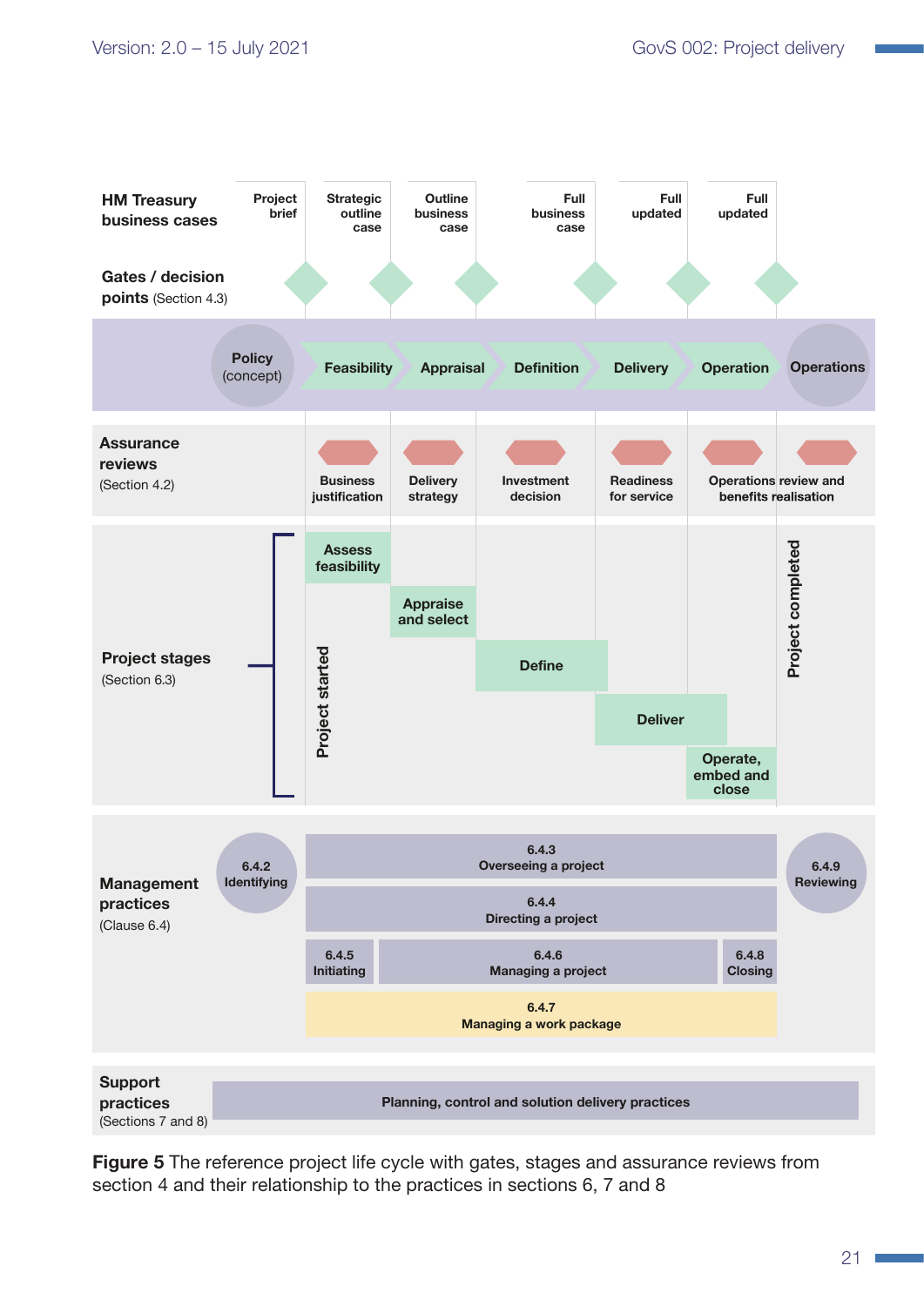| HM Treasury business cases | | Project brief | Strategic outline case | Outline business case | | Full business case | Full updated | Full updated | |
|---|---|---|---|---|---|---|---|---|---|
| **Gates / decision points** (Section 4.3) | | ◆ | ◆ | ◆ | | ◆ | ◆ | ◆ | |
| | Policy (concept) | Feasibility | Appraisal | Definition | | Delivery | Operation | | Operations |
| **Assurance reviews** (Section 4.2) | | Business justification | Delivery strategy | Investment decision | | Readiness for service | Operations review and benefits realisation | | |
| **Project stages** (Section 6.3) | | Project started: Assess feasibility | Appraise and select | Define | | Deliver | Operate, embed and close | Project completed | |
| **Management practices** (Clause 6.4) | 6.4.2 Identifying | 6.4.3 Overseeing a project; 6.4.4 Directing a project; 6.4.5 Initiating; 6.4.6 Managing a project; 6.4.8 Closing; 6.4.7 Managing a work package | | | | | | | 6.4.9 Reviewing |
| **Support practices** (Sections 7 and 8) | Planning, control and solution delivery practices | | | | | | | | |

**Figure 5** The reference project life cycle with gates, stages and assurance reviews from section 4 and their relationship to the practices in sections 6, 7 and 8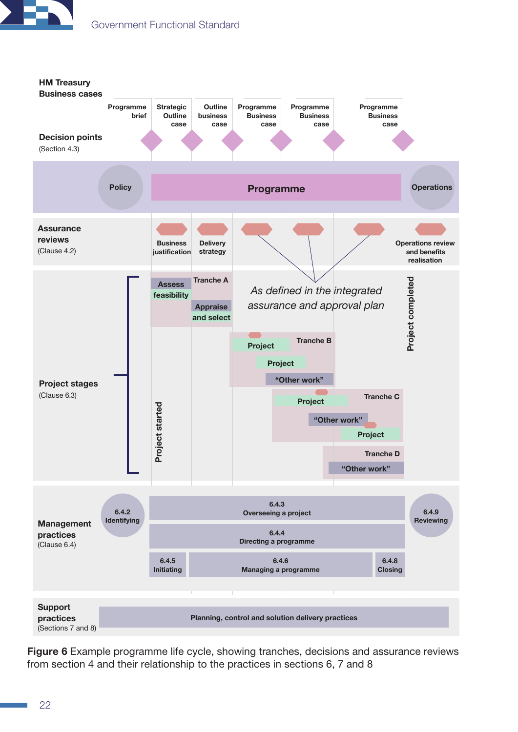HM Treasury Business cases

Programme brief | Strategic Outline case | Outline business case | Programme Business case | Programme Business case | Programme Business case

Decision points (Section 4.3)

Policy | Programme | Operations

Assurance reviews (Clause 4.2)

Business justification | Delivery strategy | Operations review and benefits realisation

*As defined in the integrated assurance and approval plan*

Project stages (Clause 6.3)

Project started

Tranche A: Assess feasibility; Appraise and select

Tranche B: Project; Project; "Other work"

Tranche C: Project; "Other work"; Project

Tranche D: "Other work"

Project completed

Management practices (Clause 6.4)

6.4.2 Identifying

6.4.3 Overseeing a project

6.4.4 Directing a programme

6.4.5 Initiating | 6.4.6 Managing a programme | 6.4.8 Closing

6.4.9 Reviewing

Support practices (Sections 7 and 8)

Planning, control and solution delivery practices

**Figure 6** Example programme life cycle, showing tranches, decisions and assurance reviews from section 4 and their relationship to the practices in sections 6, 7 and 8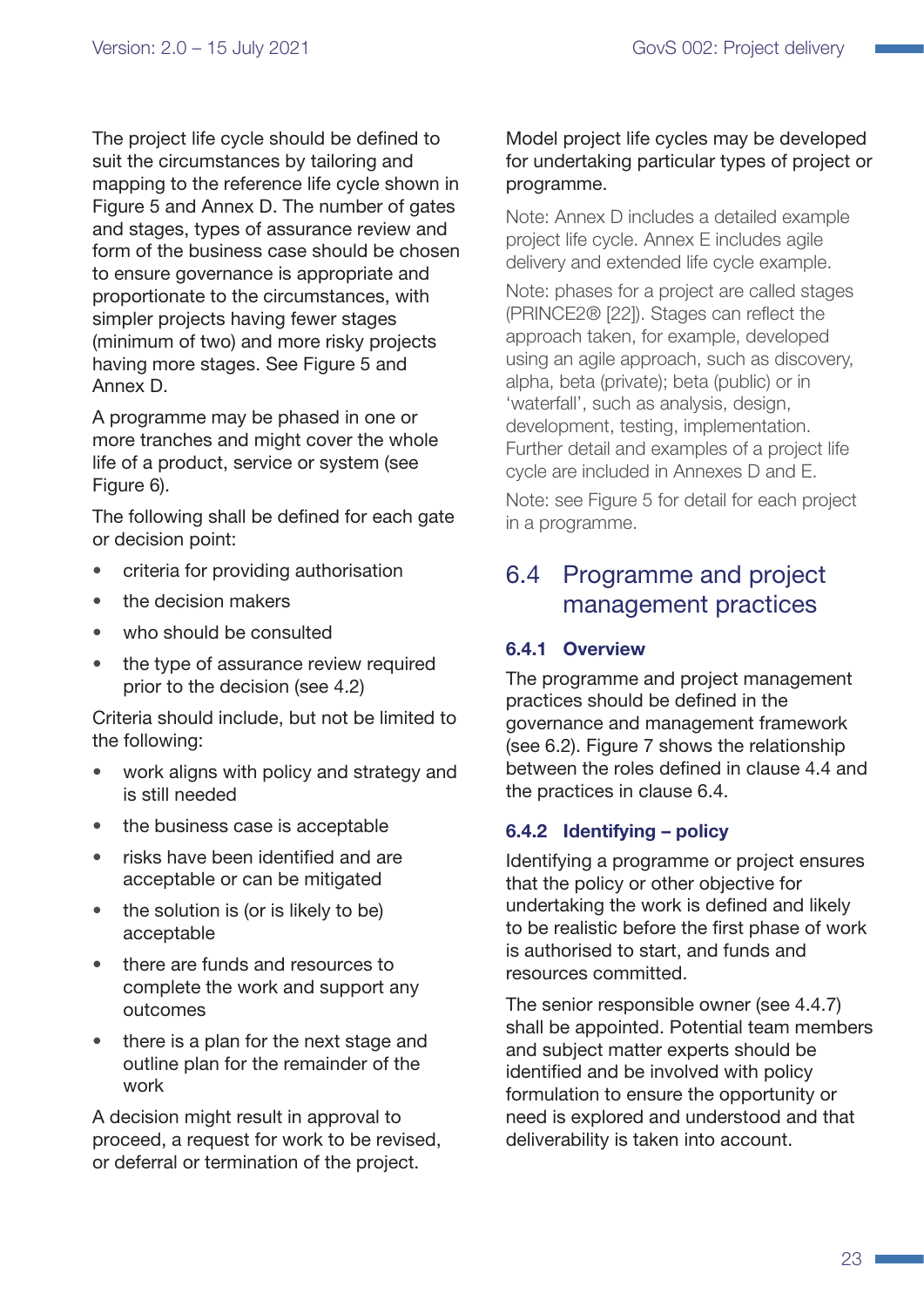The project life cycle should be defined to suit the circumstances by tailoring and mapping to the reference life cycle shown in Figure 5 and Annex D. The number of gates and stages, types of assurance review and form of the business case should be chosen to ensure governance is appropriate and proportionate to the circumstances, with simpler projects having fewer stages (minimum of two) and more risky projects having more stages. See Figure 5 and Annex D.

A programme may be phased in one or more tranches and might cover the whole life of a product, service or system (see Figure 6).

The following shall be defined for each gate or decision point:

- criteria for providing authorisation
- the decision makers
- who should be consulted
- the type of assurance review required prior to the decision (see 4.2)

Criteria should include, but not be limited to the following:

- work aligns with policy and strategy and is still needed
- the business case is acceptable
- risks have been identified and are acceptable or can be mitigated
- the solution is (or is likely to be) acceptable
- there are funds and resources to complete the work and support any outcomes
- there is a plan for the next stage and outline plan for the remainder of the work

A decision might result in approval to proceed, a request for work to be revised, or deferral or termination of the project.

Model project life cycles may be developed for undertaking particular types of project or programme.

Note: Annex D includes a detailed example project life cycle. Annex E includes agile delivery and extended life cycle example.

Note: phases for a project are called stages (PRINCE2® [22]). Stages can reflect the approach taken, for example, developed using an agile approach, such as discovery, alpha, beta (private); beta (public) or in 'waterfall', such as analysis, design, development, testing, implementation. Further detail and examples of a project life cycle are included in Annexes D and E.

Note: see Figure 5 for detail for each project in a programme.

## 6.4 Programme and project management practices

### 6.4.1 Overview

The programme and project management practices should be defined in the governance and management framework (see 6.2). Figure 7 shows the relationship between the roles defined in clause 4.4 and the practices in clause 6.4.

### 6.4.2 Identifying – policy

Identifying a programme or project ensures that the policy or other objective for undertaking the work is defined and likely to be realistic before the first phase of work is authorised to start, and funds and resources committed.

The senior responsible owner (see 4.4.7) shall be appointed. Potential team members and subject matter experts should be identified and be involved with policy formulation to ensure the opportunity or need is explored and understood and that deliverability is taken into account.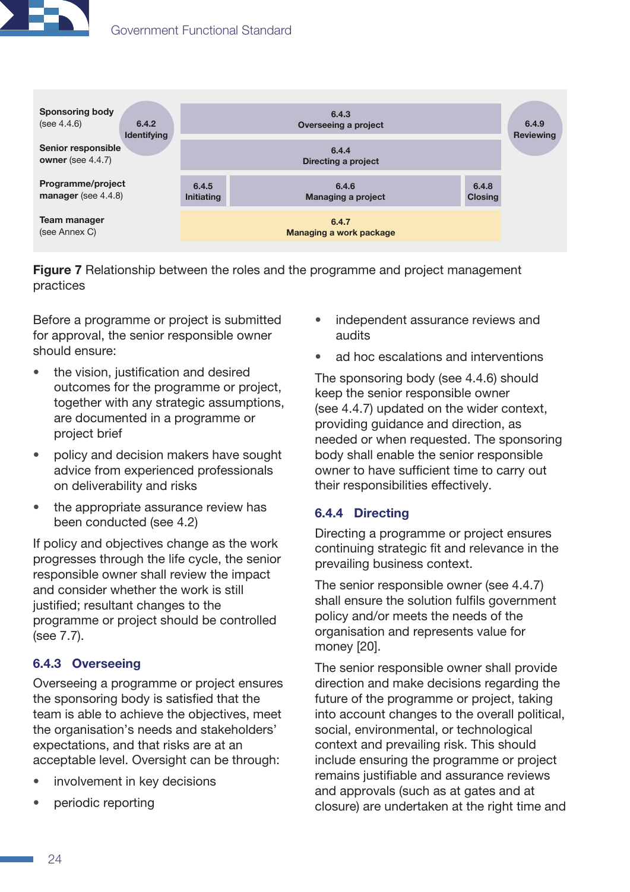| Sponsoring body (see 4.4.6) | 6.4.2 Identifying | 6.4.3 Overseeing a project | | | 6.4.9 Reviewing |
| --- | --- | --- | --- | --- | --- |
| Senior responsible owner (see 4.4.7) | | 6.4.4 Directing a project | | | |
| Programme/project manager (see 4.4.8) | | 6.4.5 Initiating | 6.4.6 Managing a project | 6.4.8 Closing | |
| Team manager (see Annex C) | | 6.4.7 Managing a work package | | | |

**Figure 7** Relationship between the roles and the programme and project management practices

Before a programme or project is submitted for approval, the senior responsible owner should ensure:

- the vision, justification and desired outcomes for the programme or project, together with any strategic assumptions, are documented in a programme or project brief
- policy and decision makers have sought advice from experienced professionals on deliverability and risks
- the appropriate assurance review has been conducted (see 4.2)

If policy and objectives change as the work progresses through the life cycle, the senior responsible owner shall review the impact and consider whether the work is still justified; resultant changes to the programme or project should be controlled (see 7.7).

### 6.4.3 Overseeing

Overseeing a programme or project ensures the sponsoring body is satisfied that the team is able to achieve the objectives, meet the organisation's needs and stakeholders' expectations, and that risks are at an acceptable level. Oversight can be through:

- involvement in key decisions
- periodic reporting
- independent assurance reviews and audits
- ad hoc escalations and interventions

The sponsoring body (see 4.4.6) should keep the senior responsible owner (see 4.4.7) updated on the wider context, providing guidance and direction, as needed or when requested. The sponsoring body shall enable the senior responsible owner to have sufficient time to carry out their responsibilities effectively.

### 6.4.4 Directing

Directing a programme or project ensures continuing strategic fit and relevance in the prevailing business context.

The senior responsible owner (see 4.4.7) shall ensure the solution fulfils government policy and/or meets the needs of the organisation and represents value for money [20].

The senior responsible owner shall provide direction and make decisions regarding the future of the programme or project, taking into account changes to the overall political, social, environmental, or technological context and prevailing risk. This should include ensuring the programme or project remains justifiable and assurance reviews and approvals (such as at gates and at closure) are undertaken at the right time and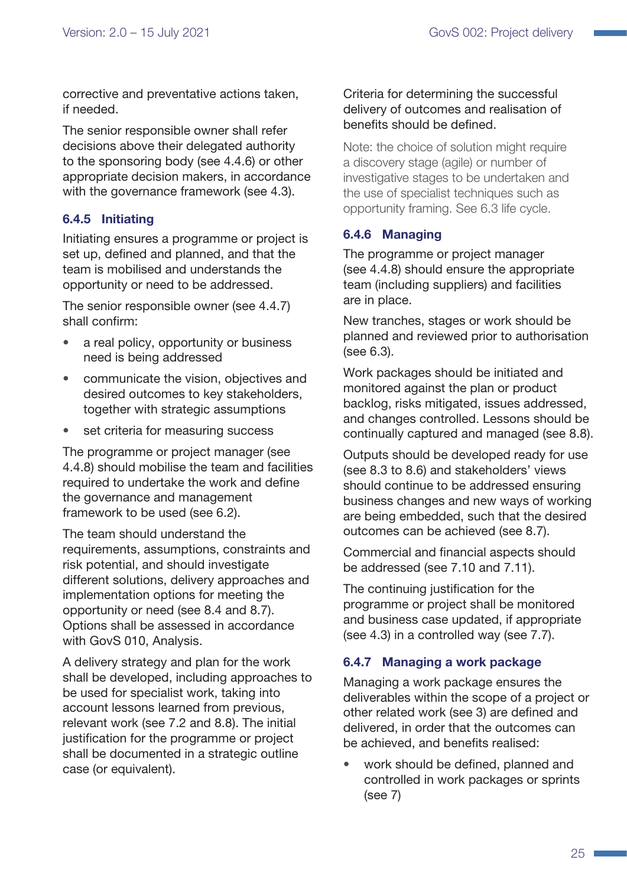corrective and preventative actions taken, if needed.

The senior responsible owner shall refer decisions above their delegated authority to the sponsoring body (see 4.4.6) or other appropriate decision makers, in accordance with the governance framework (see 4.3).

### 6.4.5 Initiating

Initiating ensures a programme or project is set up, defined and planned, and that the team is mobilised and understands the opportunity or need to be addressed.

The senior responsible owner (see 4.4.7) shall confirm:

- a real policy, opportunity or business need is being addressed
- communicate the vision, objectives and desired outcomes to key stakeholders, together with strategic assumptions
- set criteria for measuring success

The programme or project manager (see 4.4.8) should mobilise the team and facilities required to undertake the work and define the governance and management framework to be used (see 6.2).

The team should understand the requirements, assumptions, constraints and risk potential, and should investigate different solutions, delivery approaches and implementation options for meeting the opportunity or need (see 8.4 and 8.7). Options shall be assessed in accordance with GovS 010, Analysis.

A delivery strategy and plan for the work shall be developed, including approaches to be used for specialist work, taking into account lessons learned from previous, relevant work (see 7.2 and 8.8). The initial justification for the programme or project shall be documented in a strategic outline case (or equivalent).

Criteria for determining the successful delivery of outcomes and realisation of benefits should be defined.

Note: the choice of solution might require a discovery stage (agile) or number of investigative stages to be undertaken and the use of specialist techniques such as opportunity framing. See 6.3 life cycle.

### 6.4.6 Managing

The programme or project manager (see 4.4.8) should ensure the appropriate team (including suppliers) and facilities are in place.

New tranches, stages or work should be planned and reviewed prior to authorisation (see 6.3).

Work packages should be initiated and monitored against the plan or product backlog, risks mitigated, issues addressed, and changes controlled. Lessons should be continually captured and managed (see 8.8).

Outputs should be developed ready for use (see 8.3 to 8.6) and stakeholders' views should continue to be addressed ensuring business changes and new ways of working are being embedded, such that the desired outcomes can be achieved (see 8.7).

Commercial and financial aspects should be addressed (see 7.10 and 7.11).

The continuing justification for the programme or project shall be monitored and business case updated, if appropriate (see 4.3) in a controlled way (see 7.7).

### 6.4.7 Managing a work package

Managing a work package ensures the deliverables within the scope of a project or other related work (see 3) are defined and delivered, in order that the outcomes can be achieved, and benefits realised:

- work should be defined, planned and controlled in work packages or sprints (see 7)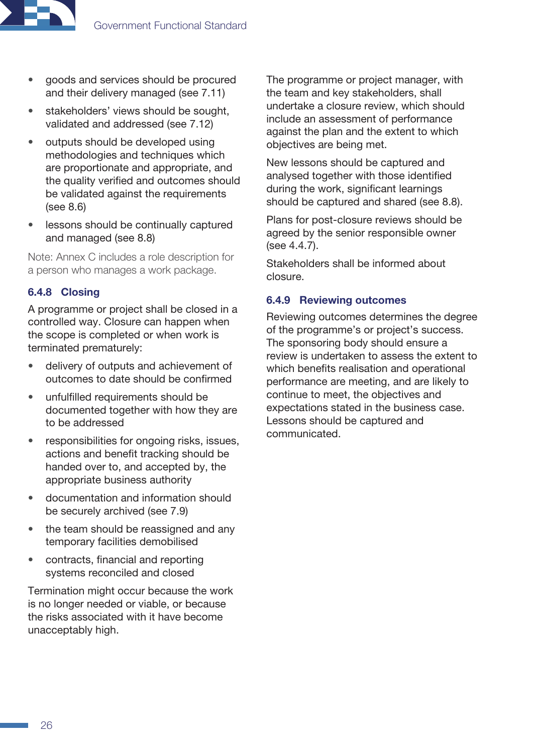- goods and services should be procured and their delivery managed (see 7.11)
- stakeholders' views should be sought, validated and addressed (see 7.12)
- outputs should be developed using methodologies and techniques which are proportionate and appropriate, and the quality verified and outcomes should be validated against the requirements (see 8.6)
- lessons should be continually captured and managed (see 8.8)

Note: Annex C includes a role description for a person who manages a work package.

### 6.4.8 Closing

A programme or project shall be closed in a controlled way. Closure can happen when the scope is completed or when work is terminated prematurely:

- delivery of outputs and achievement of outcomes to date should be confirmed
- unfulfilled requirements should be documented together with how they are to be addressed
- responsibilities for ongoing risks, issues, actions and benefit tracking should be handed over to, and accepted by, the appropriate business authority
- documentation and information should be securely archived (see 7.9)
- the team should be reassigned and any temporary facilities demobilised
- contracts, financial and reporting systems reconciled and closed

Termination might occur because the work is no longer needed or viable, or because the risks associated with it have become unacceptably high.

The programme or project manager, with the team and key stakeholders, shall undertake a closure review, which should include an assessment of performance against the plan and the extent to which objectives are being met.

New lessons should be captured and analysed together with those identified during the work, significant learnings should be captured and shared (see 8.8).

Plans for post-closure reviews should be agreed by the senior responsible owner (see 4.4.7).

Stakeholders shall be informed about closure.

### 6.4.9 Reviewing outcomes

Reviewing outcomes determines the degree of the programme's or project's success. The sponsoring body should ensure a review is undertaken to assess the extent to which benefits realisation and operational performance are meeting, and are likely to continue to meet, the objectives and expectations stated in the business case. Lessons should be captured and communicated.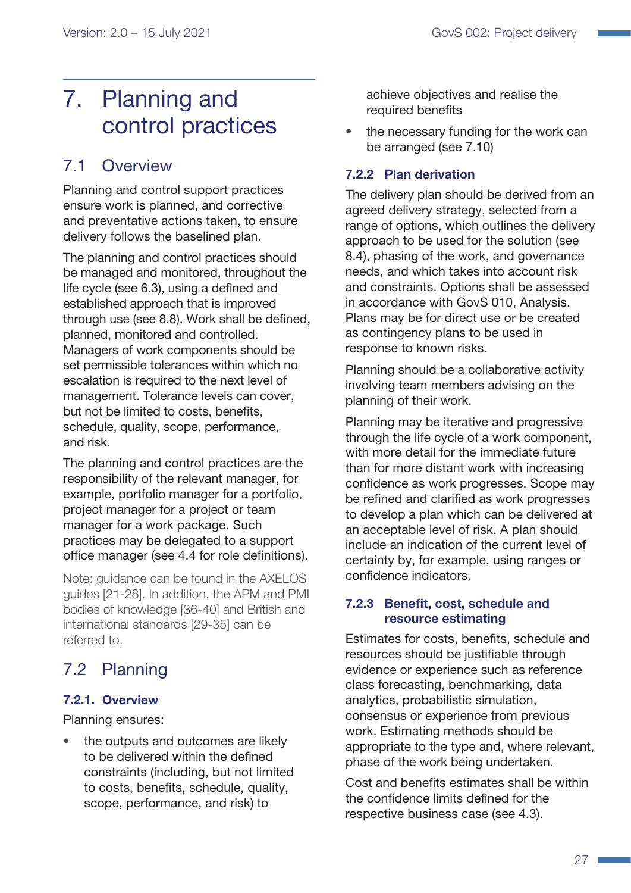# 7. Planning and control practices

## 7.1 Overview

Planning and control support practices ensure work is planned, and corrective and preventative actions taken, to ensure delivery follows the baselined plan.

The planning and control practices should be managed and monitored, throughout the life cycle (see 6.3), using a defined and established approach that is improved through use (see 8.8). Work shall be defined, planned, monitored and controlled. Managers of work components should be set permissible tolerances within which no escalation is required to the next level of management. Tolerance levels can cover, but not be limited to costs, benefits, schedule, quality, scope, performance, and risk.

The planning and control practices are the responsibility of the relevant manager, for example, portfolio manager for a portfolio, project manager for a project or team manager for a work package. Such practices may be delegated to a support office manager (see 4.4 for role definitions).

Note: guidance can be found in the AXELOS guides [21-28]. In addition, the APM and PMI bodies of knowledge [36-40] and British and international standards [29-35] can be referred to.

## 7.2 Planning

### 7.2.1. Overview

Planning ensures:

- the outputs and outcomes are likely to be delivered within the defined constraints (including, but not limited to costs, benefits, schedule, quality, scope, performance, and risk) to achieve objectives and realise the required benefits
- the necessary funding for the work can be arranged (see 7.10)

### 7.2.2 Plan derivation

The delivery plan should be derived from an agreed delivery strategy, selected from a range of options, which outlines the delivery approach to be used for the solution (see 8.4), phasing of the work, and governance needs, and which takes into account risk and constraints. Options shall be assessed in accordance with GovS 010, Analysis. Plans may be for direct use or be created as contingency plans to be used in response to known risks.

Planning should be a collaborative activity involving team members advising on the planning of their work.

Planning may be iterative and progressive through the life cycle of a work component, with more detail for the immediate future than for more distant work with increasing confidence as work progresses. Scope may be refined and clarified as work progresses to develop a plan which can be delivered at an acceptable level of risk. A plan should include an indication of the current level of certainty by, for example, using ranges or confidence indicators.

### 7.2.3 Benefit, cost, schedule and resource estimating

Estimates for costs, benefits, schedule and resources should be justifiable through evidence or experience such as reference class forecasting, benchmarking, data analytics, probabilistic simulation, consensus or experience from previous work. Estimating methods should be appropriate to the type and, where relevant, phase of the work being undertaken.

Cost and benefits estimates shall be within the confidence limits defined for the respective business case (see 4.3).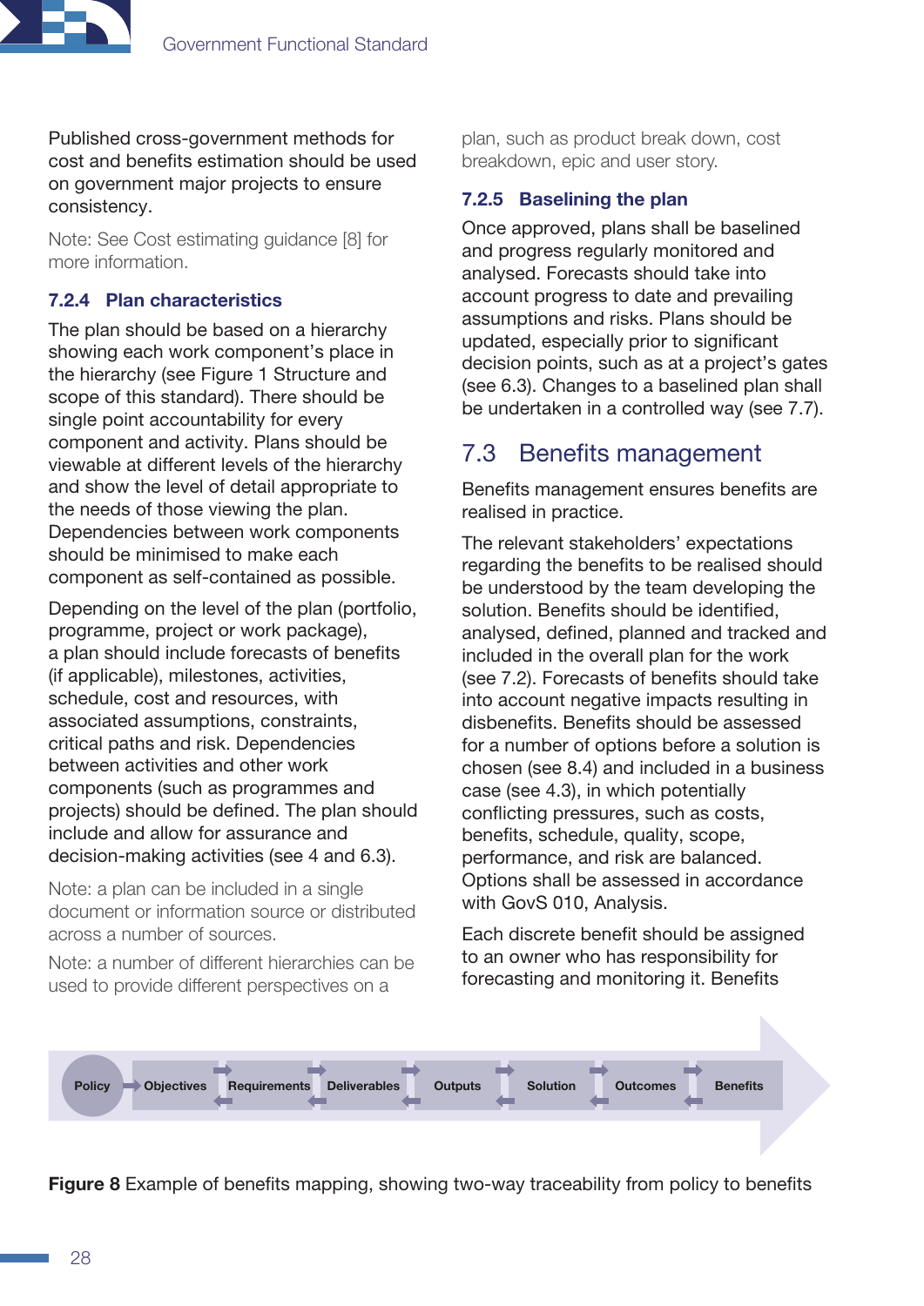Published cross-government methods for cost and benefits estimation should be used on government major projects to ensure consistency.

Note: See Cost estimating guidance [8] for more information.

#### 7.2.4 Plan characteristics

The plan should be based on a hierarchy showing each work component's place in the hierarchy (see Figure 1 Structure and scope of this standard). There should be single point accountability for every component and activity. Plans should be viewable at different levels of the hierarchy and show the level of detail appropriate to the needs of those viewing the plan. Dependencies between work components should be minimised to make each component as self-contained as possible.

Depending on the level of the plan (portfolio, programme, project or work package), a plan should include forecasts of benefits (if applicable), milestones, activities, schedule, cost and resources, with associated assumptions, constraints, critical paths and risk. Dependencies between activities and other work components (such as programmes and projects) should be defined. The plan should include and allow for assurance and decision-making activities (see 4 and 6.3).

Note: a plan can be included in a single document or information source or distributed across a number of sources.

Note: a number of different hierarchies can be used to provide different perspectives on a plan, such as product break down, cost breakdown, epic and user story.

#### 7.2.5 Baselining the plan

Once approved, plans shall be baselined and progress regularly monitored and analysed. Forecasts should take into account progress to date and prevailing assumptions and risks. Plans should be updated, especially prior to significant decision points, such as at a project's gates (see 6.3). Changes to a baselined plan shall be undertaken in a controlled way (see 7.7).

## 7.3 Benefits management

Benefits management ensures benefits are realised in practice.

The relevant stakeholders' expectations regarding the benefits to be realised should be understood by the team developing the solution. Benefits should be identified, analysed, defined, planned and tracked and included in the overall plan for the work (see 7.2). Forecasts of benefits should take into account negative impacts resulting in disbenefits. Benefits should be assessed for a number of options before a solution is chosen (see 8.4) and included in a business case (see 4.3), in which potentially conflicting pressures, such as costs, benefits, schedule, quality, scope, performance, and risk are balanced. Options shall be assessed in accordance with GovS 010, Analysis.

Each discrete benefit should be assigned to an owner who has responsibility for forecasting and monitoring it. Benefits

Policy → Objectives ⇄ Requirements ⇄ Deliverables ⇄ Outputs ⇄ Solution ⇄ Outcomes ⇄ Benefits

**Figure 8** Example of benefits mapping, showing two-way traceability from policy to benefits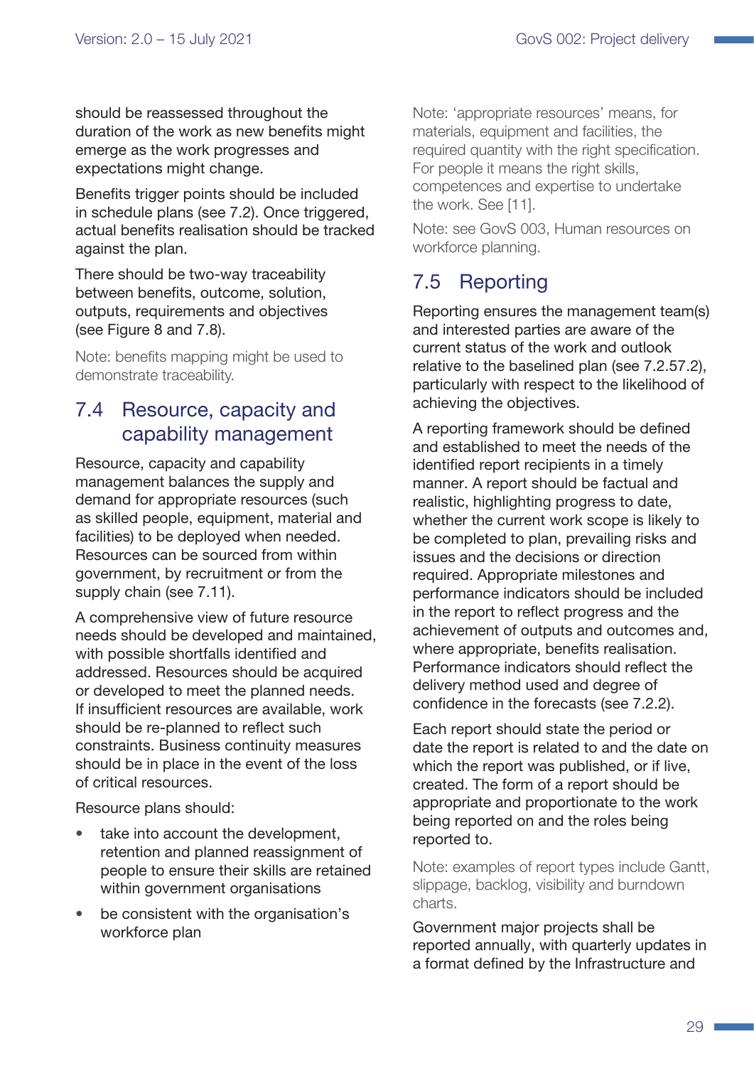should be reassessed throughout the duration of the work as new benefits might emerge as the work progresses and expectations might change.

Benefits trigger points should be included in schedule plans (see 7.2). Once triggered, actual benefits realisation should be tracked against the plan.

There should be two-way traceability between benefits, outcome, solution, outputs, requirements and objectives (see Figure 8 and 7.8).

Note: benefits mapping might be used to demonstrate traceability.

## 7.4 Resource, capacity and capability management

Resource, capacity and capability management balances the supply and demand for appropriate resources (such as skilled people, equipment, material and facilities) to be deployed when needed. Resources can be sourced from within government, by recruitment or from the supply chain (see 7.11).

A comprehensive view of future resource needs should be developed and maintained, with possible shortfalls identified and addressed. Resources should be acquired or developed to meet the planned needs. If insufficient resources are available, work should be re-planned to reflect such constraints. Business continuity measures should be in place in the event of the loss of critical resources.

Resource plans should:

- take into account the development, retention and planned reassignment of people to ensure their skills are retained within government organisations
- be consistent with the organisation's workforce plan

Note: 'appropriate resources' means, for materials, equipment and facilities, the required quantity with the right specification. For people it means the right skills, competences and expertise to undertake the work. See [11].

Note: see GovS 003, Human resources on workforce planning.

## 7.5 Reporting

Reporting ensures the management team(s) and interested parties are aware of the current status of the work and outlook relative to the baselined plan (see 7.2.57.2), particularly with respect to the likelihood of achieving the objectives.

A reporting framework should be defined and established to meet the needs of the identified report recipients in a timely manner. A report should be factual and realistic, highlighting progress to date, whether the current work scope is likely to be completed to plan, prevailing risks and issues and the decisions or direction required. Appropriate milestones and performance indicators should be included in the report to reflect progress and the achievement of outputs and outcomes and, where appropriate, benefits realisation. Performance indicators should reflect the delivery method used and degree of confidence in the forecasts (see 7.2.2).

Each report should state the period or date the report is related to and the date on which the report was published, or if live, created. The form of a report should be appropriate and proportionate to the work being reported on and the roles being reported to.

Note: examples of report types include Gantt, slippage, backlog, visibility and burndown charts.

Government major projects shall be reported annually, with quarterly updates in a format defined by the Infrastructure and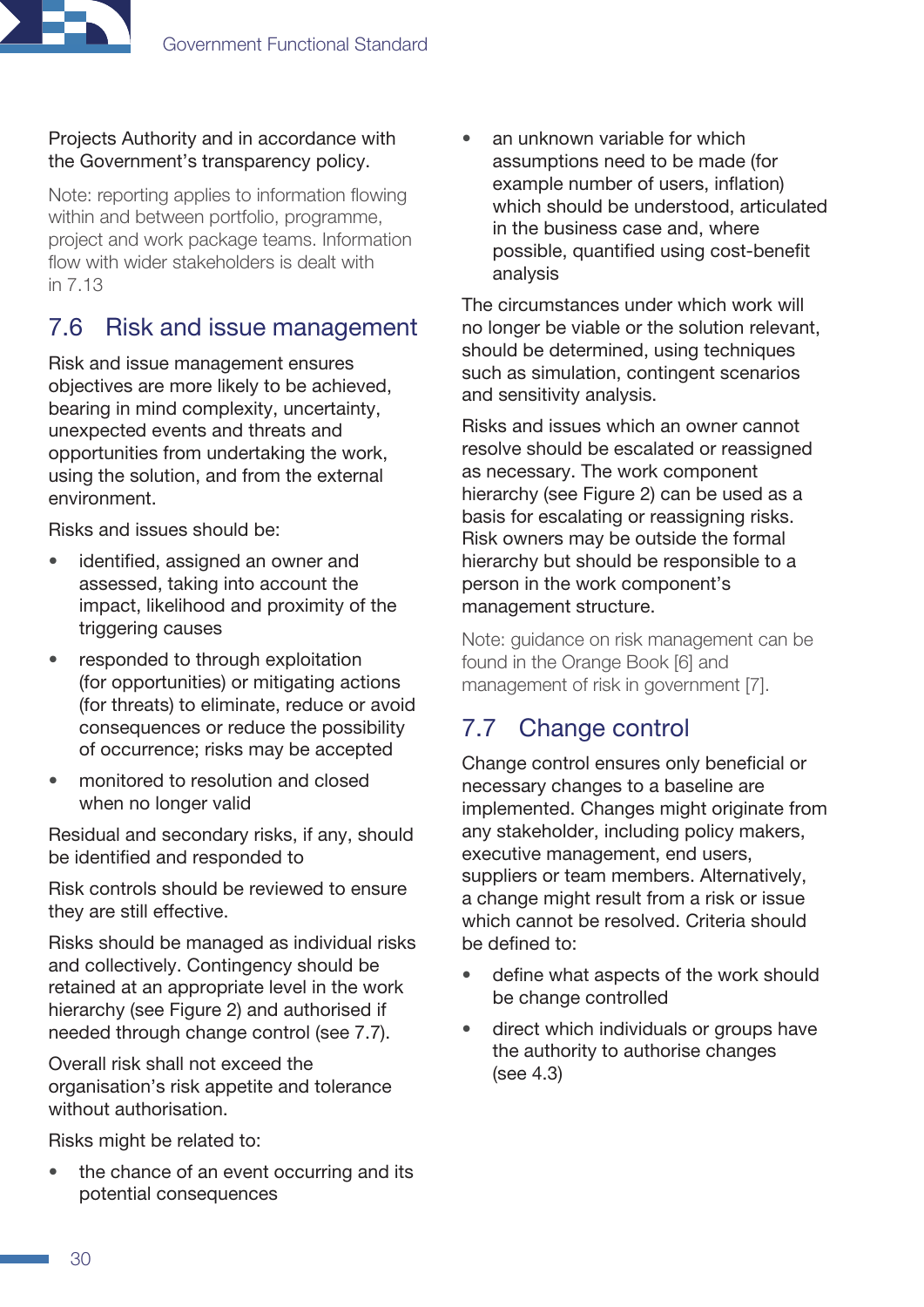Projects Authority and in accordance with the Government's transparency policy.

Note: reporting applies to information flowing within and between portfolio, programme, project and work package teams. Information flow with wider stakeholders is dealt with in 7.13

## 7.6 Risk and issue management

Risk and issue management ensures objectives are more likely to be achieved, bearing in mind complexity, uncertainty, unexpected events and threats and opportunities from undertaking the work, using the solution, and from the external environment.

Risks and issues should be:

- identified, assigned an owner and assessed, taking into account the impact, likelihood and proximity of the triggering causes
- responded to through exploitation (for opportunities) or mitigating actions (for threats) to eliminate, reduce or avoid consequences or reduce the possibility of occurrence; risks may be accepted
- monitored to resolution and closed when no longer valid

Residual and secondary risks, if any, should be identified and responded to

Risk controls should be reviewed to ensure they are still effective.

Risks should be managed as individual risks and collectively. Contingency should be retained at an appropriate level in the work hierarchy (see Figure 2) and authorised if needed through change control (see 7.7).

Overall risk shall not exceed the organisation's risk appetite and tolerance without authorisation.

Risks might be related to:

- the chance of an event occurring and its potential consequences
- an unknown variable for which assumptions need to be made (for example number of users, inflation) which should be understood, articulated in the business case and, where possible, quantified using cost-benefit analysis

The circumstances under which work will no longer be viable or the solution relevant, should be determined, using techniques such as simulation, contingent scenarios and sensitivity analysis.

Risks and issues which an owner cannot resolve should be escalated or reassigned as necessary. The work component hierarchy (see Figure 2) can be used as a basis for escalating or reassigning risks. Risk owners may be outside the formal hierarchy but should be responsible to a person in the work component's management structure.

Note: guidance on risk management can be found in the Orange Book [6] and management of risk in government [7].

## 7.7 Change control

Change control ensures only beneficial or necessary changes to a baseline are implemented. Changes might originate from any stakeholder, including policy makers, executive management, end users, suppliers or team members. Alternatively, a change might result from a risk or issue which cannot be resolved. Criteria should be defined to:

- define what aspects of the work should be change controlled
- direct which individuals or groups have the authority to authorise changes (see 4.3)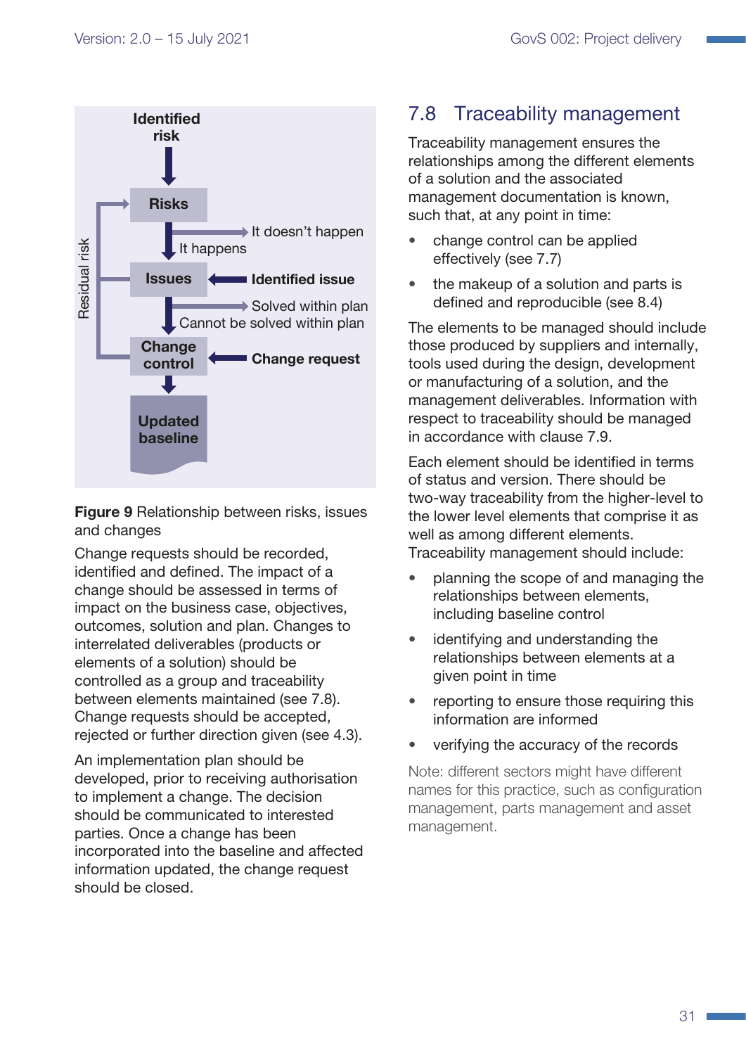Identified risk

Risks

It doesn't happen

It happens

Issues

Identified issue

Solved within plan

Cannot be solved within plan

Change control

Change request

Updated baseline

Residual risk

**Figure 9** Relationship between risks, issues and changes

Change requests should be recorded, identified and defined. The impact of a change should be assessed in terms of impact on the business case, objectives, outcomes, solution and plan. Changes to interrelated deliverables (products or elements of a solution) should be controlled as a group and traceability between elements maintained (see 7.8). Change requests should be accepted, rejected or further direction given (see 4.3).

An implementation plan should be developed, prior to receiving authorisation to implement a change. The decision should be communicated to interested parties. Once a change has been incorporated into the baseline and affected information updated, the change request should be closed.

## 7.8 Traceability management

Traceability management ensures the relationships among the different elements of a solution and the associated management documentation is known, such that, at any point in time:

- change control can be applied effectively (see 7.7)
- the makeup of a solution and parts is defined and reproducible (see 8.4)

The elements to be managed should include those produced by suppliers and internally, tools used during the design, development or manufacturing of a solution, and the management deliverables. Information with respect to traceability should be managed in accordance with clause 7.9.

Each element should be identified in terms of status and version. There should be two-way traceability from the higher-level to the lower level elements that comprise it as well as among different elements. Traceability management should include:

- planning the scope of and managing the relationships between elements, including baseline control
- identifying and understanding the relationships between elements at a given point in time
- reporting to ensure those requiring this information are informed
- verifying the accuracy of the records

Note: different sectors might have different names for this practice, such as configuration management, parts management and asset management.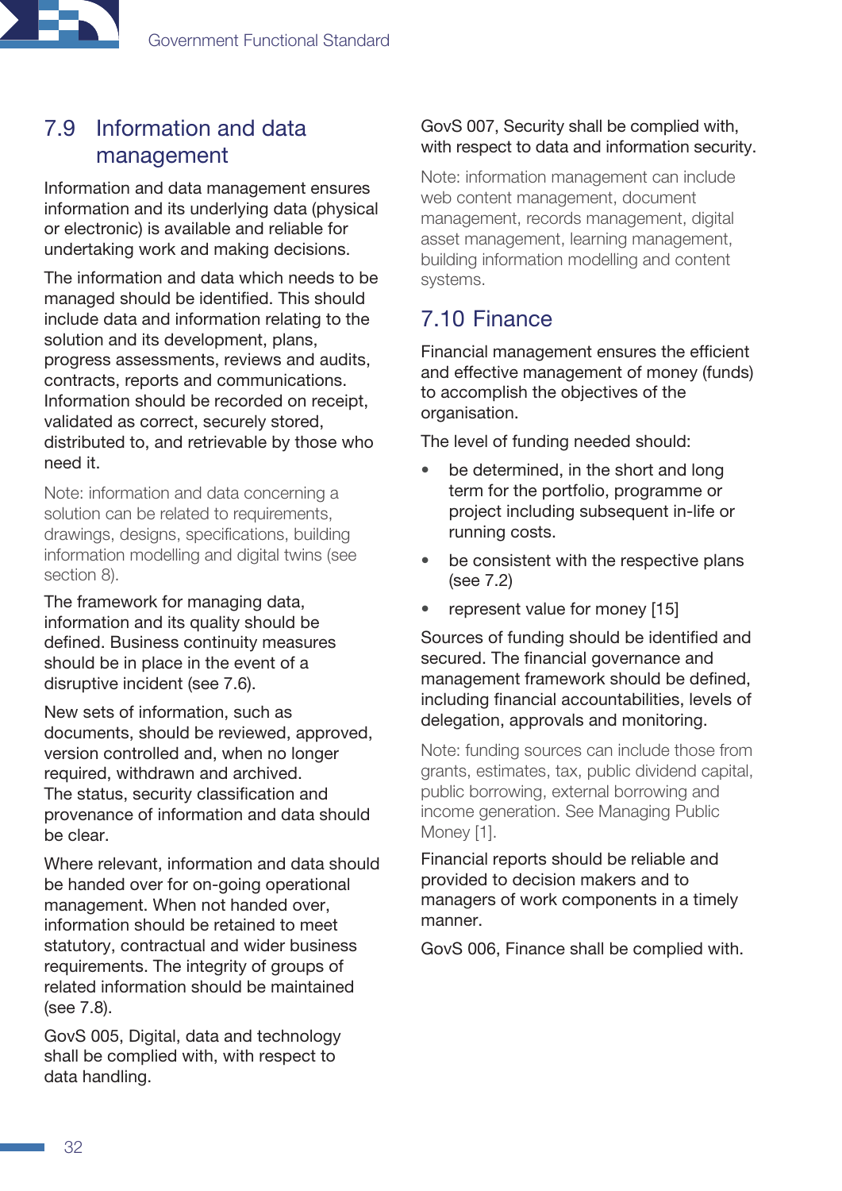## 7.9 Information and data management

Information and data management ensures information and its underlying data (physical or electronic) is available and reliable for undertaking work and making decisions.

The information and data which needs to be managed should be identified. This should include data and information relating to the solution and its development, plans, progress assessments, reviews and audits, contracts, reports and communications. Information should be recorded on receipt, validated as correct, securely stored, distributed to, and retrievable by those who need it.

Note: information and data concerning a solution can be related to requirements, drawings, designs, specifications, building information modelling and digital twins (see section 8).

The framework for managing data, information and its quality should be defined. Business continuity measures should be in place in the event of a disruptive incident (see 7.6).

New sets of information, such as documents, should be reviewed, approved, version controlled and, when no longer required, withdrawn and archived. The status, security classification and provenance of information and data should be clear.

Where relevant, information and data should be handed over for on-going operational management. When not handed over, information should be retained to meet statutory, contractual and wider business requirements. The integrity of groups of related information should be maintained (see 7.8).

GovS 005, Digital, data and technology shall be complied with, with respect to data handling.

GovS 007, Security shall be complied with, with respect to data and information security.

Note: information management can include web content management, document management, records management, digital asset management, learning management, building information modelling and content systems.

## 7.10 Finance

Financial management ensures the efficient and effective management of money (funds) to accomplish the objectives of the organisation.

The level of funding needed should:

- be determined, in the short and long term for the portfolio, programme or project including subsequent in-life or running costs.
- be consistent with the respective plans (see 7.2)
- represent value for money [15]

Sources of funding should be identified and secured. The financial governance and management framework should be defined, including financial accountabilities, levels of delegation, approvals and monitoring.

Note: funding sources can include those from grants, estimates, tax, public dividend capital, public borrowing, external borrowing and income generation. See Managing Public Money [1].

Financial reports should be reliable and provided to decision makers and to managers of work components in a timely manner.

GovS 006, Finance shall be complied with.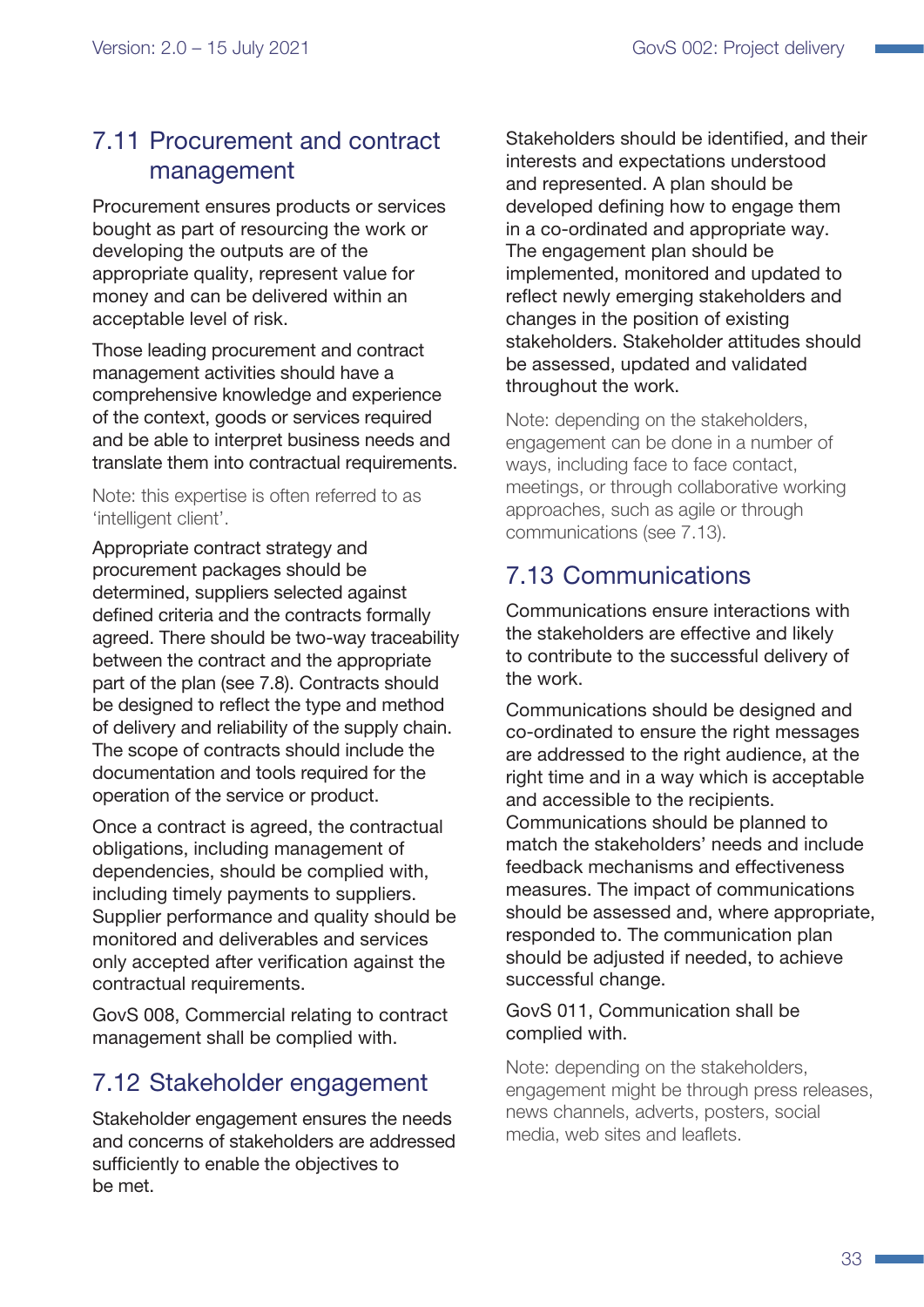## 7.11 Procurement and contract management

Procurement ensures products or services bought as part of resourcing the work or developing the outputs are of the appropriate quality, represent value for money and can be delivered within an acceptable level of risk.

Those leading procurement and contract management activities should have a comprehensive knowledge and experience of the context, goods or services required and be able to interpret business needs and translate them into contractual requirements.

Note: this expertise is often referred to as 'intelligent client'.

Appropriate contract strategy and procurement packages should be determined, suppliers selected against defined criteria and the contracts formally agreed. There should be two-way traceability between the contract and the appropriate part of the plan (see 7.8). Contracts should be designed to reflect the type and method of delivery and reliability of the supply chain. The scope of contracts should include the documentation and tools required for the operation of the service or product.

Once a contract is agreed, the contractual obligations, including management of dependencies, should be complied with, including timely payments to suppliers. Supplier performance and quality should be monitored and deliverables and services only accepted after verification against the contractual requirements.

GovS 008, Commercial relating to contract management shall be complied with.

## 7.12 Stakeholder engagement

Stakeholder engagement ensures the needs and concerns of stakeholders are addressed sufficiently to enable the objectives to be met.

Stakeholders should be identified, and their interests and expectations understood and represented. A plan should be developed defining how to engage them in a co-ordinated and appropriate way. The engagement plan should be implemented, monitored and updated to reflect newly emerging stakeholders and changes in the position of existing stakeholders. Stakeholder attitudes should be assessed, updated and validated throughout the work.

Note: depending on the stakeholders, engagement can be done in a number of ways, including face to face contact, meetings, or through collaborative working approaches, such as agile or through communications (see 7.13).

## 7.13 Communications

Communications ensure interactions with the stakeholders are effective and likely to contribute to the successful delivery of the work.

Communications should be designed and co-ordinated to ensure the right messages are addressed to the right audience, at the right time and in a way which is acceptable and accessible to the recipients. Communications should be planned to match the stakeholders' needs and include feedback mechanisms and effectiveness measures. The impact of communications should be assessed and, where appropriate, responded to. The communication plan should be adjusted if needed, to achieve successful change.

GovS 011, Communication shall be complied with.

Note: depending on the stakeholders, engagement might be through press releases, news channels, adverts, posters, social media, web sites and leaflets.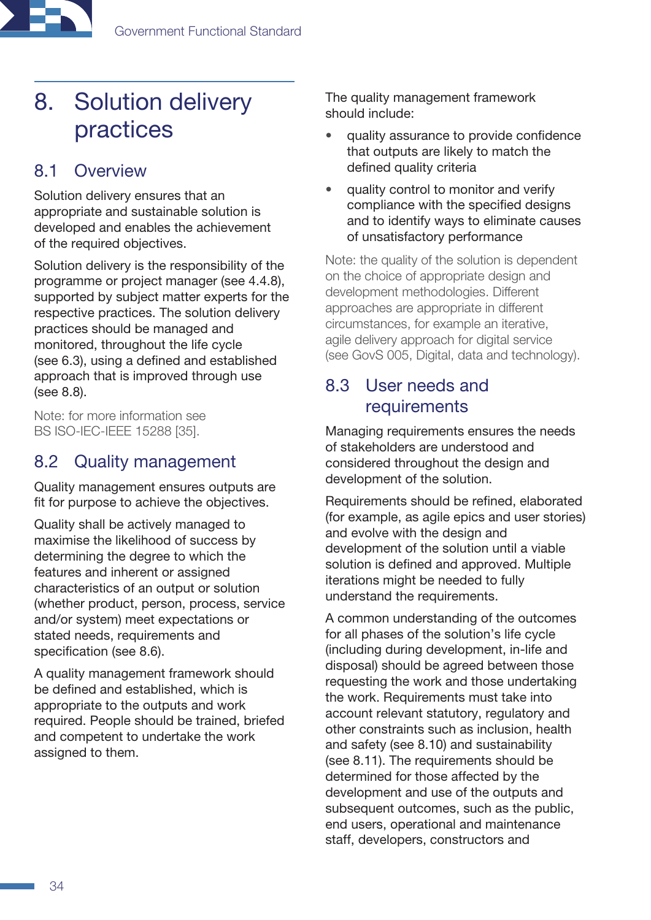# 8. Solution delivery practices

## 8.1 Overview

Solution delivery ensures that an appropriate and sustainable solution is developed and enables the achievement of the required objectives.

Solution delivery is the responsibility of the programme or project manager (see 4.4.8), supported by subject matter experts for the respective practices. The solution delivery practices should be managed and monitored, throughout the life cycle (see 6.3), using a defined and established approach that is improved through use (see 8.8).

Note: for more information see BS ISO-IEC-IEEE 15288 [35].

## 8.2 Quality management

Quality management ensures outputs are fit for purpose to achieve the objectives.

Quality shall be actively managed to maximise the likelihood of success by determining the degree to which the features and inherent or assigned characteristics of an output or solution (whether product, person, process, service and/or system) meet expectations or stated needs, requirements and specification (see 8.6).

A quality management framework should be defined and established, which is appropriate to the outputs and work required. People should be trained, briefed and competent to undertake the work assigned to them.

The quality management framework should include:

- quality assurance to provide confidence that outputs are likely to match the defined quality criteria
- quality control to monitor and verify compliance with the specified designs and to identify ways to eliminate causes of unsatisfactory performance

Note: the quality of the solution is dependent on the choice of appropriate design and development methodologies. Different approaches are appropriate in different circumstances, for example an iterative, agile delivery approach for digital service (see GovS 005, Digital, data and technology).

## 8.3 User needs and requirements

Managing requirements ensures the needs of stakeholders are understood and considered throughout the design and development of the solution.

Requirements should be refined, elaborated (for example, as agile epics and user stories) and evolve with the design and development of the solution until a viable solution is defined and approved. Multiple iterations might be needed to fully understand the requirements.

A common understanding of the outcomes for all phases of the solution's life cycle (including during development, in-life and disposal) should be agreed between those requesting the work and those undertaking the work. Requirements must take into account relevant statutory, regulatory and other constraints such as inclusion, health and safety (see 8.10) and sustainability (see 8.11). The requirements should be determined for those affected by the development and use of the outputs and subsequent outcomes, such as the public, end users, operational and maintenance staff, developers, constructors and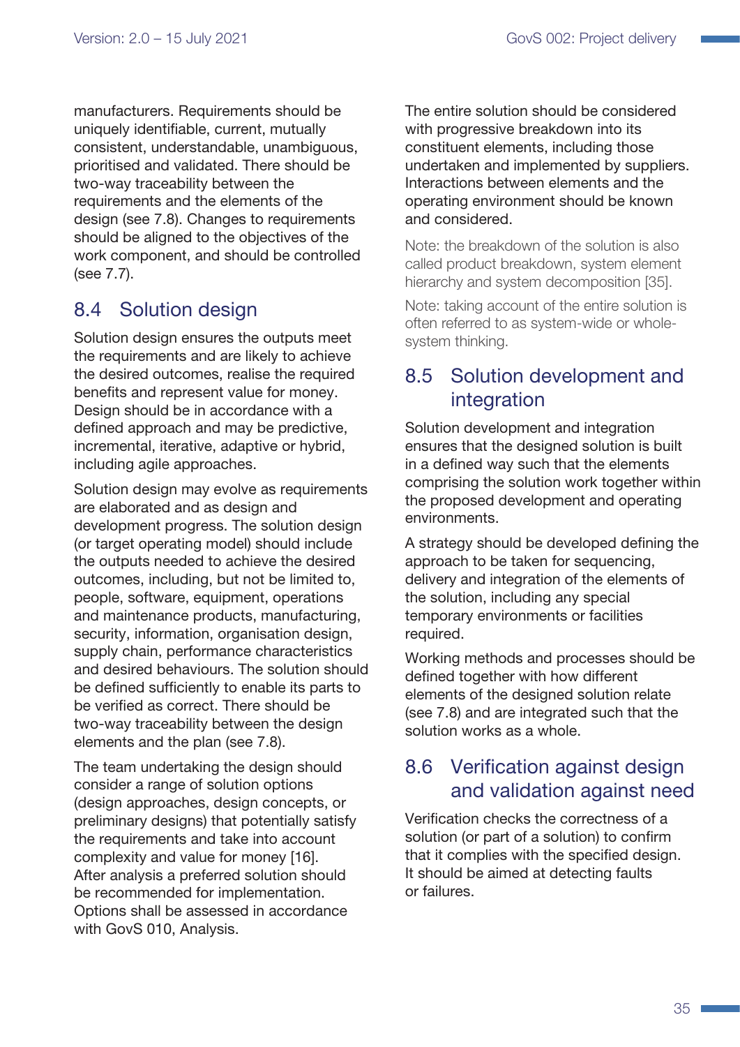manufacturers. Requirements should be uniquely identifiable, current, mutually consistent, understandable, unambiguous, prioritised and validated. There should be two-way traceability between the requirements and the elements of the design (see 7.8). Changes to requirements should be aligned to the objectives of the work component, and should be controlled (see 7.7).

## 8.4 Solution design

Solution design ensures the outputs meet the requirements and are likely to achieve the desired outcomes, realise the required benefits and represent value for money. Design should be in accordance with a defined approach and may be predictive, incremental, iterative, adaptive or hybrid, including agile approaches.

Solution design may evolve as requirements are elaborated and as design and development progress. The solution design (or target operating model) should include the outputs needed to achieve the desired outcomes, including, but not be limited to, people, software, equipment, operations and maintenance products, manufacturing, security, information, organisation design, supply chain, performance characteristics and desired behaviours. The solution should be defined sufficiently to enable its parts to be verified as correct. There should be two-way traceability between the design elements and the plan (see 7.8).

The team undertaking the design should consider a range of solution options (design approaches, design concepts, or preliminary designs) that potentially satisfy the requirements and take into account complexity and value for money [16]. After analysis a preferred solution should be recommended for implementation. Options shall be assessed in accordance with GovS 010, Analysis.

The entire solution should be considered with progressive breakdown into its constituent elements, including those undertaken and implemented by suppliers. Interactions between elements and the operating environment should be known and considered.

Note: the breakdown of the solution is also called product breakdown, system element hierarchy and system decomposition [35].

Note: taking account of the entire solution is often referred to as system-wide or whole-system thinking.

## 8.5 Solution development and integration

Solution development and integration ensures that the designed solution is built in a defined way such that the elements comprising the solution work together within the proposed development and operating environments.

A strategy should be developed defining the approach to be taken for sequencing, delivery and integration of the elements of the solution, including any special temporary environments or facilities required.

Working methods and processes should be defined together with how different elements of the designed solution relate (see 7.8) and are integrated such that the solution works as a whole.

## 8.6 Verification against design and validation against need

Verification checks the correctness of a solution (or part of a solution) to confirm that it complies with the specified design. It should be aimed at detecting faults or failures.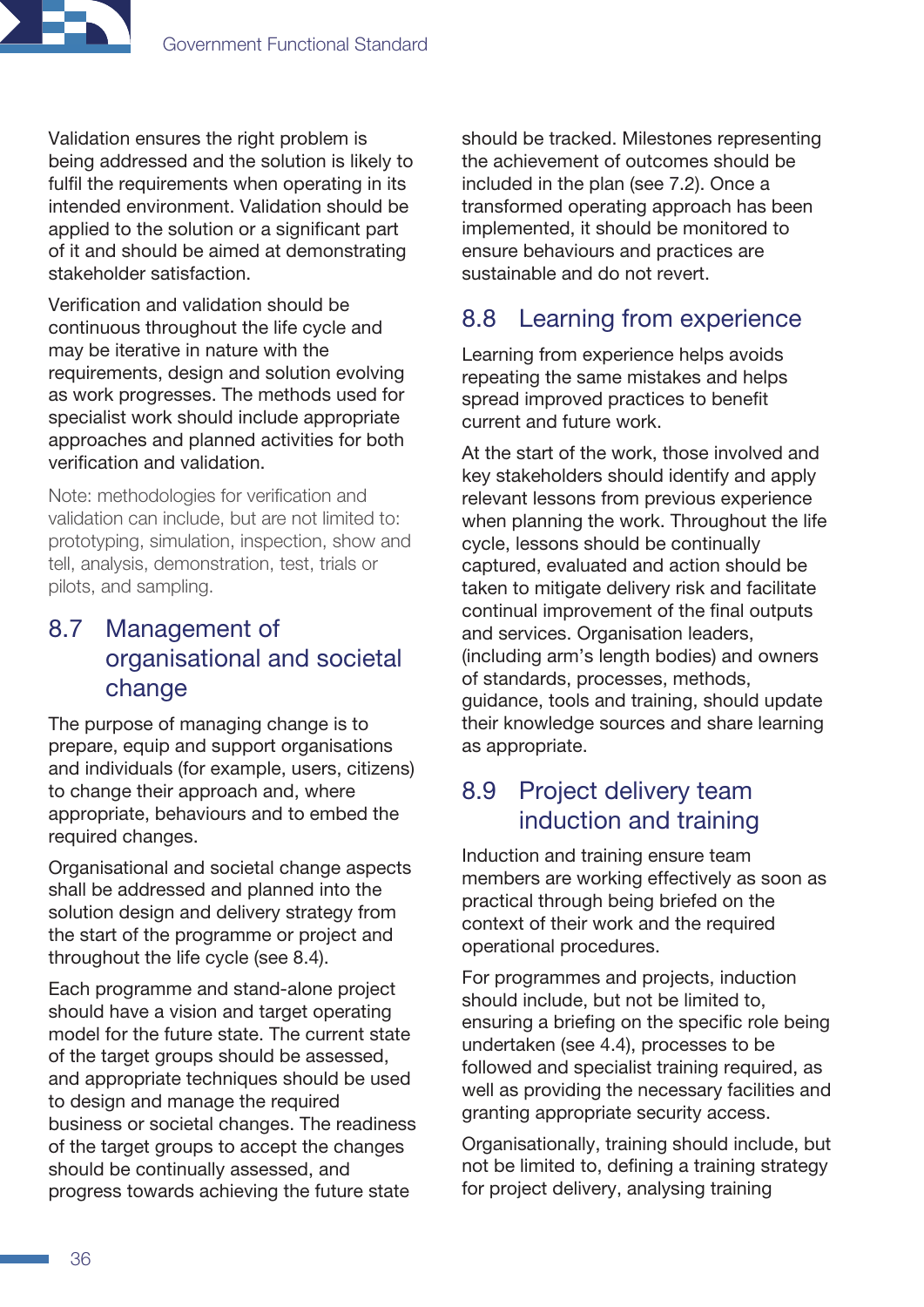Validation ensures the right problem is being addressed and the solution is likely to fulfil the requirements when operating in its intended environment. Validation should be applied to the solution or a significant part of it and should be aimed at demonstrating stakeholder satisfaction.

Verification and validation should be continuous throughout the life cycle and may be iterative in nature with the requirements, design and solution evolving as work progresses. The methods used for specialist work should include appropriate approaches and planned activities for both verification and validation.

Note: methodologies for verification and validation can include, but are not limited to: prototyping, simulation, inspection, show and tell, analysis, demonstration, test, trials or pilots, and sampling.

## 8.7 Management of organisational and societal change

The purpose of managing change is to prepare, equip and support organisations and individuals (for example, users, citizens) to change their approach and, where appropriate, behaviours and to embed the required changes.

Organisational and societal change aspects shall be addressed and planned into the solution design and delivery strategy from the start of the programme or project and throughout the life cycle (see 8.4).

Each programme and stand-alone project should have a vision and target operating model for the future state. The current state of the target groups should be assessed, and appropriate techniques should be used to design and manage the required business or societal changes. The readiness of the target groups to accept the changes should be continually assessed, and progress towards achieving the future state should be tracked. Milestones representing the achievement of outcomes should be included in the plan (see 7.2). Once a transformed operating approach has been implemented, it should be monitored to ensure behaviours and practices are sustainable and do not revert.

## 8.8 Learning from experience

Learning from experience helps avoids repeating the same mistakes and helps spread improved practices to benefit current and future work.

At the start of the work, those involved and key stakeholders should identify and apply relevant lessons from previous experience when planning the work. Throughout the life cycle, lessons should be continually captured, evaluated and action should be taken to mitigate delivery risk and facilitate continual improvement of the final outputs and services. Organisation leaders, (including arm's length bodies) and owners of standards, processes, methods, guidance, tools and training, should update their knowledge sources and share learning as appropriate.

## 8.9 Project delivery team induction and training

Induction and training ensure team members are working effectively as soon as practical through being briefed on the context of their work and the required operational procedures.

For programmes and projects, induction should include, but not be limited to, ensuring a briefing on the specific role being undertaken (see 4.4), processes to be followed and specialist training required, as well as providing the necessary facilities and granting appropriate security access.

Organisationally, training should include, but not be limited to, defining a training strategy for project delivery, analysing training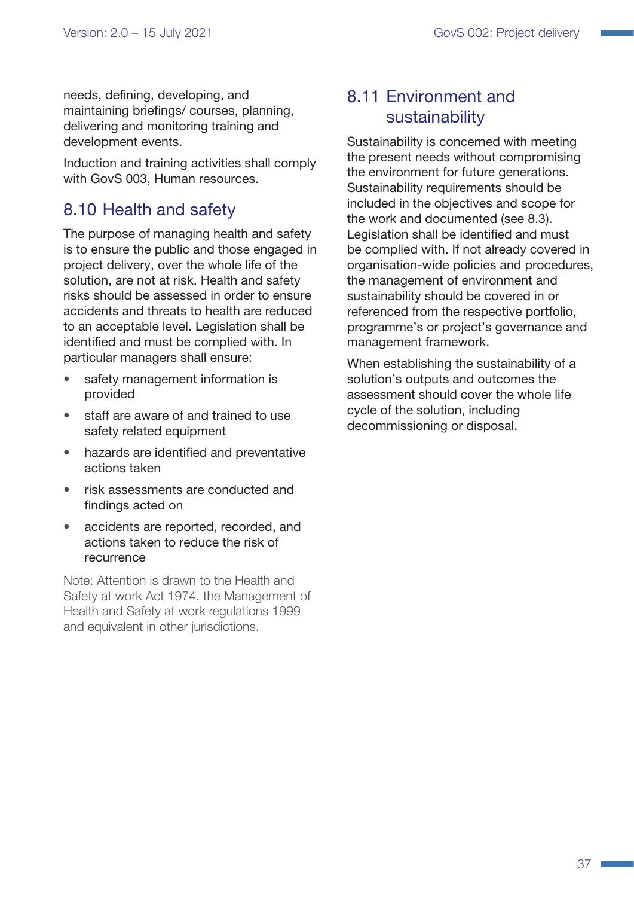needs, defining, developing, and maintaining briefings/ courses, planning, delivering and monitoring training and development events.

Induction and training activities shall comply with GovS 003, Human resources.

## 8.10 Health and safety

The purpose of managing health and safety is to ensure the public and those engaged in project delivery, over the whole life of the solution, are not at risk. Health and safety risks should be assessed in order to ensure accidents and threats to health are reduced to an acceptable level. Legislation shall be identified and must be complied with. In particular managers shall ensure:

- safety management information is provided
- staff are aware of and trained to use safety related equipment
- hazards are identified and preventative actions taken
- risk assessments are conducted and findings acted on
- accidents are reported, recorded, and actions taken to reduce the risk of recurrence

Note: Attention is drawn to the Health and Safety at work Act 1974, the Management of Health and Safety at work regulations 1999 and equivalent in other jurisdictions.

## 8.11 Environment and sustainability

Sustainability is concerned with meeting the present needs without compromising the environment for future generations. Sustainability requirements should be included in the objectives and scope for the work and documented (see 8.3). Legislation shall be identified and must be complied with. If not already covered in organisation-wide policies and procedures, the management of environment and sustainability should be covered in or referenced from the respective portfolio, programme's or project's governance and management framework.

When establishing the sustainability of a solution's outputs and outcomes the assessment should cover the whole life cycle of the solution, including decommissioning or disposal.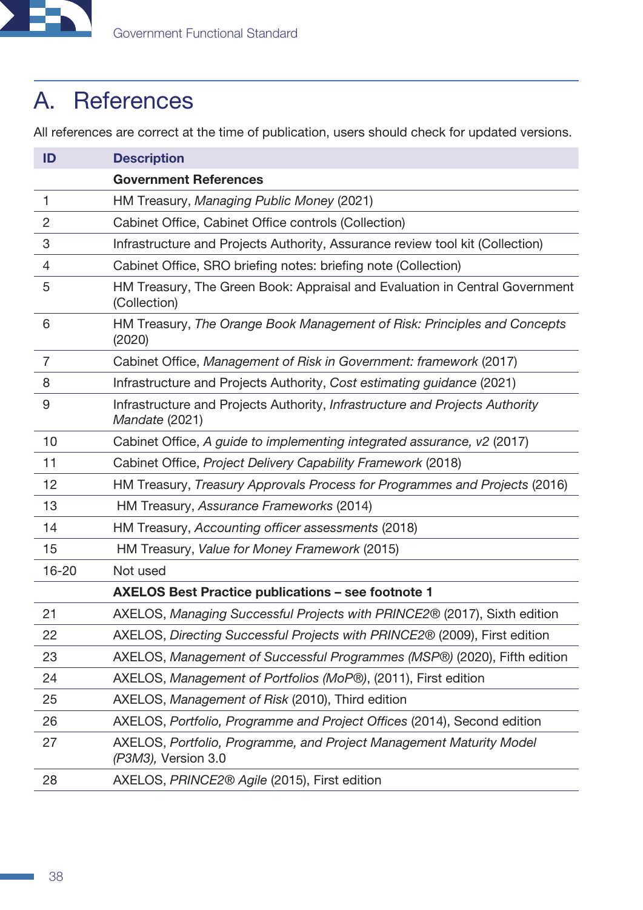# A. References

All references are correct at the time of publication, users should check for updated versions.

| ID | Description |
|---|---|
| | **Government References** |
| 1 | HM Treasury, *Managing Public Money* (2021) |
| 2 | Cabinet Office, Cabinet Office controls (Collection) |
| 3 | Infrastructure and Projects Authority, Assurance review tool kit (Collection) |
| 4 | Cabinet Office, SRO briefing notes: briefing note (Collection) |
| 5 | HM Treasury, The Green Book: Appraisal and Evaluation in Central Government (Collection) |
| 6 | HM Treasury, *The Orange Book Management of Risk: Principles and Concepts* (2020) |
| 7 | Cabinet Office, *Management of Risk in Government: framework* (2017) |
| 8 | Infrastructure and Projects Authority, *Cost estimating guidance* (2021) |
| 9 | Infrastructure and Projects Authority, *Infrastructure and Projects Authority Mandate* (2021) |
| 10 | Cabinet Office, *A guide to implementing integrated assurance, v2* (2017) |
| 11 | Cabinet Office, *Project Delivery Capability Framework* (2018) |
| 12 | HM Treasury, *Treasury Approvals Process for Programmes and Projects* (2016) |
| 13 | HM Treasury, *Assurance Frameworks* (2014) |
| 14 | HM Treasury, *Accounting officer assessments* (2018) |
| 15 | HM Treasury, *Value for Money Framework* (2015) |
| 16-20 | Not used |
| | **AXELOS Best Practice publications – see footnote 1** |
| 21 | AXELOS, *Managing Successful Projects with PRINCE2®* (2017), Sixth edition |
| 22 | AXELOS, *Directing Successful Projects with PRINCE2®* (2009), First edition |
| 23 | AXELOS, *Management of Successful Programmes (MSP®)* (2020), Fifth edition |
| 24 | AXELOS, *Management of Portfolios (MoP®)*, (2011), First edition |
| 25 | AXELOS, *Management of Risk* (2010), Third edition |
| 26 | AXELOS, *Portfolio, Programme and Project Offices* (2014), Second edition |
| 27 | AXELOS, *Portfolio, Programme, and Project Management Maturity Model (P3M3),* Version 3.0 |
| 28 | AXELOS, *PRINCE2® Agile* (2015), First edition |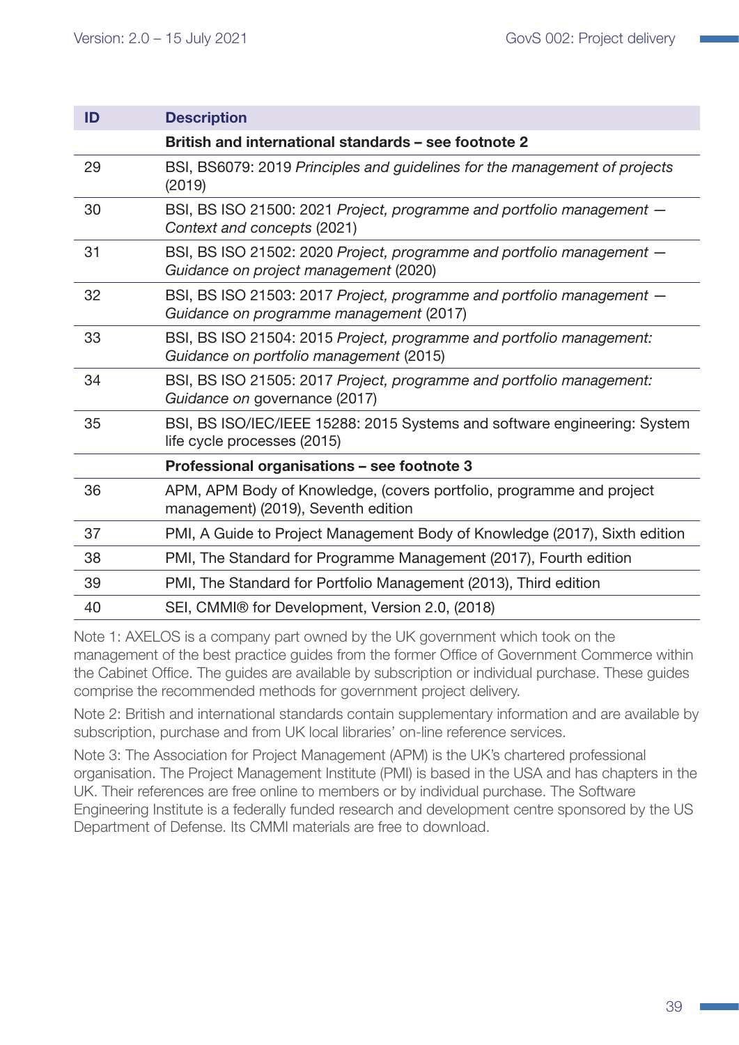| ID | Description |
|---|---|
| | **British and international standards – see footnote 2** |
| 29 | BSI, BS6079: 2019 *Principles and guidelines for the management of projects* (2019) |
| 30 | BSI, BS ISO 21500: 2021 *Project, programme and portfolio management — Context and concepts* (2021) |
| 31 | BSI, BS ISO 21502: 2020 *Project, programme and portfolio management — Guidance on project management* (2020) |
| 32 | BSI, BS ISO 21503: 2017 *Project, programme and portfolio management — Guidance on programme management* (2017) |
| 33 | BSI, BS ISO 21504: 2015 *Project, programme and portfolio management: Guidance on portfolio management* (2015) |
| 34 | BSI, BS ISO 21505: 2017 *Project, programme and portfolio management: Guidance on* governance (2017) |
| 35 | BSI, BS ISO/IEC/IEEE 15288: 2015 Systems and software engineering: System life cycle processes (2015) |
| | **Professional organisations – see footnote 3** |
| 36 | APM, APM Body of Knowledge, (covers portfolio, programme and project management) (2019), Seventh edition |
| 37 | PMI, A Guide to Project Management Body of Knowledge (2017), Sixth edition |
| 38 | PMI, The Standard for Programme Management (2017), Fourth edition |
| 39 | PMI, The Standard for Portfolio Management (2013), Third edition |
| 40 | SEI, CMMI® for Development, Version 2.0, (2018) |

Note 1: AXELOS is a company part owned by the UK government which took on the management of the best practice guides from the former Office of Government Commerce within the Cabinet Office. The guides are available by subscription or individual purchase. These guides comprise the recommended methods for government project delivery.

Note 2: British and international standards contain supplementary information and are available by subscription, purchase and from UK local libraries' on-line reference services.

Note 3: The Association for Project Management (APM) is the UK's chartered professional organisation. The Project Management Institute (PMI) is based in the USA and has chapters in the UK. Their references are free online to members or by individual purchase. The Software Engineering Institute is a federally funded research and development centre sponsored by the US Department of Defense. Its CMMI materials are free to download.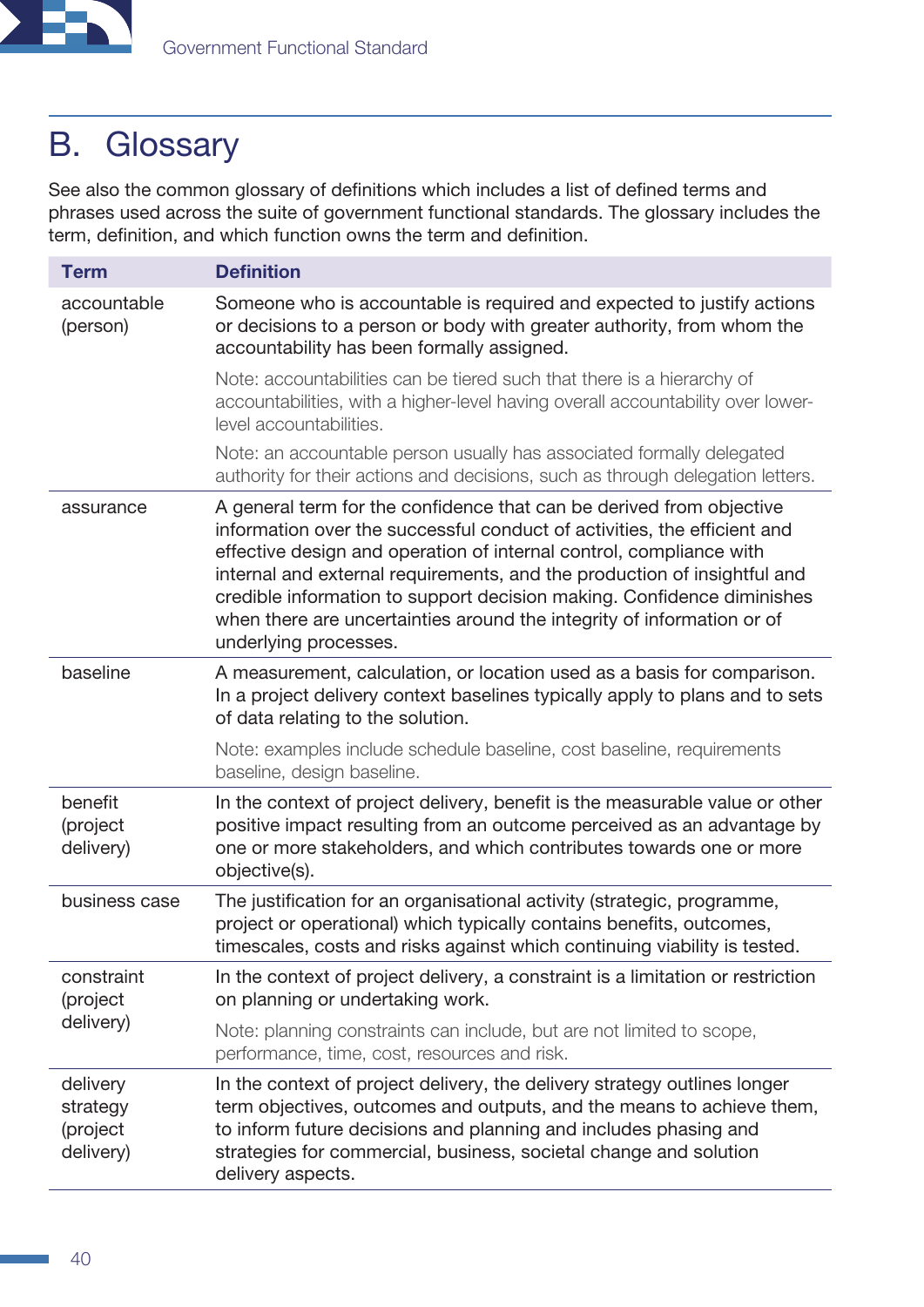# B. Glossary

See also the common glossary of definitions which includes a list of defined terms and phrases used across the suite of government functional standards. The glossary includes the term, definition, and which function owns the term and definition.

| Term | Definition |
| --- | --- |
| accountable (person) | Someone who is accountable is required and expected to justify actions or decisions to a person or body with greater authority, from whom the accountability has been formally assigned.<br><br>Note: accountabilities can be tiered such that there is a hierarchy of accountabilities, with a higher-level having overall accountability over lower-level accountabilities.<br><br>Note: an accountable person usually has associated formally delegated authority for their actions and decisions, such as through delegation letters. |
| assurance | A general term for the confidence that can be derived from objective information over the successful conduct of activities, the efficient and effective design and operation of internal control, compliance with internal and external requirements, and the production of insightful and credible information to support decision making. Confidence diminishes when there are uncertainties around the integrity of information or of underlying processes. |
| baseline | A measurement, calculation, or location used as a basis for comparison. In a project delivery context baselines typically apply to plans and to sets of data relating to the solution.<br><br>Note: examples include schedule baseline, cost baseline, requirements baseline, design baseline. |
| benefit (project delivery) | In the context of project delivery, benefit is the measurable value or other positive impact resulting from an outcome perceived as an advantage by one or more stakeholders, and which contributes towards one or more objective(s). |
| business case | The justification for an organisational activity (strategic, programme, project or operational) which typically contains benefits, outcomes, timescales, costs and risks against which continuing viability is tested. |
| constraint (project delivery) | In the context of project delivery, a constraint is a limitation or restriction on planning or undertaking work.<br><br>Note: planning constraints can include, but are not limited to scope, performance, time, cost, resources and risk. |
| delivery strategy (project delivery) | In the context of project delivery, the delivery strategy outlines longer term objectives, outcomes and outputs, and the means to achieve them, to inform future decisions and planning and includes phasing and strategies for commercial, business, societal change and solution delivery aspects. |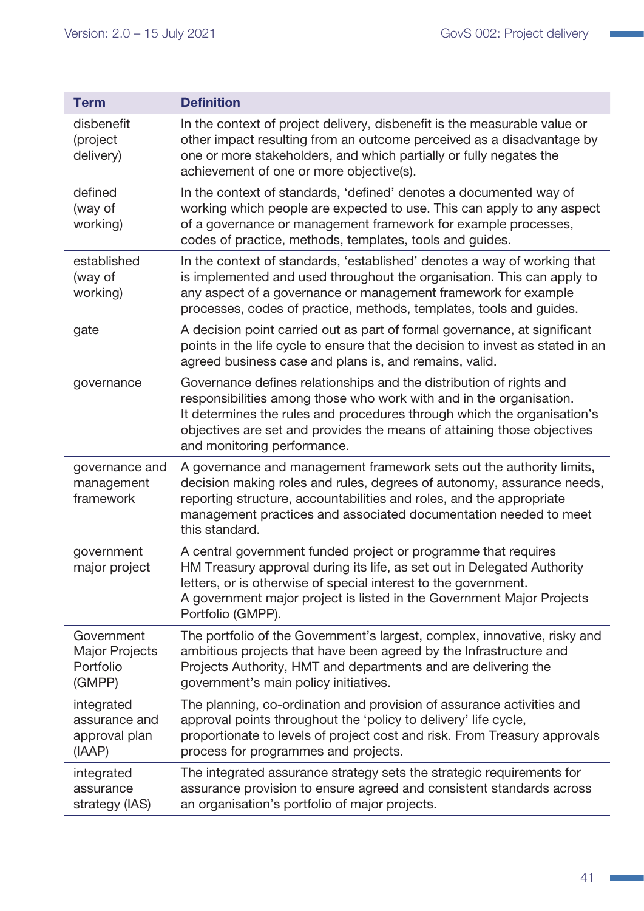| Term | Definition |
|---|---|
| disbenefit (project delivery) | In the context of project delivery, disbenefit is the measurable value or other impact resulting from an outcome perceived as a disadvantage by one or more stakeholders, and which partially or fully negates the achievement of one or more objective(s). |
| defined (way of working) | In the context of standards, 'defined' denotes a documented way of working which people are expected to use. This can apply to any aspect of a governance or management framework for example processes, codes of practice, methods, templates, tools and guides. |
| established (way of working) | In the context of standards, 'established' denotes a way of working that is implemented and used throughout the organisation. This can apply to any aspect of a governance or management framework for example processes, codes of practice, methods, templates, tools and guides. |
| gate | A decision point carried out as part of formal governance, at significant points in the life cycle to ensure that the decision to invest as stated in an agreed business case and plans is, and remains, valid. |
| governance | Governance defines relationships and the distribution of rights and responsibilities among those who work with and in the organisation. It determines the rules and procedures through which the organisation's objectives are set and provides the means of attaining those objectives and monitoring performance. |
| governance and management framework | A governance and management framework sets out the authority limits, decision making roles and rules, degrees of autonomy, assurance needs, reporting structure, accountabilities and roles, and the appropriate management practices and associated documentation needed to meet this standard. |
| government major project | A central government funded project or programme that requires HM Treasury approval during its life, as set out in Delegated Authority letters, or is otherwise of special interest to the government. A government major project is listed in the Government Major Projects Portfolio (GMPP). |
| Government Major Projects Portfolio (GMPP) | The portfolio of the Government's largest, complex, innovative, risky and ambitious projects that have been agreed by the Infrastructure and Projects Authority, HMT and departments and are delivering the government's main policy initiatives. |
| integrated assurance and approval plan (IAAP) | The planning, co-ordination and provision of assurance activities and approval points throughout the 'policy to delivery' life cycle, proportionate to levels of project cost and risk. From Treasury approvals process for programmes and projects. |
| integrated assurance strategy (IAS) | The integrated assurance strategy sets the strategic requirements for assurance provision to ensure agreed and consistent standards across an organisation's portfolio of major projects. |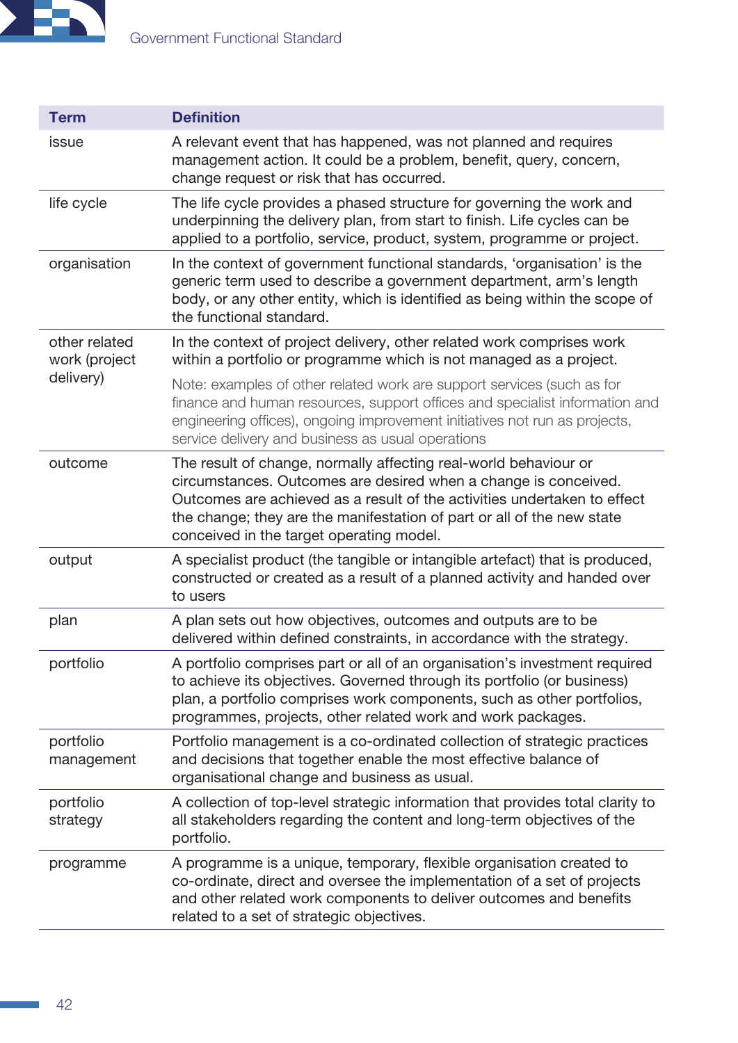| Term | Definition |
|---|---|
| issue | A relevant event that has happened, was not planned and requires management action. It could be a problem, benefit, query, concern, change request or risk that has occurred. |
| life cycle | The life cycle provides a phased structure for governing the work and underpinning the delivery plan, from start to finish. Life cycles can be applied to a portfolio, service, product, system, programme or project. |
| organisation | In the context of government functional standards, 'organisation' is the generic term used to describe a government department, arm's length body, or any other entity, which is identified as being within the scope of the functional standard. |
| other related work (project delivery) | In the context of project delivery, other related work comprises work within a portfolio or programme which is not managed as a project.<br><br>Note: examples of other related work are support services (such as for finance and human resources, support offices and specialist information and engineering offices), ongoing improvement initiatives not run as projects, service delivery and business as usual operations |
| outcome | The result of change, normally affecting real-world behaviour or circumstances. Outcomes are desired when a change is conceived. Outcomes are achieved as a result of the activities undertaken to effect the change; they are the manifestation of part or all of the new state conceived in the target operating model. |
| output | A specialist product (the tangible or intangible artefact) that is produced, constructed or created as a result of a planned activity and handed over to users |
| plan | A plan sets out how objectives, outcomes and outputs are to be delivered within defined constraints, in accordance with the strategy. |
| portfolio | A portfolio comprises part or all of an organisation's investment required to achieve its objectives. Governed through its portfolio (or business) plan, a portfolio comprises work components, such as other portfolios, programmes, projects, other related work and work packages. |
| portfolio management | Portfolio management is a co-ordinated collection of strategic practices and decisions that together enable the most effective balance of organisational change and business as usual. |
| portfolio strategy | A collection of top-level strategic information that provides total clarity to all stakeholders regarding the content and long-term objectives of the portfolio. |
| programme | A programme is a unique, temporary, flexible organisation created to co-ordinate, direct and oversee the implementation of a set of projects and other related work components to deliver outcomes and benefits related to a set of strategic objectives. |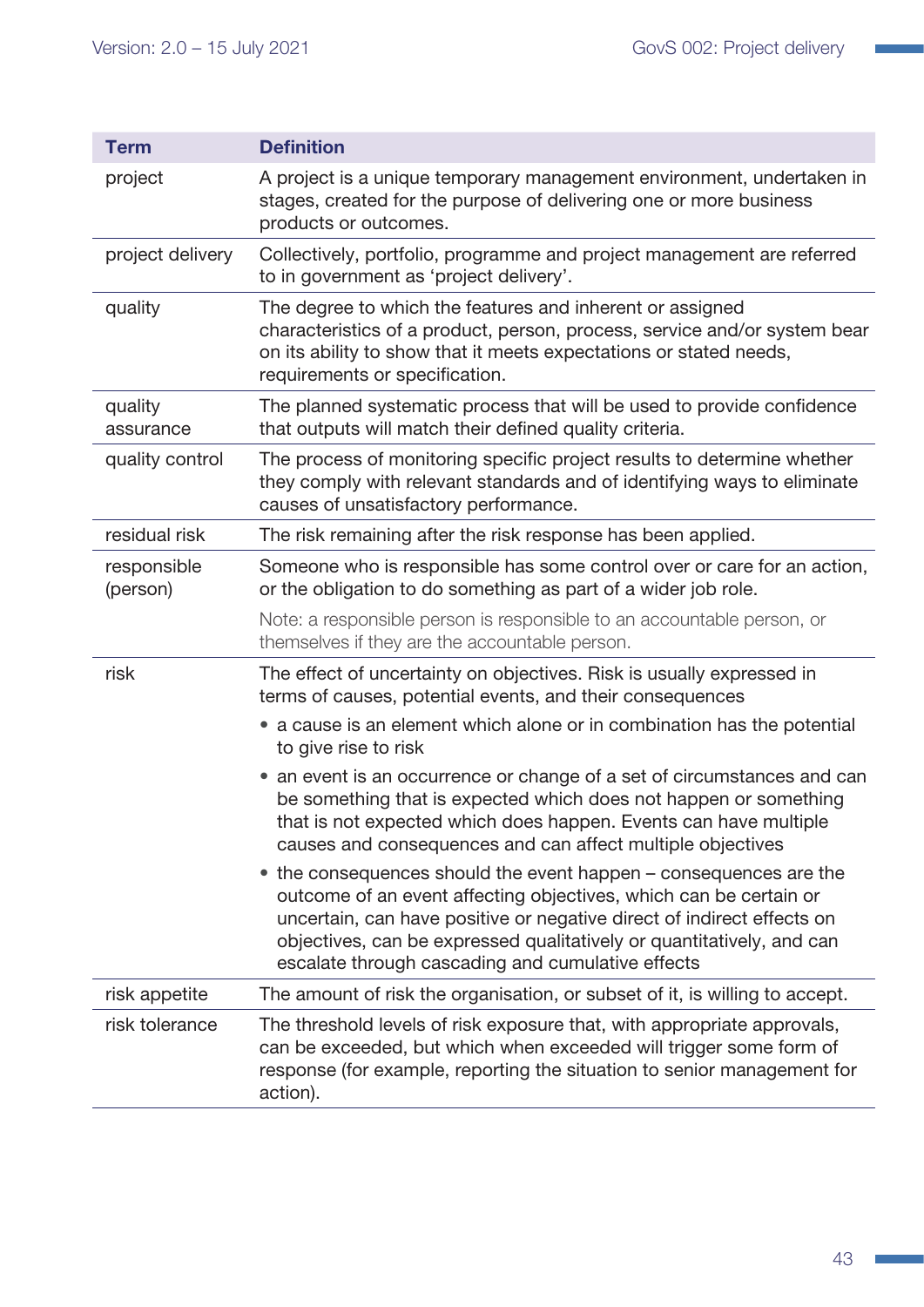| Term | Definition |
|---|---|
| project | A project is a unique temporary management environment, undertaken in stages, created for the purpose of delivering one or more business products or outcomes. |
| project delivery | Collectively, portfolio, programme and project management are referred to in government as 'project delivery'. |
| quality | The degree to which the features and inherent or assigned characteristics of a product, person, process, service and/or system bear on its ability to show that it meets expectations or stated needs, requirements or specification. |
| quality assurance | The planned systematic process that will be used to provide confidence that outputs will match their defined quality criteria. |
| quality control | The process of monitoring specific project results to determine whether they comply with relevant standards and of identifying ways to eliminate causes of unsatisfactory performance. |
| residual risk | The risk remaining after the risk response has been applied. |
| responsible (person) | Someone who is responsible has some control over or care for an action, or the obligation to do something as part of a wider job role.<br><br>Note: a responsible person is responsible to an accountable person, or themselves if they are the accountable person. |
| risk | The effect of uncertainty on objectives. Risk is usually expressed in terms of causes, potential events, and their consequences<br>• a cause is an element which alone or in combination has the potential to give rise to risk<br>• an event is an occurrence or change of a set of circumstances and can be something that is expected which does not happen or something that is not expected which does happen. Events can have multiple causes and consequences and can affect multiple objectives<br>• the consequences should the event happen – consequences are the outcome of an event affecting objectives, which can be certain or uncertain, can have positive or negative direct of indirect effects on objectives, can be expressed qualitatively or quantitatively, and can escalate through cascading and cumulative effects |
| risk appetite | The amount of risk the organisation, or subset of it, is willing to accept. |
| risk tolerance | The threshold levels of risk exposure that, with appropriate approvals, can be exceeded, but which when exceeded will trigger some form of response (for example, reporting the situation to senior management for action). |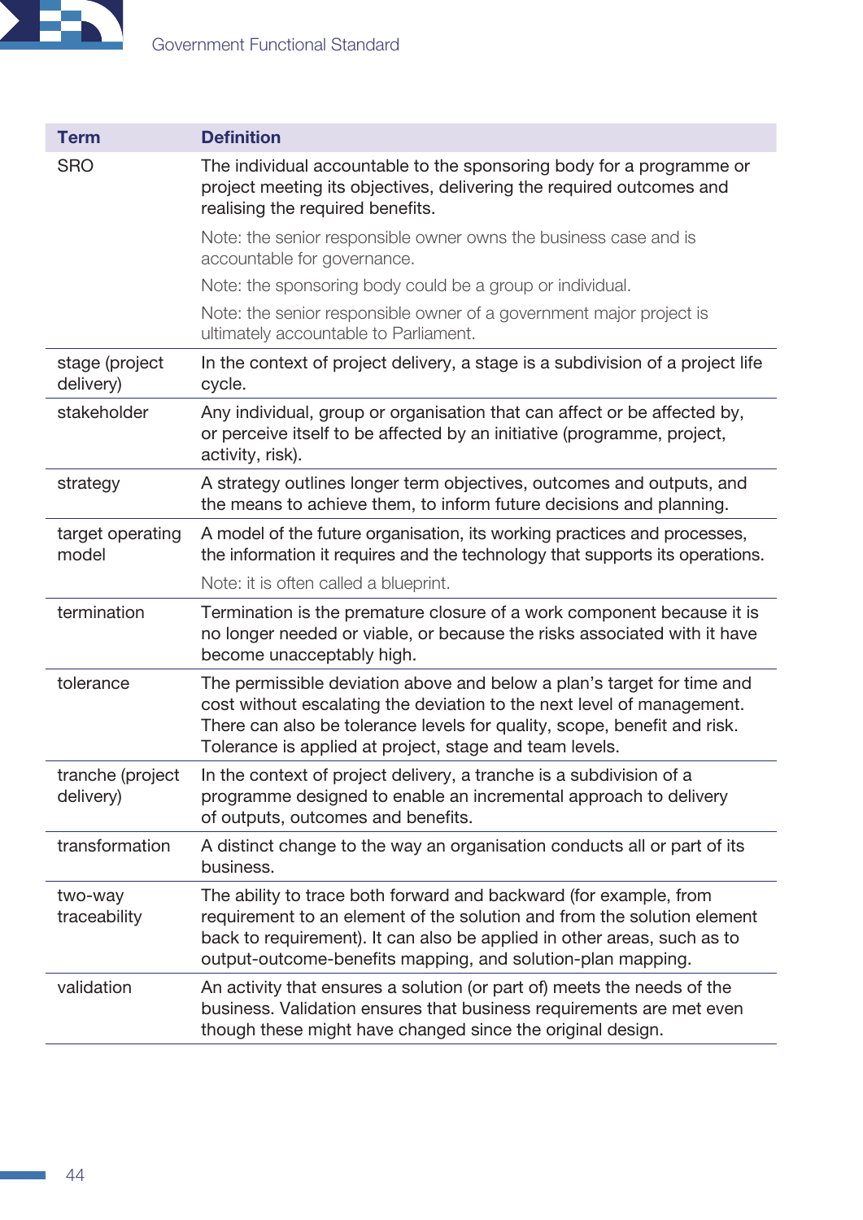| Term | Definition |
| --- | --- |
| SRO | The individual accountable to the sponsoring body for a programme or project meeting its objectives, delivering the required outcomes and realising the required benefits.<br><br>Note: the senior responsible owner owns the business case and is accountable for governance.<br><br>Note: the sponsoring body could be a group or individual.<br><br>Note: the senior responsible owner of a government major project is ultimately accountable to Parliament. |
| stage (project delivery) | In the context of project delivery, a stage is a subdivision of a project life cycle. |
| stakeholder | Any individual, group or organisation that can affect or be affected by, or perceive itself to be affected by an initiative (programme, project, activity, risk). |
| strategy | A strategy outlines longer term objectives, outcomes and outputs, and the means to achieve them, to inform future decisions and planning. |
| target operating model | A model of the future organisation, its working practices and processes, the information it requires and the technology that supports its operations.<br><br>Note: it is often called a blueprint. |
| termination | Termination is the premature closure of a work component because it is no longer needed or viable, or because the risks associated with it have become unacceptably high. |
| tolerance | The permissible deviation above and below a plan's target for time and cost without escalating the deviation to the next level of management. There can also be tolerance levels for quality, scope, benefit and risk. Tolerance is applied at project, stage and team levels. |
| tranche (project delivery) | In the context of project delivery, a tranche is a subdivision of a programme designed to enable an incremental approach to delivery of outputs, outcomes and benefits. |
| transformation | A distinct change to the way an organisation conducts all or part of its business. |
| two-way traceability | The ability to trace both forward and backward (for example, from requirement to an element of the solution and from the solution element back to requirement). It can also be applied in other areas, such as to output-outcome-benefits mapping, and solution-plan mapping. |
| validation | An activity that ensures a solution (or part of) meets the needs of the business. Validation ensures that business requirements are met even though these might have changed since the original design. |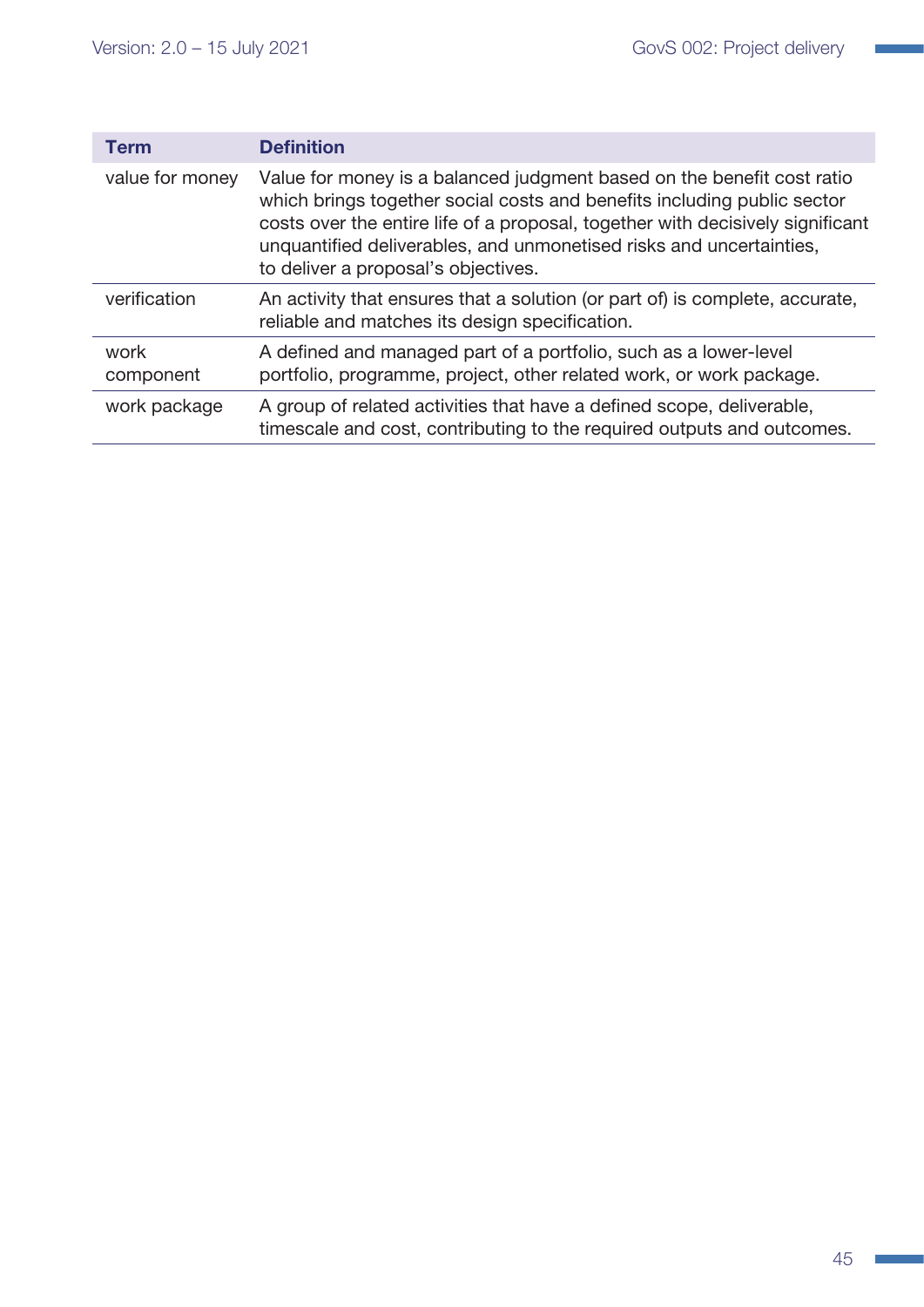| Term | Definition |
|---|---|
| value for money | Value for money is a balanced judgment based on the benefit cost ratio which brings together social costs and benefits including public sector costs over the entire life of a proposal, together with decisively significant unquantified deliverables, and unmonetised risks and uncertainties, to deliver a proposal's objectives. |
| verification | An activity that ensures that a solution (or part of) is complete, accurate, reliable and matches its design specification. |
| work component | A defined and managed part of a portfolio, such as a lower-level portfolio, programme, project, other related work, or work package. |
| work package | A group of related activities that have a defined scope, deliverable, timescale and cost, contributing to the required outputs and outcomes. |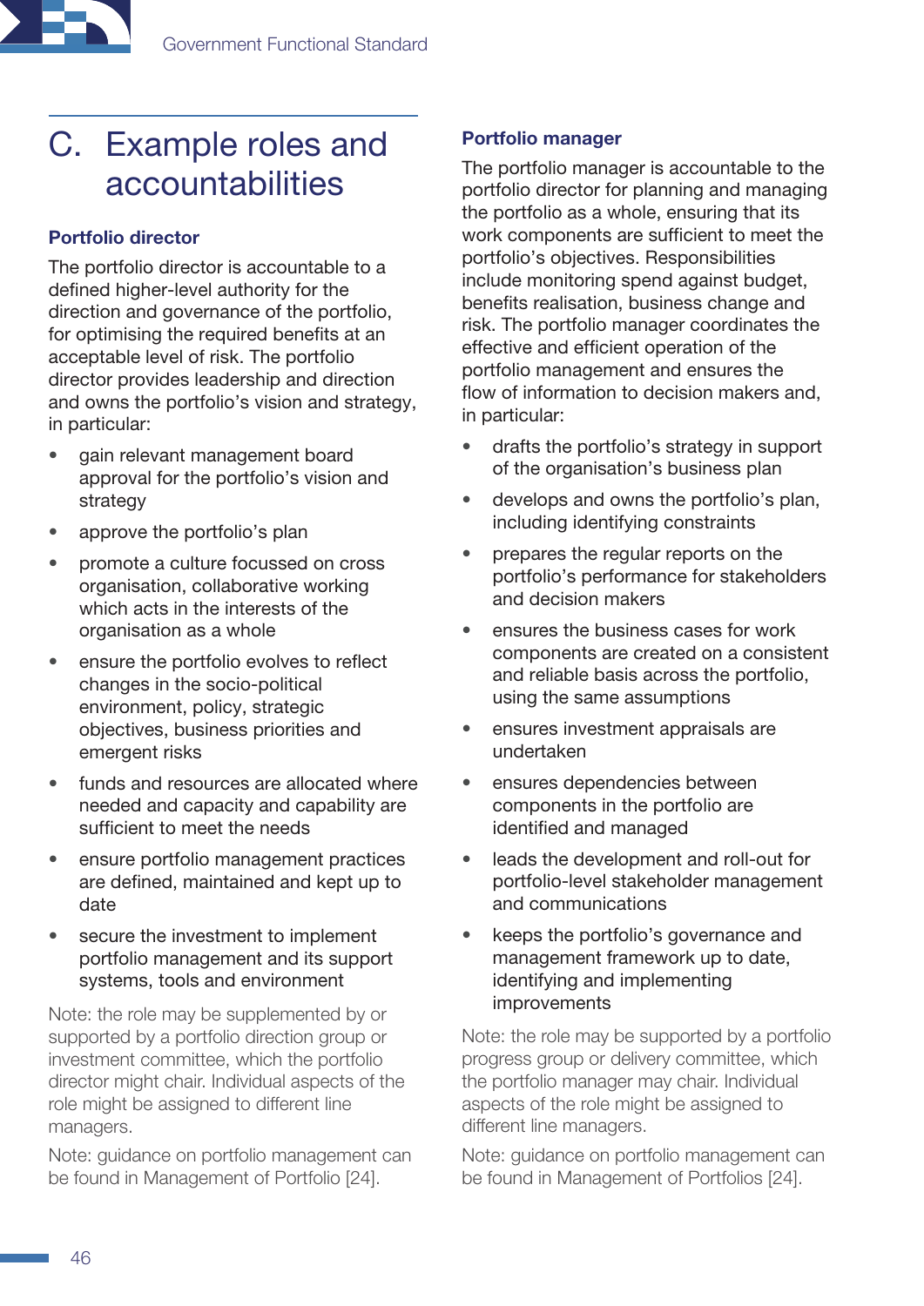# C. Example roles and accountabilities

### Portfolio director

The portfolio director is accountable to a defined higher-level authority for the direction and governance of the portfolio, for optimising the required benefits at an acceptable level of risk. The portfolio director provides leadership and direction and owns the portfolio's vision and strategy, in particular:

- gain relevant management board approval for the portfolio's vision and strategy
- approve the portfolio's plan
- promote a culture focussed on cross organisation, collaborative working which acts in the interests of the organisation as a whole
- ensure the portfolio evolves to reflect changes in the socio-political environment, policy, strategic objectives, business priorities and emergent risks
- funds and resources are allocated where needed and capacity and capability are sufficient to meet the needs
- ensure portfolio management practices are defined, maintained and kept up to date
- secure the investment to implement portfolio management and its support systems, tools and environment

Note: the role may be supplemented by or supported by a portfolio direction group or investment committee, which the portfolio director might chair. Individual aspects of the role might be assigned to different line managers.

Note: guidance on portfolio management can be found in Management of Portfolio [24].

### Portfolio manager

The portfolio manager is accountable to the portfolio director for planning and managing the portfolio as a whole, ensuring that its work components are sufficient to meet the portfolio's objectives. Responsibilities include monitoring spend against budget, benefits realisation, business change and risk. The portfolio manager coordinates the effective and efficient operation of the portfolio management and ensures the flow of information to decision makers and, in particular:

- drafts the portfolio's strategy in support of the organisation's business plan
- develops and owns the portfolio's plan, including identifying constraints
- prepares the regular reports on the portfolio's performance for stakeholders and decision makers
- ensures the business cases for work components are created on a consistent and reliable basis across the portfolio, using the same assumptions
- ensures investment appraisals are undertaken
- ensures dependencies between components in the portfolio are identified and managed
- leads the development and roll-out for portfolio-level stakeholder management and communications
- keeps the portfolio's governance and management framework up to date, identifying and implementing improvements

Note: the role may be supported by a portfolio progress group or delivery committee, which the portfolio manager may chair. Individual aspects of the role might be assigned to different line managers.

Note: guidance on portfolio management can be found in Management of Portfolios [24].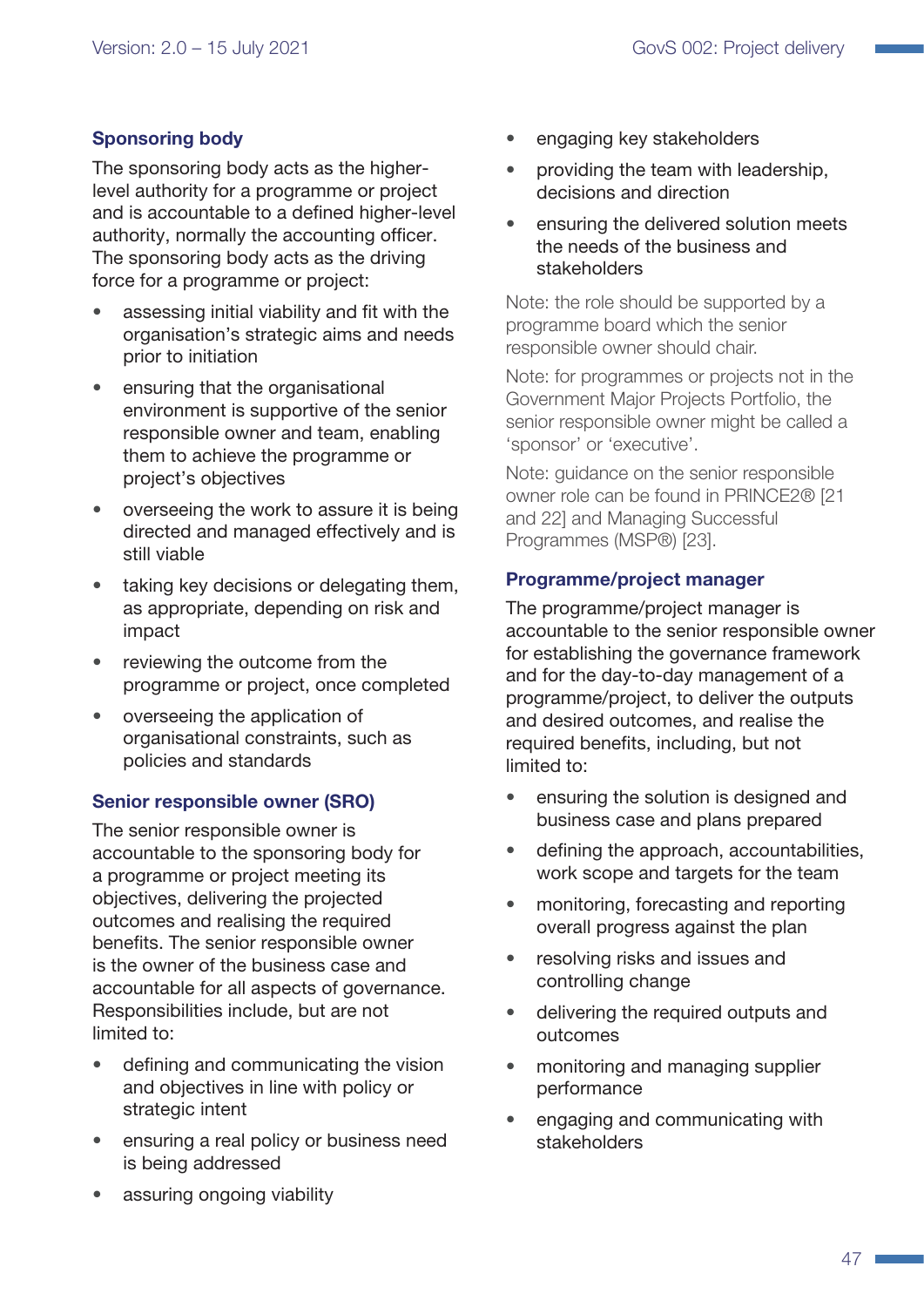### Sponsoring body

The sponsoring body acts as the higher-level authority for a programme or project and is accountable to a defined higher-level authority, normally the accounting officer. The sponsoring body acts as the driving force for a programme or project:

- assessing initial viability and fit with the organisation's strategic aims and needs prior to initiation
- ensuring that the organisational environment is supportive of the senior responsible owner and team, enabling them to achieve the programme or project's objectives
- overseeing the work to assure it is being directed and managed effectively and is still viable
- taking key decisions or delegating them, as appropriate, depending on risk and impact
- reviewing the outcome from the programme or project, once completed
- overseeing the application of organisational constraints, such as policies and standards

### Senior responsible owner (SRO)

The senior responsible owner is accountable to the sponsoring body for a programme or project meeting its objectives, delivering the projected outcomes and realising the required benefits. The senior responsible owner is the owner of the business case and accountable for all aspects of governance. Responsibilities include, but are not limited to:

- defining and communicating the vision and objectives in line with policy or strategic intent
- ensuring a real policy or business need is being addressed
- assuring ongoing viability
- engaging key stakeholders
- providing the team with leadership, decisions and direction
- ensuring the delivered solution meets the needs of the business and stakeholders

Note: the role should be supported by a programme board which the senior responsible owner should chair.

Note: for programmes or projects not in the Government Major Projects Portfolio, the senior responsible owner might be called a 'sponsor' or 'executive'.

Note: guidance on the senior responsible owner role can be found in PRINCE2® [21 and 22] and Managing Successful Programmes (MSP®) [23].

### Programme/project manager

The programme/project manager is accountable to the senior responsible owner for establishing the governance framework and for the day-to-day management of a programme/project, to deliver the outputs and desired outcomes, and realise the required benefits, including, but not limited to:

- ensuring the solution is designed and business case and plans prepared
- defining the approach, accountabilities, work scope and targets for the team
- monitoring, forecasting and reporting overall progress against the plan
- resolving risks and issues and controlling change
- delivering the required outputs and outcomes
- monitoring and managing supplier performance
- engaging and communicating with stakeholders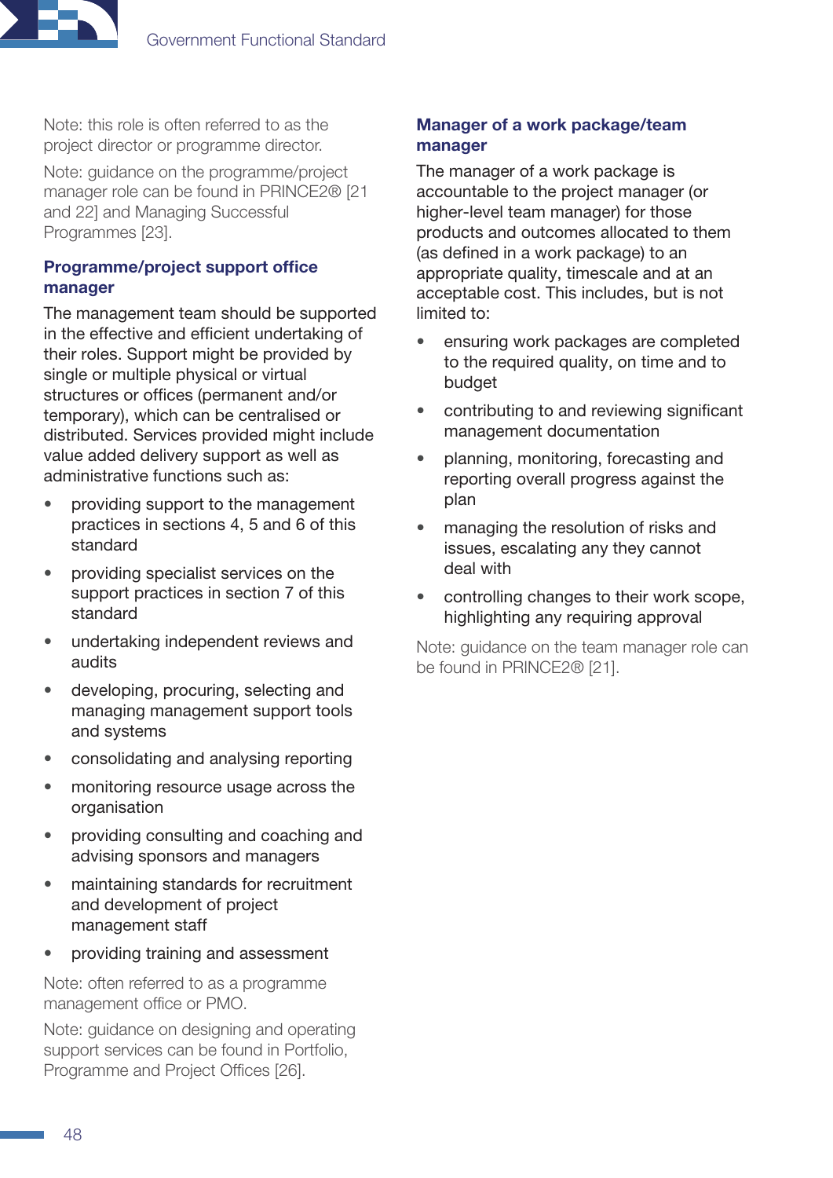Note: this role is often referred to as the project director or programme director.

Note: guidance on the programme/project manager role can be found in PRINCE2® [21 and 22] and Managing Successful Programmes [23].

#### Programme/project support office manager

The management team should be supported in the effective and efficient undertaking of their roles. Support might be provided by single or multiple physical or virtual structures or offices (permanent and/or temporary), which can be centralised or distributed. Services provided might include value added delivery support as well as administrative functions such as:

- providing support to the management practices in sections 4, 5 and 6 of this standard
- providing specialist services on the support practices in section 7 of this standard
- undertaking independent reviews and audits
- developing, procuring, selecting and managing management support tools and systems
- consolidating and analysing reporting
- monitoring resource usage across the organisation
- providing consulting and coaching and advising sponsors and managers
- maintaining standards for recruitment and development of project management staff
- providing training and assessment

Note: often referred to as a programme management office or PMO.

Note: guidance on designing and operating support services can be found in Portfolio, Programme and Project Offices [26].

#### Manager of a work package/team manager

The manager of a work package is accountable to the project manager (or higher-level team manager) for those products and outcomes allocated to them (as defined in a work package) to an appropriate quality, timescale and at an acceptable cost. This includes, but is not limited to:

- ensuring work packages are completed to the required quality, on time and to budget
- contributing to and reviewing significant management documentation
- planning, monitoring, forecasting and reporting overall progress against the plan
- managing the resolution of risks and issues, escalating any they cannot deal with
- controlling changes to their work scope, highlighting any requiring approval

Note: guidance on the team manager role can be found in PRINCE2® [21].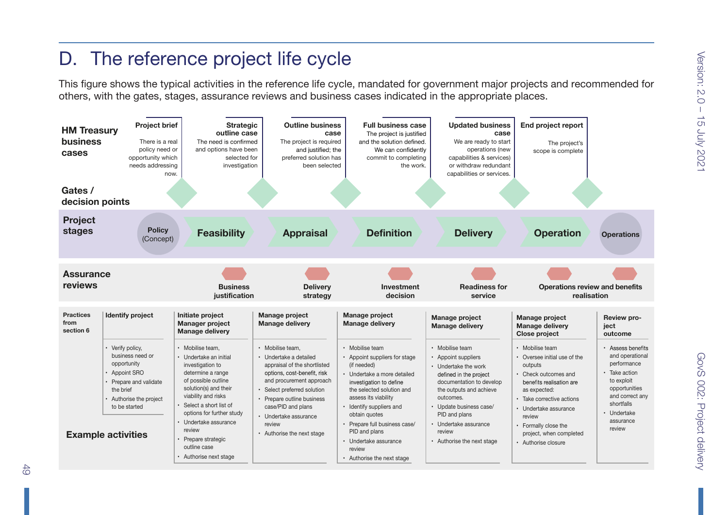# D. The reference project life cycle

This figure shows the typical activities in the reference life cycle, mandated for government major projects and recommended for others, with the gates, stages, assurance reviews and business cases indicated in the appropriate places.

**HM Treasury business cases**

- **Project brief** – There is a real policy need or opportunity which needs addressing now.
- **Strategic outline case** – The need is confirmed and options have been selected for investigation
- **Outline business case** – The project is required and justified; the preferred solution has been selected
- **Full business case** – The project is justified and the solution defined. We can confidently commit to completing the work.
- **Updated business case** – We are ready to start operations (new capabilities & services) or withdraw redundant capabilities or services.
- **End project report** – The project's scope is complete

**Gates / decision points**

**Project stages**

Policy (Concept) → Feasibility → Appraisal → Definition → Delivery → Operation → Operations

**Assurance reviews**

- Business justification
- Delivery strategy
- Investment decision
- Readiness for service
- Operations review and benefits realisation

**Practices from section 6**

| Identify project | Initiate project<br>Manager project<br>Manage delivery | Manage project<br>Manage delivery | Manage project<br>Manage delivery | Manage project<br>Manage delivery | Manage project<br>Manage delivery<br>Close project | Review project outcome |
|---|---|---|---|---|---|---|
| • Verify policy, business need or opportunity<br>• Appoint SRO<br>• Prepare and validate the brief<br>• Authorise the project to be started | • Mobilise team,<br>• Undertake an initial investigation to determine a range of possible outline solution(s) and their viability and risks<br>• Select a short list of options for further study<br>• Undertake assurance review<br>• Prepare strategic outline case<br>• Authorise next stage | • Mobilise team,<br>• Undertake a detailed appraisal of the shortlisted options, cost-benefit, risk and procurement approach<br>• Select preferred solution<br>• Prepare outline business case/PID and plans<br>• Undertake assurance review<br>• Authorise the next stage | • Mobilise team<br>• Appoint suppliers for stage (if needed)<br>• Undertake a more detailed investigation to define the selected solution and assess its viability<br>• Identify suppliers and obtain quotes<br>• Prepare full business case/ PID and plans<br>• Undertake assurance review<br>• Authorise the next stage | • Mobilise team<br>• Appoint suppliers<br>• Undertake the work defined in the project documentation to develop the outputs and achieve outcomes.<br>• Update business case/ PID and plans<br>• Undertake assurance review<br>• Authorise the next stage | • Mobilise team<br>• Oversee initial use of the outputs<br>• Check outcomes and benefits realisation are as expected:<br>• Take corrective actions<br>• Undertake assurance review<br>• Formally close the project, when completed<br>• Authorise closure | • Assess benefits and operational performance<br>• Take action to exploit opportunities and correct any shortfalls<br>• Undertake assurance review |

**Example activities**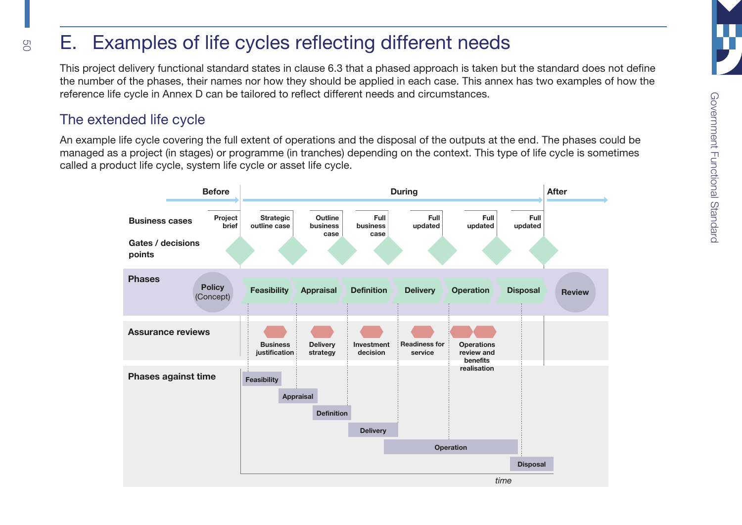# E. Examples of life cycles reflecting different needs

This project delivery functional standard states in clause 6.3 that a phased approach is taken but the standard does not define the number of the phases, their names nor how they should be applied in each case. This annex has two examples of how the reference life cycle in Annex D can be tailored to reflect different needs and circumstances.

## The extended life cycle

An example life cycle covering the full extent of operations and the disposal of the outputs at the end. The phases could be managed as a project (in stages) or programme (in tranches) depending on the context. This type of life cycle is sometimes called a product life cycle, system life cycle or asset life cycle.

Before | During | After

**Business cases**: Project brief | Strategic outline case | Outline business case | Full business case | Full updated | Full updated | Full updated

**Gates / decisions points**

**Phases**: Policy (Concept) | Feasibility | Appraisal | Definition | Delivery | Operation | Disposal | Review

**Assurance reviews**: Business justification | Delivery strategy | Investment decision | Readiness for service | Operations review and benefits realisation

**Phases against time**: Feasibility | Appraisal | Definition | Delivery | Operation | Disposal

*time*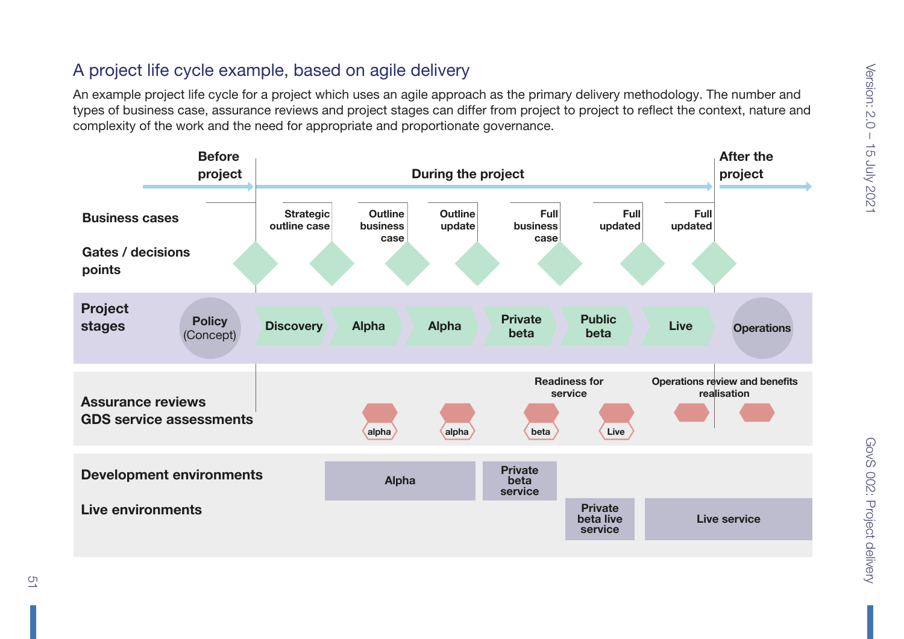## A project life cycle example, based on agile delivery

An example project life cycle for a project which uses an agile approach as the primary delivery methodology. The number and types of business case, assurance reviews and project stages can differ from project to project to reflect the context, nature and complexity of the work and the need for appropriate and proportionate governance.

Before project

During the project

After the project

Business cases

Strategic outline case

Outline business case

Outline update

Full business case

Full updated

Full updated

Gates / decisions points

Project stages

Policy (Concept)

Discovery

Alpha

Alpha

Private beta

Public beta

Live

Operations

Assurance reviews

GDS service assessments

Readiness for service

Operations review and benefits realisation

alpha

alpha

beta

Live

Development environments

Alpha

Private beta service

Live environments

Private beta live service

Live service